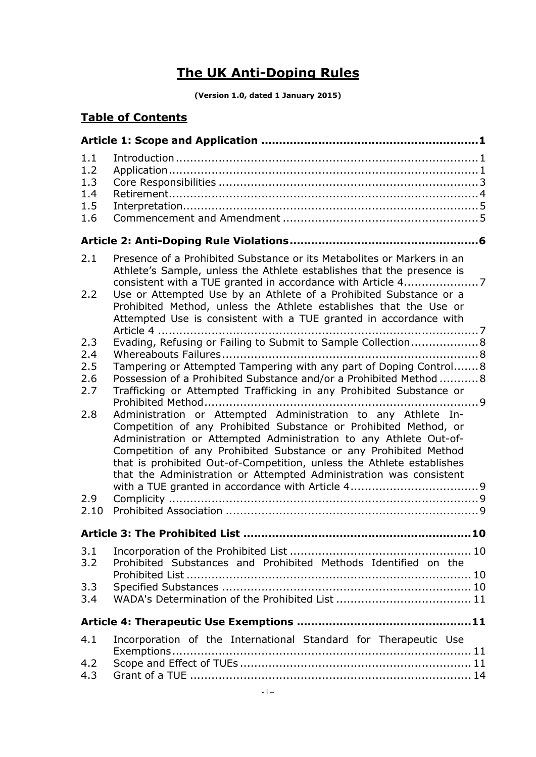# The UK Anti-Doping Rules

**(Version 1.0, dated 1 January 2015)**

## Table of Contents

**Article 1: Scope and Application ........................................................... 1**

1.1 Introduction ........................................................................................ 1
1.2 Application .......................................................................................... 1
1.3 Core Responsibilities ........................................................................... 3
1.4 Retirement ........................................................................................... 4
1.5 Interpretation ...................................................................................... 5
1.6 Commencement and Amendment ........................................................ 5

**Article 2: Anti-Doping Rule Violations ................................................... 6**

2.1 Presence of a Prohibited Substance or its Metabolites or Markers in an Athlete's Sample, unless the Athlete establishes that the presence is consistent with a TUE granted in accordance with Article 4 .................... 7
2.2 Use or Attempted Use by an Athlete of a Prohibited Substance or a Prohibited Method, unless the Athlete establishes that the Use or Attempted Use is consistent with a TUE granted in accordance with Article 4 ........................................................................................ 7
2.3 Evading, Refusing or Failing to Submit to Sample Collection .................. 8
2.4 Whereabouts Failures ........................................................................... 8
2.5 Tampering or Attempted Tampering with any part of Doping Control ....... 8
2.6 Possession of a Prohibited Substance and/or a Prohibited Method ........... 8
2.7 Trafficking or Attempted Trafficking in any Prohibited Substance or Prohibited Method ................................................................................ 9
2.8 Administration or Attempted Administration to any Athlete In-Competition of any Prohibited Substance or Prohibited Method, or Administration or Attempted Administration to any Athlete Out-of-Competition of any Prohibited Substance or any Prohibited Method that is prohibited Out-of-Competition, unless the Athlete establishes that the Administration or Attempted Administration was consistent with a TUE granted in accordance with Article 4 ................................... 9
2.9 Complicity ............................................................................................ 9
2.10 Prohibited Association .......................................................................... 9

**Article 3: The Prohibited List ................................................................ 10**

3.1 Incorporation of the Prohibited List ...................................................... 10
3.2 Prohibited Substances and Prohibited Methods Identified on the Prohibited List ...................................................................................... 10
3.3 Specified Substances ........................................................................... 10
3.4 WADA's Determination of the Prohibited List ......................................... 11

**Article 4: Therapeutic Use Exemptions .................................................. 11**

4.1 Incorporation of the International Standard for Therapeutic Use Exemptions ........................................................................................... 11
4.2 Scope and Effect of TUEs ..................................................................... 11
4.3 Grant of a TUE ..................................................................................... 14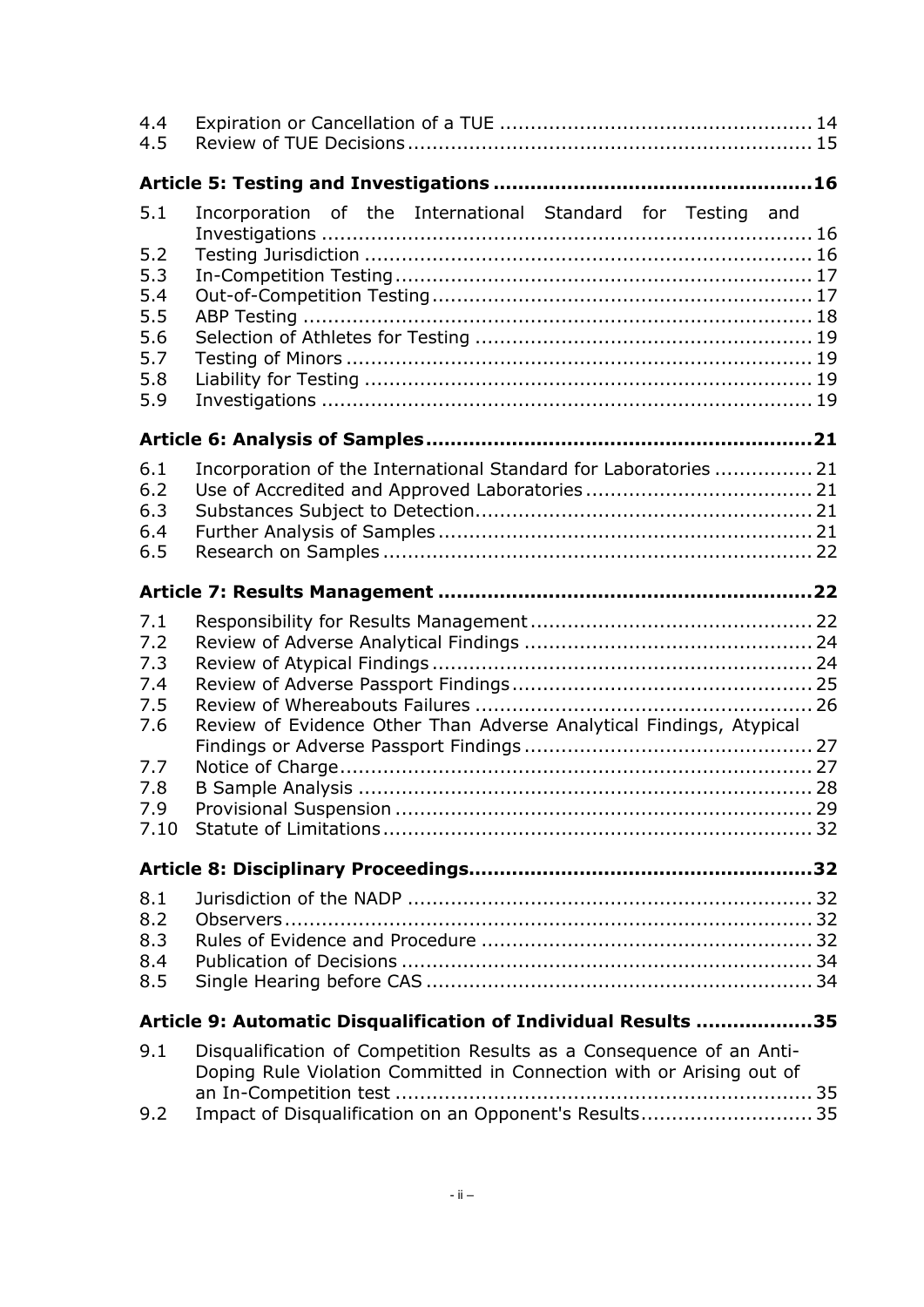4.4 Expiration or Cancellation of a TUE .................................................. 14
4.5 Review of TUE Decisions ................................................................. 15

**Article 5: Testing and Investigations .................................................. 16**

5.1 Incorporation of the International Standard for Testing and Investigations ............................................................................. 16
5.2 Testing Jurisdiction ....................................................................... 16
5.3 In-Competition Testing .................................................................. 17
5.4 Out-of-Competition Testing ............................................................ 17
5.5 ABP Testing .................................................................................. 18
5.6 Selection of Athletes for Testing ...................................................... 19
5.7 Testing of Minors ........................................................................... 19
5.8 Liability for Testing ........................................................................ 19
5.9 Investigations ............................................................................... 19

**Article 6: Analysis of Samples ............................................................. 21**

6.1 Incorporation of the International Standard for Laboratories ................ 21
6.2 Use of Accredited and Approved Laboratories ..................................... 21
6.3 Substances Subject to Detection ...................................................... 21
6.4 Further Analysis of Samples ............................................................ 21
6.5 Research on Samples ..................................................................... 22

**Article 7: Results Management ............................................................ 22**

7.1 Responsibility for Results Management ............................................. 22
7.2 Review of Adverse Analytical Findings .............................................. 24
7.3 Review of Atypical Findings ............................................................. 24
7.4 Review of Adverse Passport Findings ................................................ 25
7.5 Review of Whereabouts Failures ...................................................... 26
7.6 Review of Evidence Other Than Adverse Analytical Findings, Atypical Findings or Adverse Passport Findings ............................................. 27
7.7 Notice of Charge ........................................................................... 27
7.8 B Sample Analysis ......................................................................... 28
7.9 Provisional Suspension ................................................................... 29
7.10 Statute of Limitations .................................................................... 32

**Article 8: Disciplinary Proceedings ....................................................... 32**

8.1 Jurisdiction of the NADP ................................................................. 32
8.2 Observers ..................................................................................... 32
8.3 Rules of Evidence and Procedure ..................................................... 32
8.4 Publication of Decisions .................................................................. 34
8.5 Single Hearing before CAS .............................................................. 34

**Article 9: Automatic Disqualification of Individual Results ..................... 35**

9.1 Disqualification of Competition Results as a Consequence of an Anti-Doping Rule Violation Committed in Connection with or Arising out of an In-Competition test ................................................................... 35
9.2 Impact of Disqualification on an Opponent's Results ............................ 35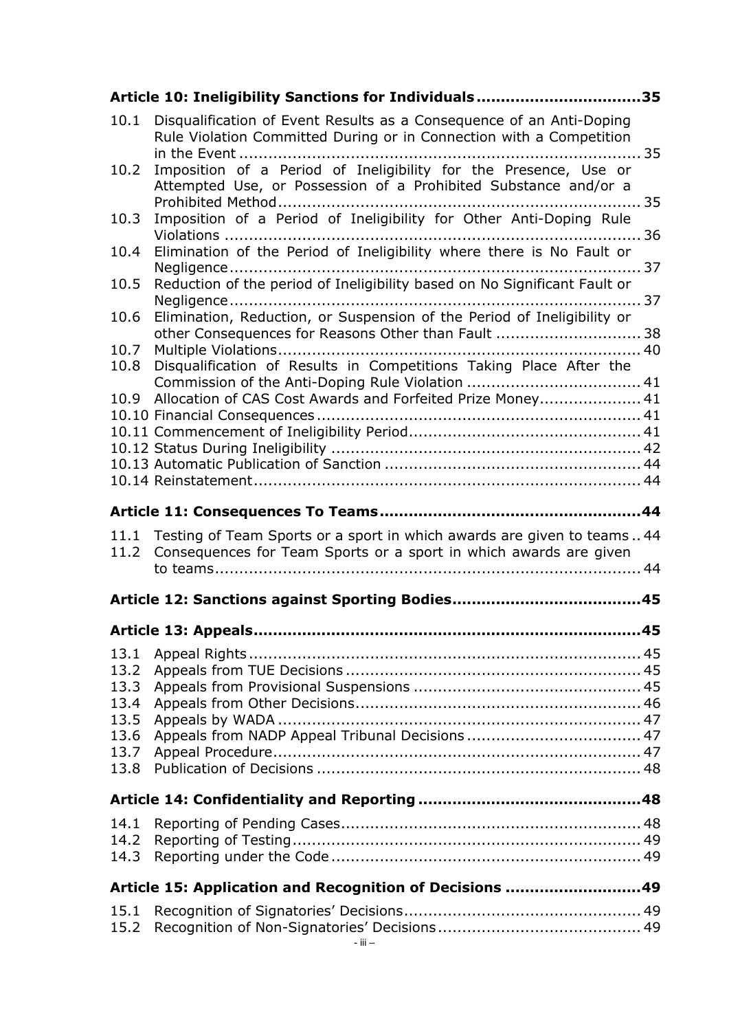**Article 10: Ineligibility Sanctions for Individuals ................................35**

10.1 Disqualification of Event Results as a Consequence of an Anti-Doping Rule Violation Committed During or in Connection with a Competition in the Event ................................................................................ 35
10.2 Imposition of a Period of Ineligibility for the Presence, Use or Attempted Use, or Possession of a Prohibited Substance and/or a Prohibited Method.......................................................................... 35
10.3 Imposition of a Period of Ineligibility for Other Anti-Doping Rule Violations .................................................................................... 36
10.4 Elimination of the Period of Ineligibility where there is No Fault or Negligence................................................................................... 37
10.5 Reduction of the period of Ineligibility based on No Significant Fault or Negligence................................................................................... 37
10.6 Elimination, Reduction, or Suspension of the Period of Ineligibility or other Consequences for Reasons Other than Fault ............................. 38
10.7 Multiple Violations......................................................................... 40
10.8 Disqualification of Results in Competitions Taking Place After the Commission of the Anti-Doping Rule Violation .................................... 41
10.9 Allocation of CAS Cost Awards and Forfeited Prize Money.................... 41
10.10 Financial Consequences................................................................. 41
10.11 Commencement of Ineligibility Period............................................... 41
10.12 Status During Ineligibility ............................................................... 42
10.13 Automatic Publication of Sanction .................................................... 44
10.14 Reinstatement.............................................................................. 44

**Article 11: Consequences To Teams....................................................44**

11.1 Testing of Team Sports or a sport in which awards are given to teams .. 44
11.2 Consequences for Team Sports or a sport in which awards are given to teams...................................................................................... 44

**Article 12: Sanctions against Sporting Bodies.....................................45**

**Article 13: Appeals.............................................................................45**

13.1 Appeal Rights ............................................................................... 45
13.2 Appeals from TUE Decisions ............................................................ 45
13.3 Appeals from Provisional Suspensions .............................................. 45
13.4 Appeals from Other Decisions.......................................................... 46
13.5 Appeals by WADA .......................................................................... 47
13.6 Appeals from NADP Appeal Tribunal Decisions .................................... 47
13.7 Appeal Procedure........................................................................... 47
13.8 Publication of Decisions .................................................................. 48

**Article 14: Confidentiality and Reporting ............................................48**

14.1 Reporting of Pending Cases............................................................. 48
14.2 Reporting of Testing....................................................................... 49
14.3 Reporting under the Code ............................................................... 49

**Article 15: Application and Recognition of Decisions ..........................49**

15.1 Recognition of Signatories' Decisions................................................ 49
15.2 Recognition of Non-Signatories' Decisions......................................... 49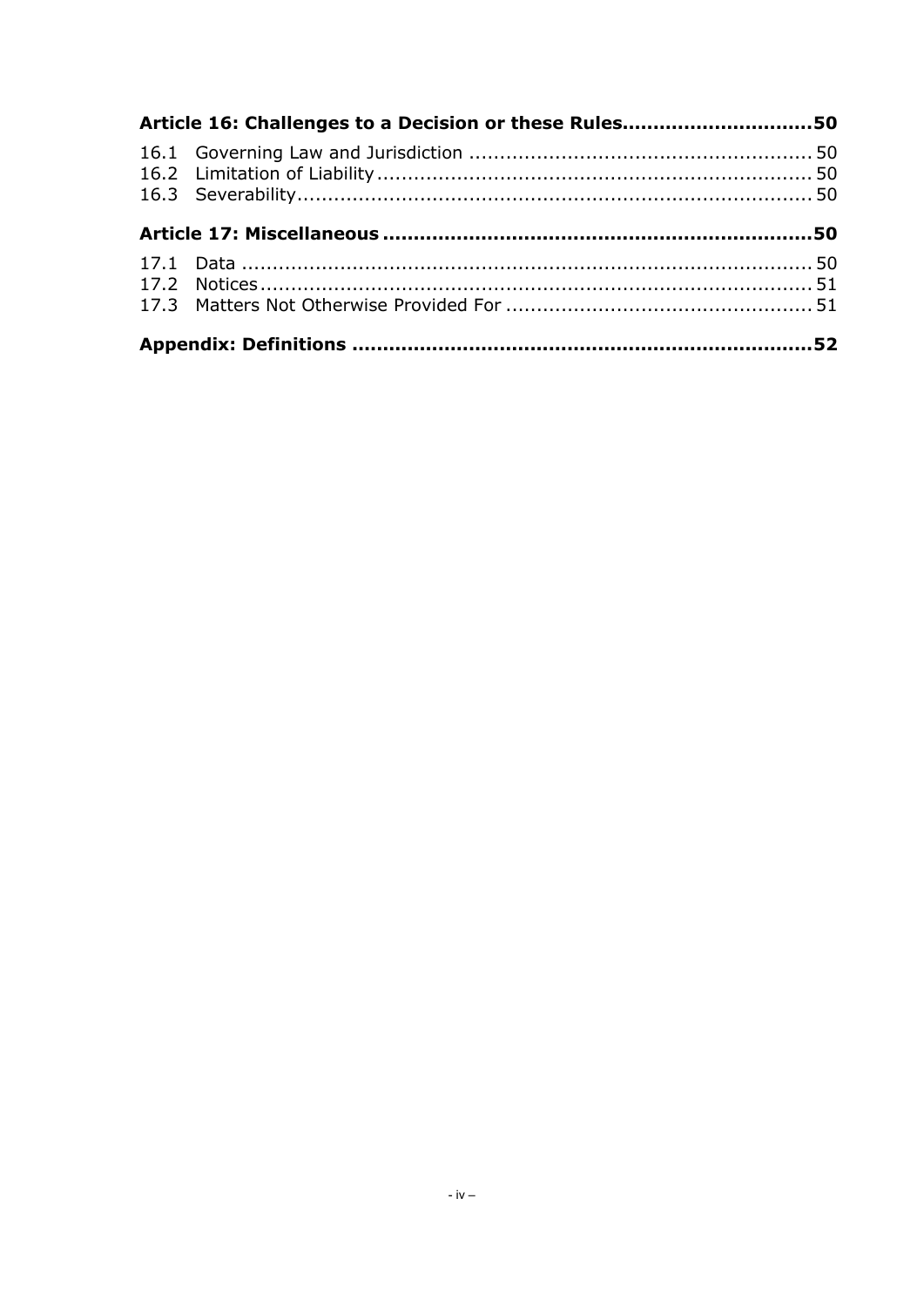**Article 16: Challenges to a Decision or these Rules.............................50**

16.1 Governing Law and Jurisdiction ....................................................... 50
16.2 Limitation of Liability ..................................................................... 50
16.3 Severability.................................................................................. 50

**Article 17: Miscellaneous ....................................................................50**

17.1 Data ........................................................................................... 50
17.2 Notices........................................................................................ 51
17.3 Matters Not Otherwise Provided For ................................................ 51

**Appendix: Definitions .........................................................................52**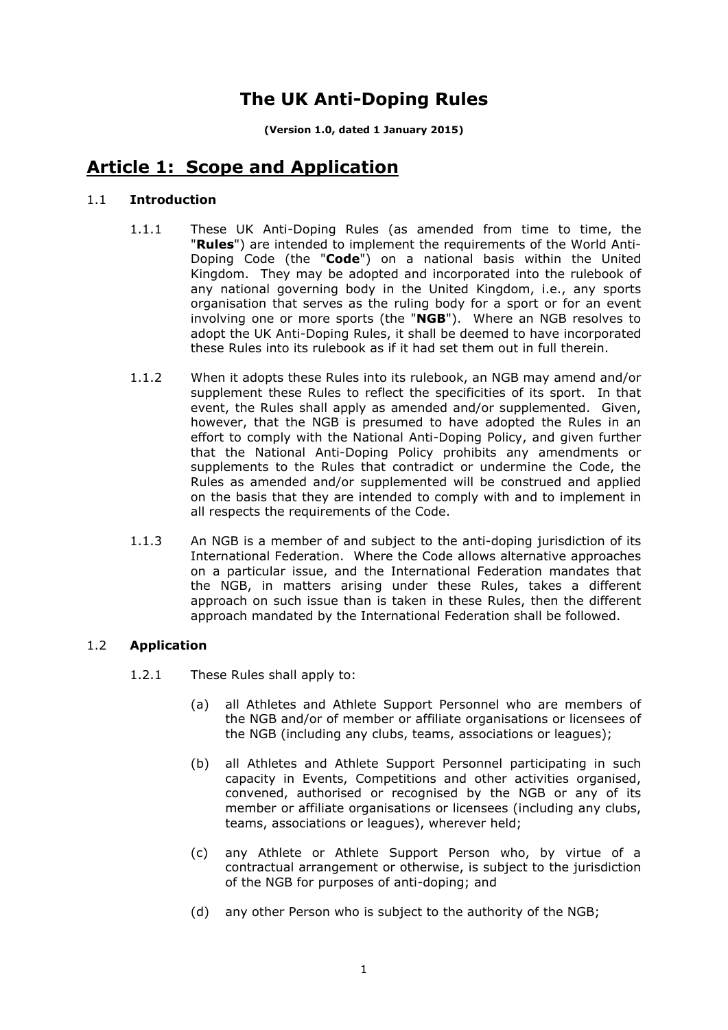# The UK Anti-Doping Rules

**(Version 1.0, dated 1 January 2015)**

## Article 1: Scope and Application

1.1 **Introduction**

1.1.1 These UK Anti-Doping Rules (as amended from time to time, the "**Rules**") are intended to implement the requirements of the World Anti-Doping Code (the "**Code**") on a national basis within the United Kingdom. They may be adopted and incorporated into the rulebook of any national governing body in the United Kingdom, i.e., any sports organisation that serves as the ruling body for a sport or for an event involving one or more sports (the "**NGB**"). Where an NGB resolves to adopt the UK Anti-Doping Rules, it shall be deemed to have incorporated these Rules into its rulebook as if it had set them out in full therein.

1.1.2 When it adopts these Rules into its rulebook, an NGB may amend and/or supplement these Rules to reflect the specificities of its sport. In that event, the Rules shall apply as amended and/or supplemented. Given, however, that the NGB is presumed to have adopted the Rules in an effort to comply with the National Anti-Doping Policy, and given further that the National Anti-Doping Policy prohibits any amendments or supplements to the Rules that contradict or undermine the Code, the Rules as amended and/or supplemented will be construed and applied on the basis that they are intended to comply with and to implement in all respects the requirements of the Code.

1.1.3 An NGB is a member of and subject to the anti-doping jurisdiction of its International Federation. Where the Code allows alternative approaches on a particular issue, and the International Federation mandates that the NGB, in matters arising under these Rules, takes a different approach on such issue than is taken in these Rules, then the different approach mandated by the International Federation shall be followed.

1.2 **Application**

1.2.1 These Rules shall apply to:

(a) all Athletes and Athlete Support Personnel who are members of the NGB and/or of member or affiliate organisations or licensees of the NGB (including any clubs, teams, associations or leagues);

(b) all Athletes and Athlete Support Personnel participating in such capacity in Events, Competitions and other activities organised, convened, authorised or recognised by the NGB or any of its member or affiliate organisations or licensees (including any clubs, teams, associations or leagues), wherever held;

(c) any Athlete or Athlete Support Person who, by virtue of a contractual arrangement or otherwise, is subject to the jurisdiction of the NGB for purposes of anti-doping; and

(d) any other Person who is subject to the authority of the NGB;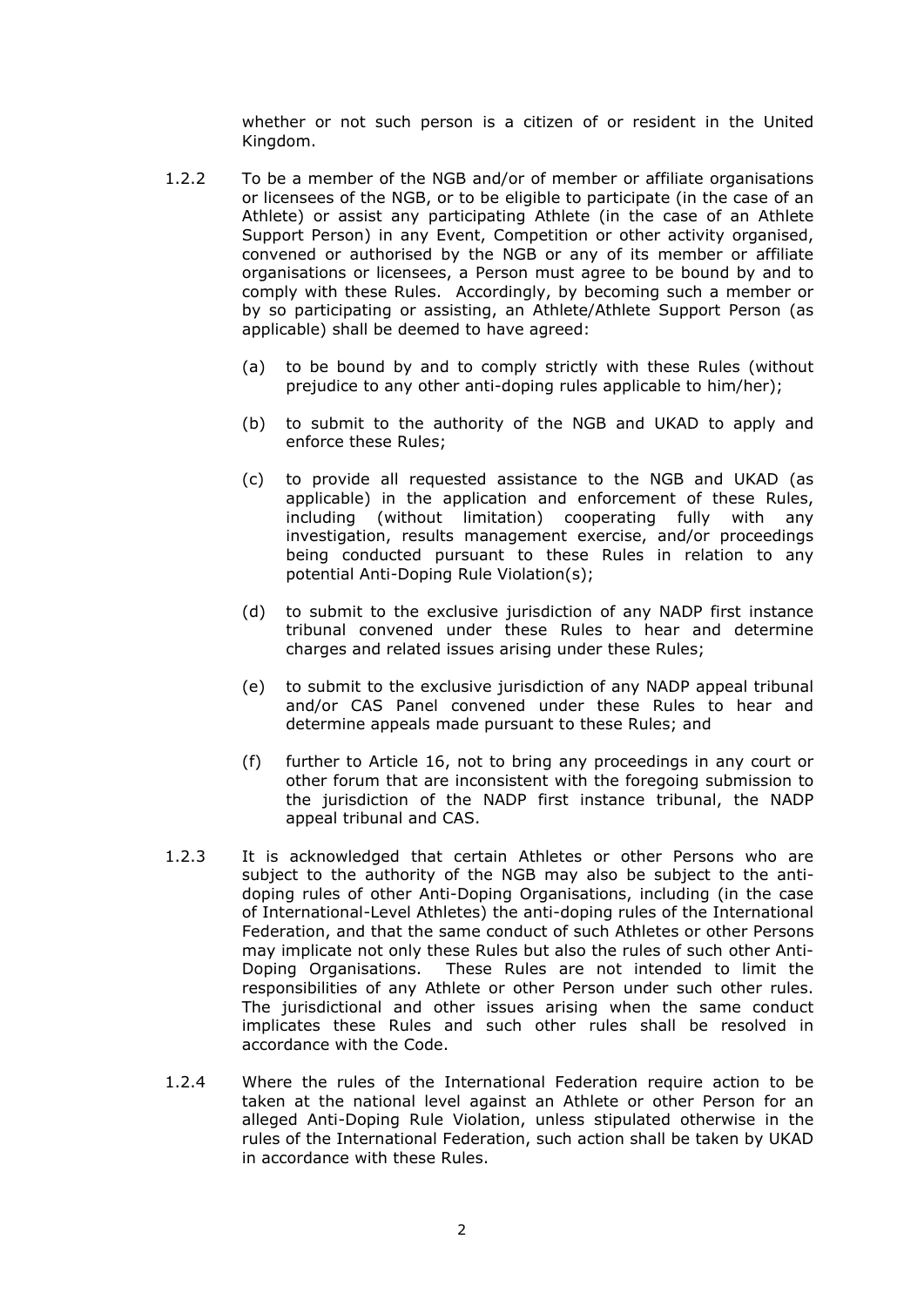whether or not such person is a citizen of or resident in the United Kingdom.

1.2.2 To be a member of the NGB and/or of member or affiliate organisations or licensees of the NGB, or to be eligible to participate (in the case of an Athlete) or assist any participating Athlete (in the case of an Athlete Support Person) in any Event, Competition or other activity organised, convened or authorised by the NGB or any of its member or affiliate organisations or licensees, a Person must agree to be bound by and to comply with these Rules. Accordingly, by becoming such a member or by so participating or assisting, an Athlete/Athlete Support Person (as applicable) shall be deemed to have agreed:

(a) to be bound by and to comply strictly with these Rules (without prejudice to any other anti-doping rules applicable to him/her);

(b) to submit to the authority of the NGB and UKAD to apply and enforce these Rules;

(c) to provide all requested assistance to the NGB and UKAD (as applicable) in the application and enforcement of these Rules, including (without limitation) cooperating fully with any investigation, results management exercise, and/or proceedings being conducted pursuant to these Rules in relation to any potential Anti-Doping Rule Violation(s);

(d) to submit to the exclusive jurisdiction of any NADP first instance tribunal convened under these Rules to hear and determine charges and related issues arising under these Rules;

(e) to submit to the exclusive jurisdiction of any NADP appeal tribunal and/or CAS Panel convened under these Rules to hear and determine appeals made pursuant to these Rules; and

(f) further to Article 16, not to bring any proceedings in any court or other forum that are inconsistent with the foregoing submission to the jurisdiction of the NADP first instance tribunal, the NADP appeal tribunal and CAS.

1.2.3 It is acknowledged that certain Athletes or other Persons who are subject to the authority of the NGB may also be subject to the anti-doping rules of other Anti-Doping Organisations, including (in the case of International-Level Athletes) the anti-doping rules of the International Federation, and that the same conduct of such Athletes or other Persons may implicate not only these Rules but also the rules of such other Anti-Doping Organisations. These Rules are not intended to limit the responsibilities of any Athlete or other Person under such other rules. The jurisdictional and other issues arising when the same conduct implicates these Rules and such other rules shall be resolved in accordance with the Code.

1.2.4 Where the rules of the International Federation require action to be taken at the national level against an Athlete or other Person for an alleged Anti-Doping Rule Violation, unless stipulated otherwise in the rules of the International Federation, such action shall be taken by UKAD in accordance with these Rules.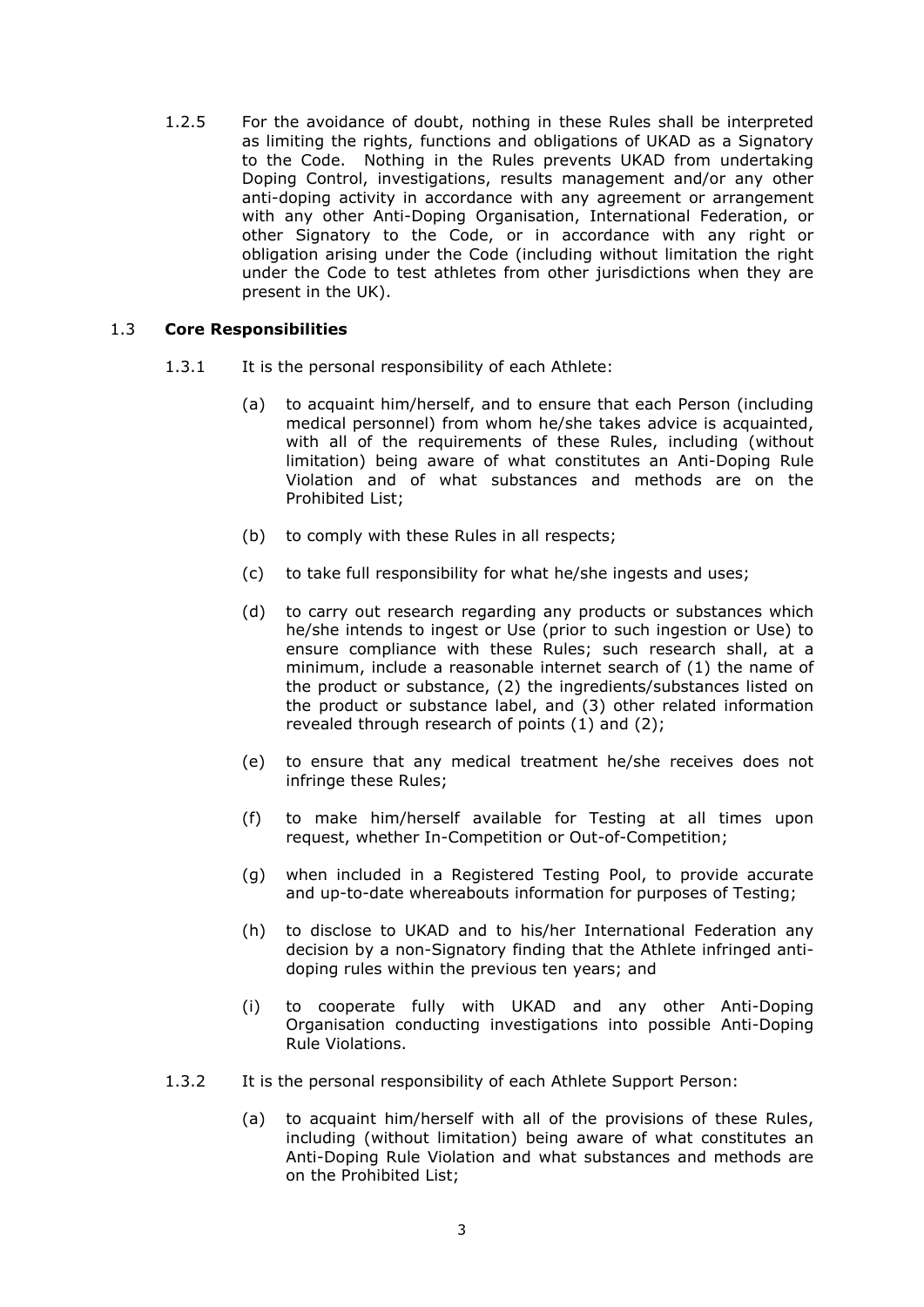1.2.5 For the avoidance of doubt, nothing in these Rules shall be interpreted as limiting the rights, functions and obligations of UKAD as a Signatory to the Code. Nothing in the Rules prevents UKAD from undertaking Doping Control, investigations, results management and/or any other anti-doping activity in accordance with any agreement or arrangement with any other Anti-Doping Organisation, International Federation, or other Signatory to the Code, or in accordance with any right or obligation arising under the Code (including without limitation the right under the Code to test athletes from other jurisdictions when they are present in the UK).

### 1.3 **Core Responsibilities**

1.3.1 It is the personal responsibility of each Athlete:

(a) to acquaint him/herself, and to ensure that each Person (including medical personnel) from whom he/she takes advice is acquainted, with all of the requirements of these Rules, including (without limitation) being aware of what constitutes an Anti-Doping Rule Violation and of what substances and methods are on the Prohibited List;

(b) to comply with these Rules in all respects;

(c) to take full responsibility for what he/she ingests and uses;

(d) to carry out research regarding any products or substances which he/she intends to ingest or Use (prior to such ingestion or Use) to ensure compliance with these Rules; such research shall, at a minimum, include a reasonable internet search of (1) the name of the product or substance, (2) the ingredients/substances listed on the product or substance label, and (3) other related information revealed through research of points (1) and (2);

(e) to ensure that any medical treatment he/she receives does not infringe these Rules;

(f) to make him/herself available for Testing at all times upon request, whether In-Competition or Out-of-Competition;

(g) when included in a Registered Testing Pool, to provide accurate and up-to-date whereabouts information for purposes of Testing;

(h) to disclose to UKAD and to his/her International Federation any decision by a non-Signatory finding that the Athlete infringed anti-doping rules within the previous ten years; and

(i) to cooperate fully with UKAD and any other Anti-Doping Organisation conducting investigations into possible Anti-Doping Rule Violations.

1.3.2 It is the personal responsibility of each Athlete Support Person:

(a) to acquaint him/herself with all of the provisions of these Rules, including (without limitation) being aware of what constitutes an Anti-Doping Rule Violation and what substances and methods are on the Prohibited List;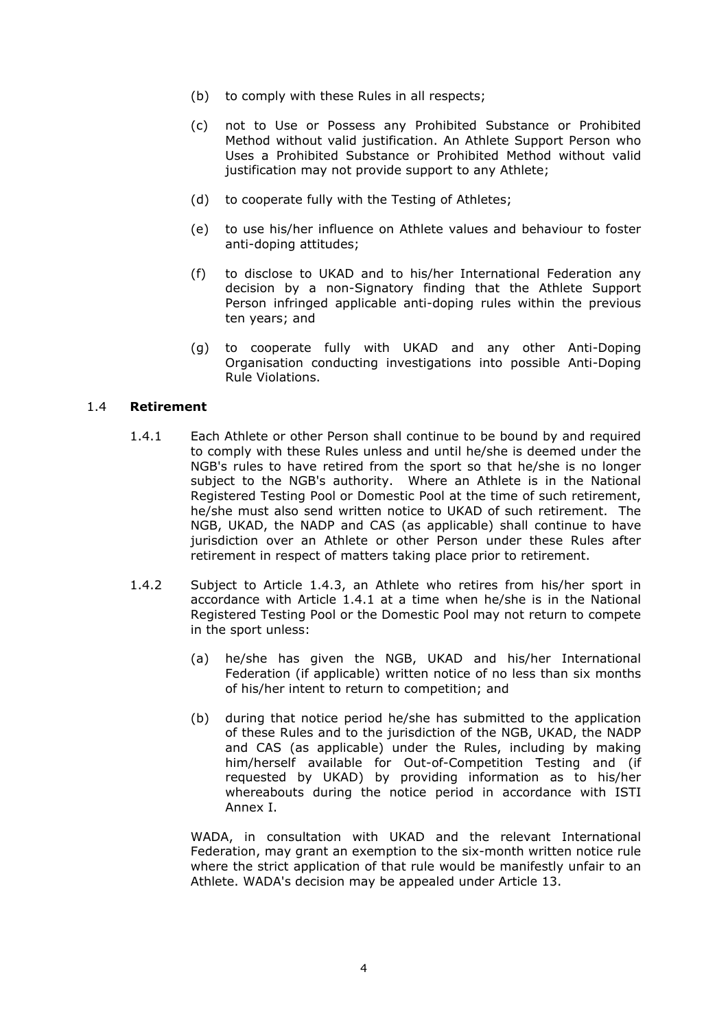(b) to comply with these Rules in all respects;

(c) not to Use or Possess any Prohibited Substance or Prohibited Method without valid justification. An Athlete Support Person who Uses a Prohibited Substance or Prohibited Method without valid justification may not provide support to any Athlete;

(d) to cooperate fully with the Testing of Athletes;

(e) to use his/her influence on Athlete values and behaviour to foster anti-doping attitudes;

(f) to disclose to UKAD and to his/her International Federation any decision by a non-Signatory finding that the Athlete Support Person infringed applicable anti-doping rules within the previous ten years; and

(g) to cooperate fully with UKAD and any other Anti-Doping Organisation conducting investigations into possible Anti-Doping Rule Violations.

### 1.4 **Retirement**

1.4.1 Each Athlete or other Person shall continue to be bound by and required to comply with these Rules unless and until he/she is deemed under the NGB's rules to have retired from the sport so that he/she is no longer subject to the NGB's authority. Where an Athlete is in the National Registered Testing Pool or Domestic Pool at the time of such retirement, he/she must also send written notice to UKAD of such retirement. The NGB, UKAD, the NADP and CAS (as applicable) shall continue to have jurisdiction over an Athlete or other Person under these Rules after retirement in respect of matters taking place prior to retirement.

1.4.2 Subject to Article 1.4.3, an Athlete who retires from his/her sport in accordance with Article 1.4.1 at a time when he/she is in the National Registered Testing Pool or the Domestic Pool may not return to compete in the sport unless:

(a) he/she has given the NGB, UKAD and his/her International Federation (if applicable) written notice of no less than six months of his/her intent to return to competition; and

(b) during that notice period he/she has submitted to the application of these Rules and to the jurisdiction of the NGB, UKAD, the NADP and CAS (as applicable) under the Rules, including by making him/herself available for Out-of-Competition Testing and (if requested by UKAD) by providing information as to his/her whereabouts during the notice period in accordance with ISTI Annex I.

WADA, in consultation with UKAD and the relevant International Federation, may grant an exemption to the six-month written notice rule where the strict application of that rule would be manifestly unfair to an Athlete. WADA's decision may be appealed under Article 13.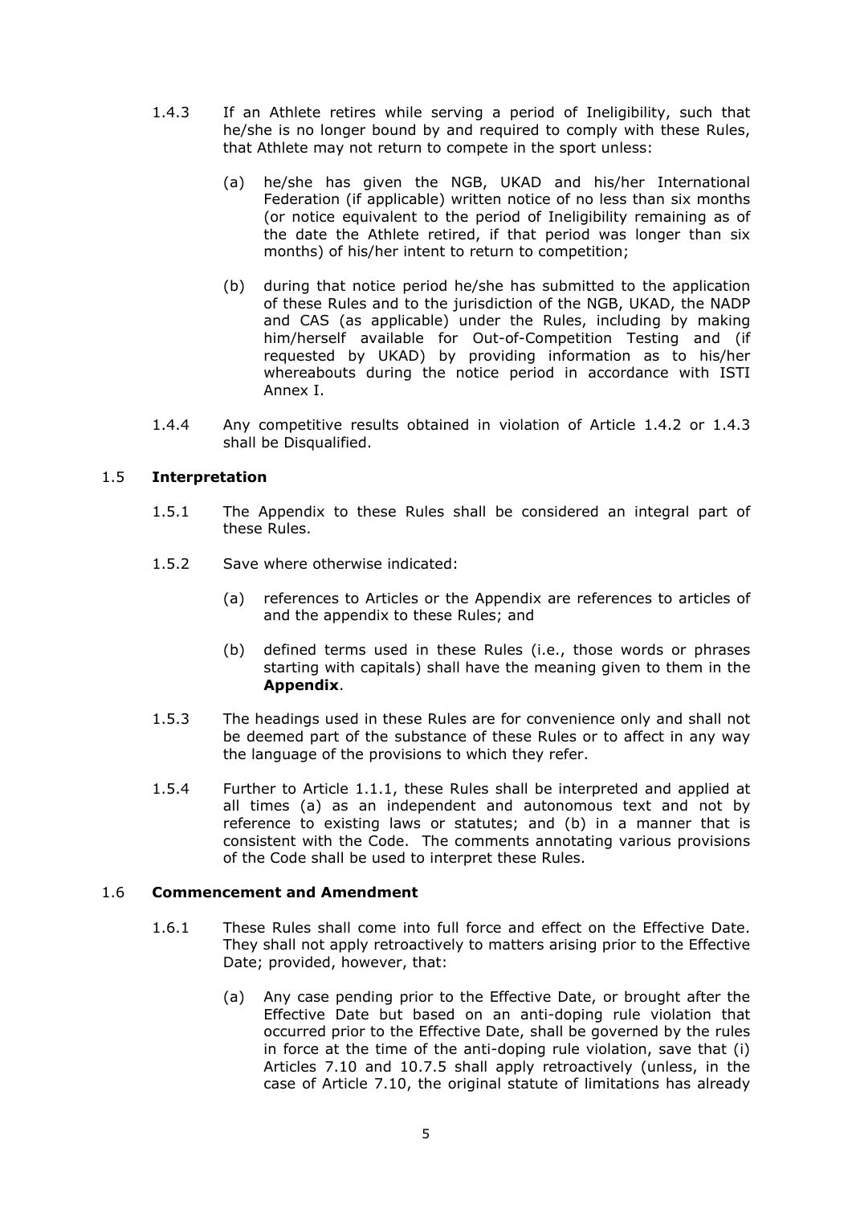1.4.3 If an Athlete retires while serving a period of Ineligibility, such that he/she is no longer bound by and required to comply with these Rules, that Athlete may not return to compete in the sport unless:

(a) he/she has given the NGB, UKAD and his/her International Federation (if applicable) written notice of no less than six months (or notice equivalent to the period of Ineligibility remaining as of the date the Athlete retired, if that period was longer than six months) of his/her intent to return to competition;

(b) during that notice period he/she has submitted to the application of these Rules and to the jurisdiction of the NGB, UKAD, the NADP and CAS (as applicable) under the Rules, including by making him/herself available for Out-of-Competition Testing and (if requested by UKAD) by providing information as to his/her whereabouts during the notice period in accordance with ISTI Annex I.

1.4.4 Any competitive results obtained in violation of Article 1.4.2 or 1.4.3 shall be Disqualified.

### 1.5 Interpretation

1.5.1 The Appendix to these Rules shall be considered an integral part of these Rules.

1.5.2 Save where otherwise indicated:

(a) references to Articles or the Appendix are references to articles of and the appendix to these Rules; and

(b) defined terms used in these Rules (i.e., those words or phrases starting with capitals) shall have the meaning given to them in the **Appendix**.

1.5.3 The headings used in these Rules are for convenience only and shall not be deemed part of the substance of these Rules or to affect in any way the language of the provisions to which they refer.

1.5.4 Further to Article 1.1.1, these Rules shall be interpreted and applied at all times (a) as an independent and autonomous text and not by reference to existing laws or statutes; and (b) in a manner that is consistent with the Code. The comments annotating various provisions of the Code shall be used to interpret these Rules.

### 1.6 Commencement and Amendment

1.6.1 These Rules shall come into full force and effect on the Effective Date. They shall not apply retroactively to matters arising prior to the Effective Date; provided, however, that:

(a) Any case pending prior to the Effective Date, or brought after the Effective Date but based on an anti-doping rule violation that occurred prior to the Effective Date, shall be governed by the rules in force at the time of the anti-doping rule violation, save that (i) Articles 7.10 and 10.7.5 shall apply retroactively (unless, in the case of Article 7.10, the original statute of limitations has already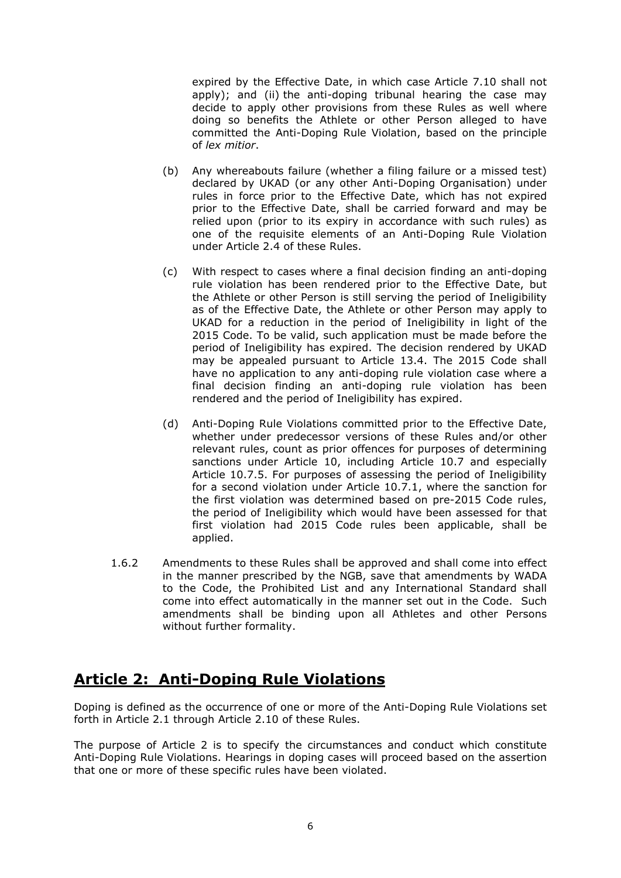expired by the Effective Date, in which case Article 7.10 shall not apply); and (ii) the anti-doping tribunal hearing the case may decide to apply other provisions from these Rules as well where doing so benefits the Athlete or other Person alleged to have committed the Anti-Doping Rule Violation, based on the principle of *lex mitior*.

(b) Any whereabouts failure (whether a filing failure or a missed test) declared by UKAD (or any other Anti-Doping Organisation) under rules in force prior to the Effective Date, which has not expired prior to the Effective Date, shall be carried forward and may be relied upon (prior to its expiry in accordance with such rules) as one of the requisite elements of an Anti-Doping Rule Violation under Article 2.4 of these Rules.

(c) With respect to cases where a final decision finding an anti-doping rule violation has been rendered prior to the Effective Date, but the Athlete or other Person is still serving the period of Ineligibility as of the Effective Date, the Athlete or other Person may apply to UKAD for a reduction in the period of Ineligibility in light of the 2015 Code. To be valid, such application must be made before the period of Ineligibility has expired. The decision rendered by UKAD may be appealed pursuant to Article 13.4. The 2015 Code shall have no application to any anti-doping rule violation case where a final decision finding an anti-doping rule violation has been rendered and the period of Ineligibility has expired.

(d) Anti-Doping Rule Violations committed prior to the Effective Date, whether under predecessor versions of these Rules and/or other relevant rules, count as prior offences for purposes of determining sanctions under Article 10, including Article 10.7 and especially Article 10.7.5. For purposes of assessing the period of Ineligibility for a second violation under Article 10.7.1, where the sanction for the first violation was determined based on pre-2015 Code rules, the period of Ineligibility which would have been assessed for that first violation had 2015 Code rules been applicable, shall be applied.

1.6.2 Amendments to these Rules shall be approved and shall come into effect in the manner prescribed by the NGB, save that amendments by WADA to the Code, the Prohibited List and any International Standard shall come into effect automatically in the manner set out in the Code. Such amendments shall be binding upon all Athletes and other Persons without further formality.

## Article 2: Anti-Doping Rule Violations

Doping is defined as the occurrence of one or more of the Anti-Doping Rule Violations set forth in Article 2.1 through Article 2.10 of these Rules.

The purpose of Article 2 is to specify the circumstances and conduct which constitute Anti-Doping Rule Violations. Hearings in doping cases will proceed based on the assertion that one or more of these specific rules have been violated.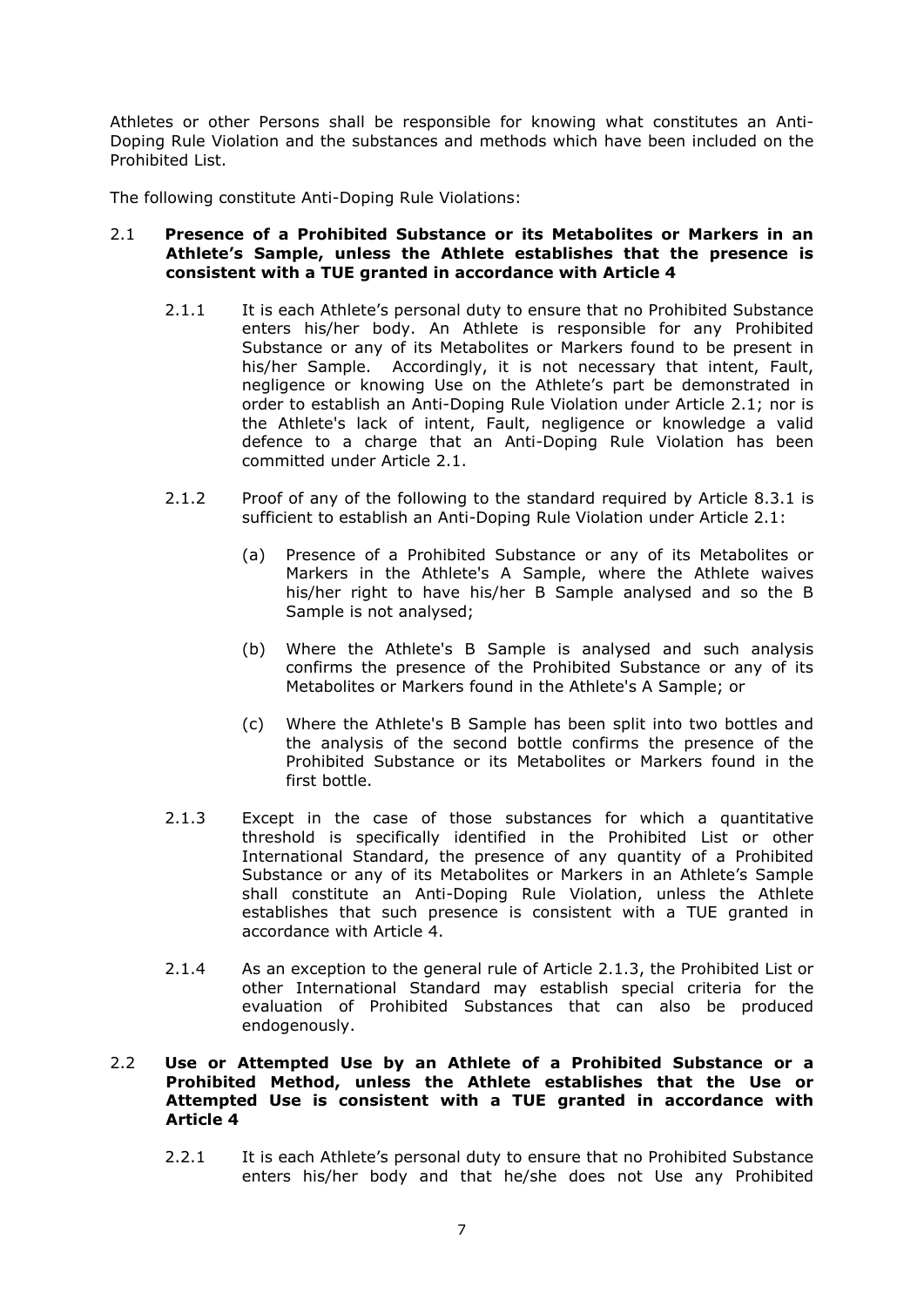Athletes or other Persons shall be responsible for knowing what constitutes an Anti-Doping Rule Violation and the substances and methods which have been included on the Prohibited List.

The following constitute Anti-Doping Rule Violations:

2.1 **Presence of a Prohibited Substance or its Metabolites or Markers in an Athlete's Sample, unless the Athlete establishes that the presence is consistent with a TUE granted in accordance with Article 4**

2.1.1 It is each Athlete's personal duty to ensure that no Prohibited Substance enters his/her body. An Athlete is responsible for any Prohibited Substance or any of its Metabolites or Markers found to be present in his/her Sample. Accordingly, it is not necessary that intent, Fault, negligence or knowing Use on the Athlete's part be demonstrated in order to establish an Anti-Doping Rule Violation under Article 2.1; nor is the Athlete's lack of intent, Fault, negligence or knowledge a valid defence to a charge that an Anti-Doping Rule Violation has been committed under Article 2.1.

2.1.2 Proof of any of the following to the standard required by Article 8.3.1 is sufficient to establish an Anti-Doping Rule Violation under Article 2.1:

(a) Presence of a Prohibited Substance or any of its Metabolites or Markers in the Athlete's A Sample, where the Athlete waives his/her right to have his/her B Sample analysed and so the B Sample is not analysed;

(b) Where the Athlete's B Sample is analysed and such analysis confirms the presence of the Prohibited Substance or any of its Metabolites or Markers found in the Athlete's A Sample; or

(c) Where the Athlete's B Sample has been split into two bottles and the analysis of the second bottle confirms the presence of the Prohibited Substance or its Metabolites or Markers found in the first bottle.

2.1.3 Except in the case of those substances for which a quantitative threshold is specifically identified in the Prohibited List or other International Standard, the presence of any quantity of a Prohibited Substance or any of its Metabolites or Markers in an Athlete's Sample shall constitute an Anti-Doping Rule Violation, unless the Athlete establishes that such presence is consistent with a TUE granted in accordance with Article 4.

2.1.4 As an exception to the general rule of Article 2.1.3, the Prohibited List or other International Standard may establish special criteria for the evaluation of Prohibited Substances that can also be produced endogenously.

2.2 **Use or Attempted Use by an Athlete of a Prohibited Substance or a Prohibited Method, unless the Athlete establishes that the Use or Attempted Use is consistent with a TUE granted in accordance with Article 4**

2.2.1 It is each Athlete's personal duty to ensure that no Prohibited Substance enters his/her body and that he/she does not Use any Prohibited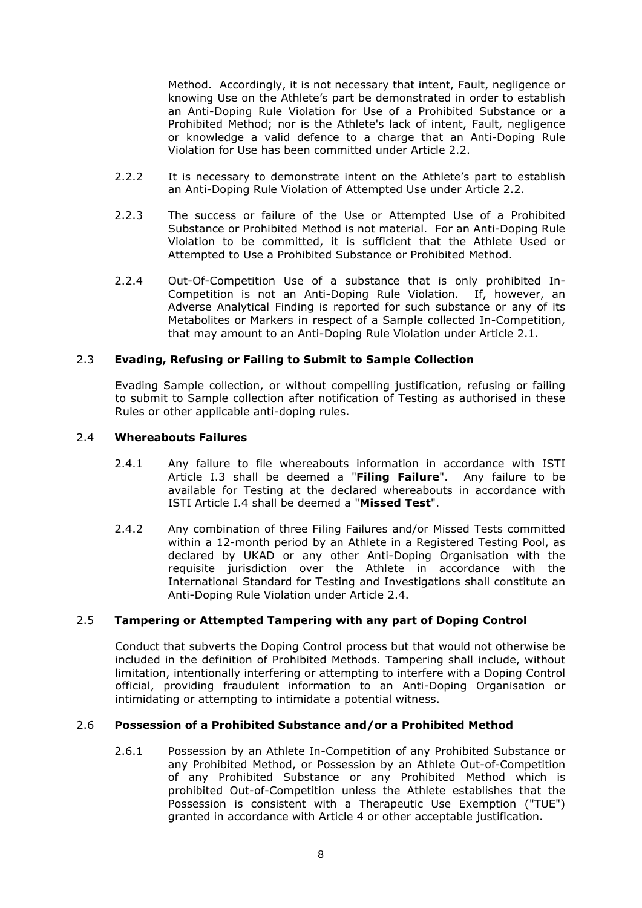Method. Accordingly, it is not necessary that intent, Fault, negligence or knowing Use on the Athlete's part be demonstrated in order to establish an Anti-Doping Rule Violation for Use of a Prohibited Substance or a Prohibited Method; nor is the Athlete's lack of intent, Fault, negligence or knowledge a valid defence to a charge that an Anti-Doping Rule Violation for Use has been committed under Article 2.2.

2.2.2 It is necessary to demonstrate intent on the Athlete's part to establish an Anti-Doping Rule Violation of Attempted Use under Article 2.2.

2.2.3 The success or failure of the Use or Attempted Use of a Prohibited Substance or Prohibited Method is not material. For an Anti-Doping Rule Violation to be committed, it is sufficient that the Athlete Used or Attempted to Use a Prohibited Substance or Prohibited Method.

2.2.4 Out-Of-Competition Use of a substance that is only prohibited In-Competition is not an Anti-Doping Rule Violation. If, however, an Adverse Analytical Finding is reported for such substance or any of its Metabolites or Markers in respect of a Sample collected In-Competition, that may amount to an Anti-Doping Rule Violation under Article 2.1.

### 2.3 Evading, Refusing or Failing to Submit to Sample Collection

Evading Sample collection, or without compelling justification, refusing or failing to submit to Sample collection after notification of Testing as authorised in these Rules or other applicable anti-doping rules.

### 2.4 Whereabouts Failures

2.4.1 Any failure to file whereabouts information in accordance with ISTI Article I.3 shall be deemed a "**Filing Failure**". Any failure to be available for Testing at the declared whereabouts in accordance with ISTI Article I.4 shall be deemed a "**Missed Test**".

2.4.2 Any combination of three Filing Failures and/or Missed Tests committed within a 12-month period by an Athlete in a Registered Testing Pool, as declared by UKAD or any other Anti-Doping Organisation with the requisite jurisdiction over the Athlete in accordance with the International Standard for Testing and Investigations shall constitute an Anti-Doping Rule Violation under Article 2.4.

### 2.5 Tampering or Attempted Tampering with any part of Doping Control

Conduct that subverts the Doping Control process but that would not otherwise be included in the definition of Prohibited Methods. Tampering shall include, without limitation, intentionally interfering or attempting to interfere with a Doping Control official, providing fraudulent information to an Anti-Doping Organisation or intimidating or attempting to intimidate a potential witness.

### 2.6 Possession of a Prohibited Substance and/or a Prohibited Method

2.6.1 Possession by an Athlete In-Competition of any Prohibited Substance or any Prohibited Method, or Possession by an Athlete Out-of-Competition of any Prohibited Substance or any Prohibited Method which is prohibited Out-of-Competition unless the Athlete establishes that the Possession is consistent with a Therapeutic Use Exemption ("TUE") granted in accordance with Article 4 or other acceptable justification.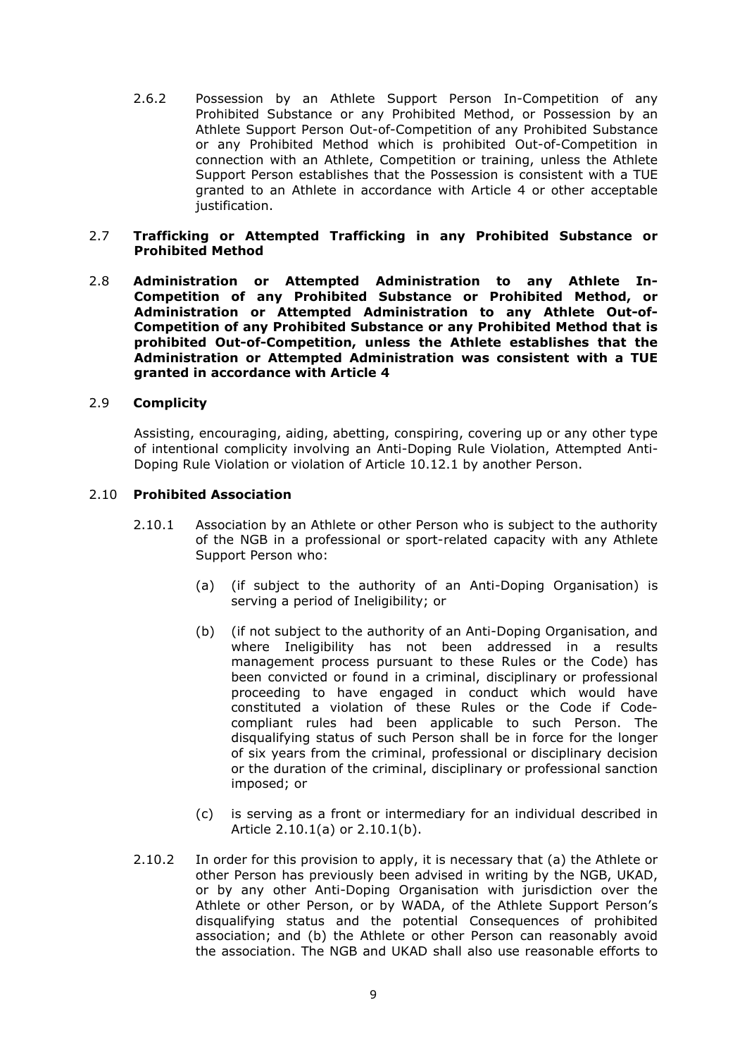2.6.2 Possession by an Athlete Support Person In-Competition of any Prohibited Substance or any Prohibited Method, or Possession by an Athlete Support Person Out-of-Competition of any Prohibited Substance or any Prohibited Method which is prohibited Out-of-Competition in connection with an Athlete, Competition or training, unless the Athlete Support Person establishes that the Possession is consistent with a TUE granted to an Athlete in accordance with Article 4 or other acceptable justification.

2.7 **Trafficking or Attempted Trafficking in any Prohibited Substance or Prohibited Method**

2.8 **Administration or Attempted Administration to any Athlete In-Competition of any Prohibited Substance or Prohibited Method, or Administration or Attempted Administration to any Athlete Out-of-Competition of any Prohibited Substance or any Prohibited Method that is prohibited Out-of-Competition, unless the Athlete establishes that the Administration or Attempted Administration was consistent with a TUE granted in accordance with Article 4**

2.9 **Complicity**

Assisting, encouraging, aiding, abetting, conspiring, covering up or any other type of intentional complicity involving an Anti-Doping Rule Violation, Attempted Anti-Doping Rule Violation or violation of Article 10.12.1 by another Person.

2.10 **Prohibited Association**

2.10.1 Association by an Athlete or other Person who is subject to the authority of the NGB in a professional or sport-related capacity with any Athlete Support Person who:

(a) (if subject to the authority of an Anti-Doping Organisation) is serving a period of Ineligibility; or

(b) (if not subject to the authority of an Anti-Doping Organisation, and where Ineligibility has not been addressed in a results management process pursuant to these Rules or the Code) has been convicted or found in a criminal, disciplinary or professional proceeding to have engaged in conduct which would have constituted a violation of these Rules or the Code if Code-compliant rules had been applicable to such Person. The disqualifying status of such Person shall be in force for the longer of six years from the criminal, professional or disciplinary decision or the duration of the criminal, disciplinary or professional sanction imposed; or

(c) is serving as a front or intermediary for an individual described in Article 2.10.1(a) or 2.10.1(b).

2.10.2 In order for this provision to apply, it is necessary that (a) the Athlete or other Person has previously been advised in writing by the NGB, UKAD, or by any other Anti-Doping Organisation with jurisdiction over the Athlete or other Person, or by WADA, of the Athlete Support Person's disqualifying status and the potential Consequences of prohibited association; and (b) the Athlete or other Person can reasonably avoid the association. The NGB and UKAD shall also use reasonable efforts to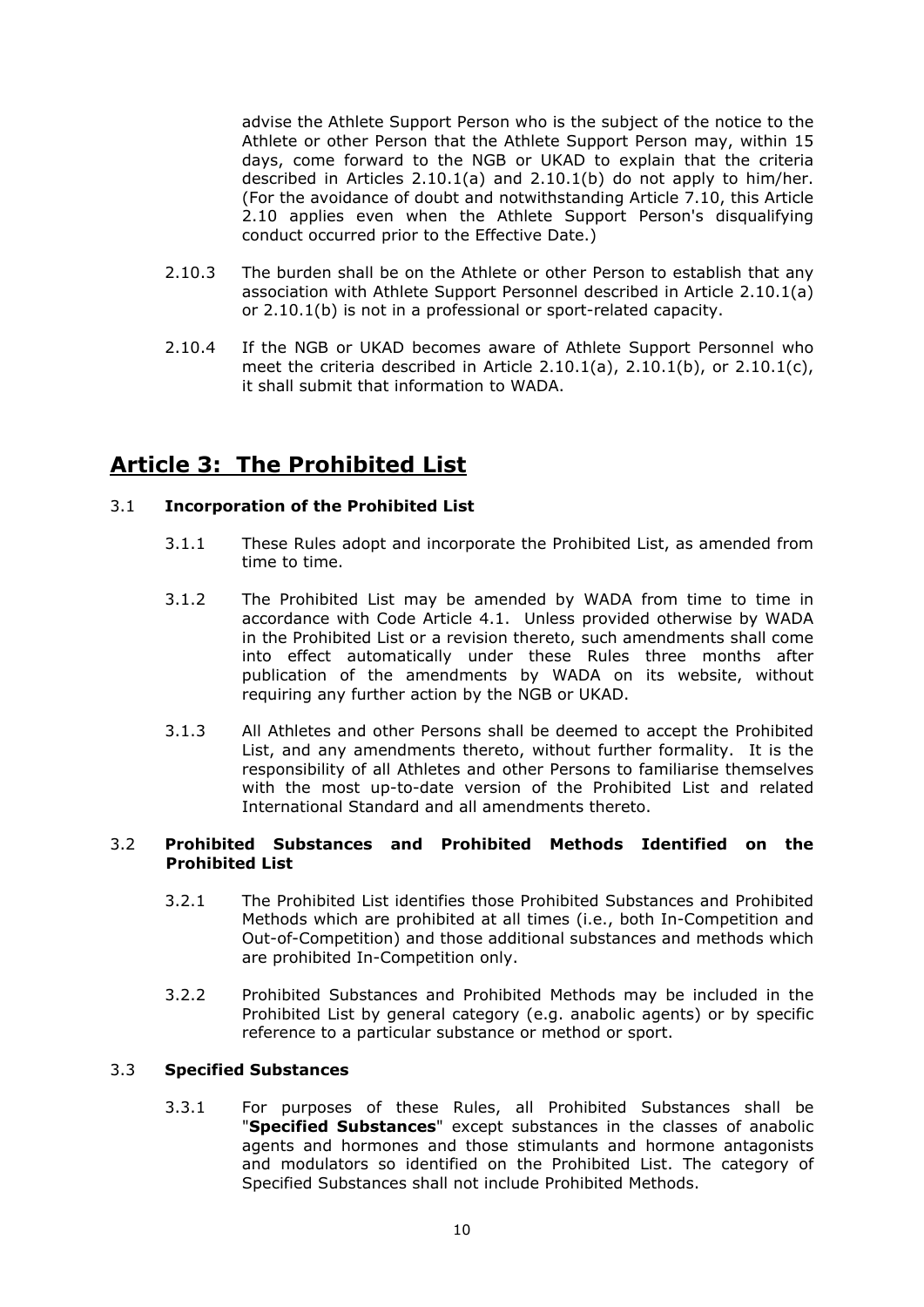advise the Athlete Support Person who is the subject of the notice to the Athlete or other Person that the Athlete Support Person may, within 15 days, come forward to the NGB or UKAD to explain that the criteria described in Articles 2.10.1(a) and 2.10.1(b) do not apply to him/her. (For the avoidance of doubt and notwithstanding Article 7.10, this Article 2.10 applies even when the Athlete Support Person's disqualifying conduct occurred prior to the Effective Date.)

2.10.3 The burden shall be on the Athlete or other Person to establish that any association with Athlete Support Personnel described in Article 2.10.1(a) or 2.10.1(b) is not in a professional or sport-related capacity.

2.10.4 If the NGB or UKAD becomes aware of Athlete Support Personnel who meet the criteria described in Article 2.10.1(a), 2.10.1(b), or 2.10.1(c), it shall submit that information to WADA.

# Article 3: The Prohibited List

## 3.1 Incorporation of the Prohibited List

3.1.1 These Rules adopt and incorporate the Prohibited List, as amended from time to time.

3.1.2 The Prohibited List may be amended by WADA from time to time in accordance with Code Article 4.1. Unless provided otherwise by WADA in the Prohibited List or a revision thereto, such amendments shall come into effect automatically under these Rules three months after publication of the amendments by WADA on its website, without requiring any further action by the NGB or UKAD.

3.1.3 All Athletes and other Persons shall be deemed to accept the Prohibited List, and any amendments thereto, without further formality. It is the responsibility of all Athletes and other Persons to familiarise themselves with the most up-to-date version of the Prohibited List and related International Standard and all amendments thereto.

## 3.2 Prohibited Substances and Prohibited Methods Identified on the Prohibited List

3.2.1 The Prohibited List identifies those Prohibited Substances and Prohibited Methods which are prohibited at all times (i.e., both In-Competition and Out-of-Competition) and those additional substances and methods which are prohibited In-Competition only.

3.2.2 Prohibited Substances and Prohibited Methods may be included in the Prohibited List by general category (e.g. anabolic agents) or by specific reference to a particular substance or method or sport.

## 3.3 Specified Substances

3.3.1 For purposes of these Rules, all Prohibited Substances shall be "**Specified Substances**" except substances in the classes of anabolic agents and hormones and those stimulants and hormone antagonists and modulators so identified on the Prohibited List. The category of Specified Substances shall not include Prohibited Methods.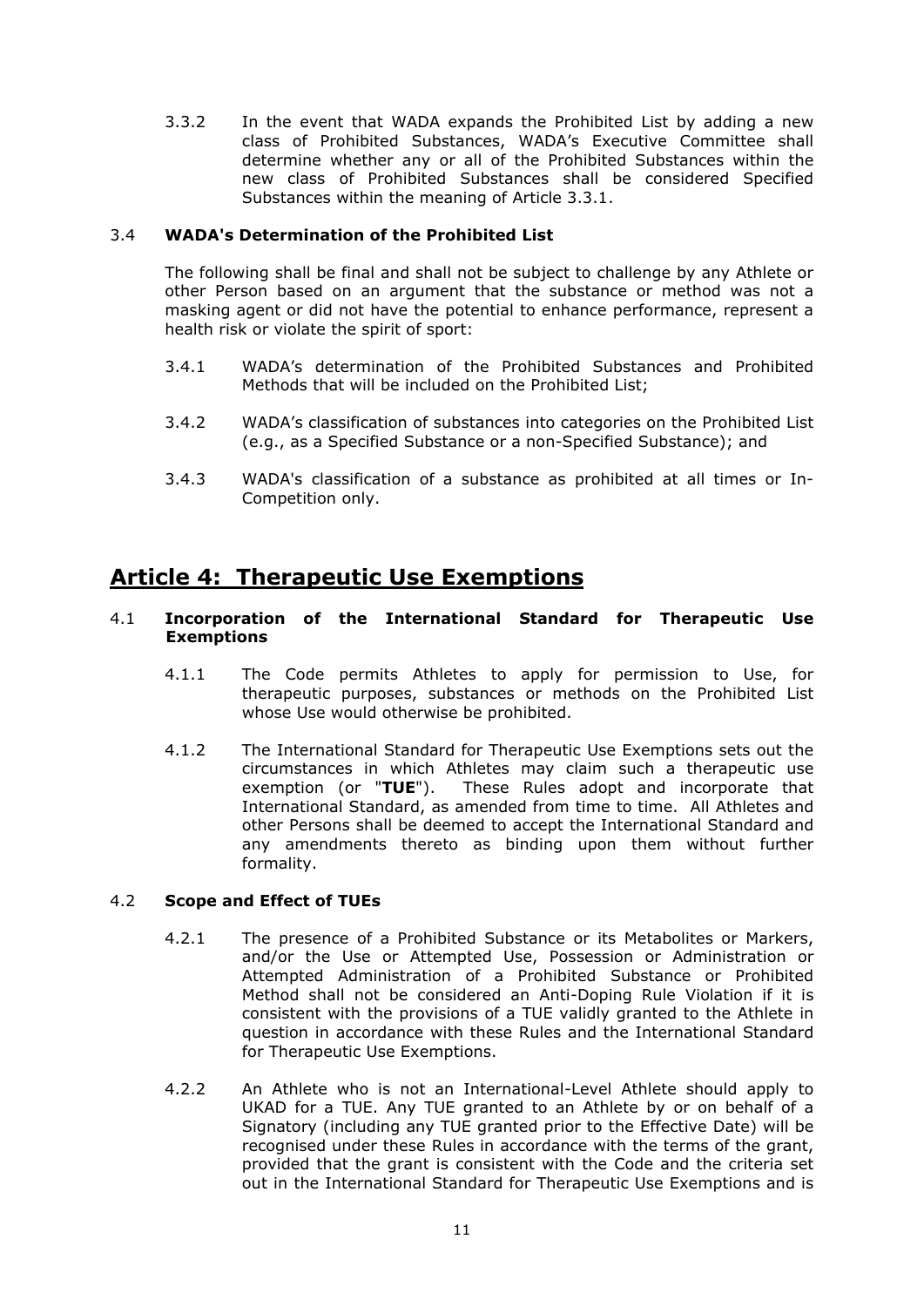3.3.2 In the event that WADA expands the Prohibited List by adding a new class of Prohibited Substances, WADA's Executive Committee shall determine whether any or all of the Prohibited Substances within the new class of Prohibited Substances shall be considered Specified Substances within the meaning of Article 3.3.1.

3.4 **WADA's Determination of the Prohibited List**

The following shall be final and shall not be subject to challenge by any Athlete or other Person based on an argument that the substance or method was not a masking agent or did not have the potential to enhance performance, represent a health risk or violate the spirit of sport:

3.4.1 WADA's determination of the Prohibited Substances and Prohibited Methods that will be included on the Prohibited List;

3.4.2 WADA's classification of substances into categories on the Prohibited List (e.g., as a Specified Substance or a non-Specified Substance); and

3.4.3 WADA's classification of a substance as prohibited at all times or In-Competition only.

## Article 4: Therapeutic Use Exemptions

4.1 **Incorporation of the International Standard for Therapeutic Use Exemptions**

4.1.1 The Code permits Athletes to apply for permission to Use, for therapeutic purposes, substances or methods on the Prohibited List whose Use would otherwise be prohibited.

4.1.2 The International Standard for Therapeutic Use Exemptions sets out the circumstances in which Athletes may claim such a therapeutic use exemption (or "**TUE**"). These Rules adopt and incorporate that International Standard, as amended from time to time. All Athletes and other Persons shall be deemed to accept the International Standard and any amendments thereto as binding upon them without further formality.

4.2 **Scope and Effect of TUEs**

4.2.1 The presence of a Prohibited Substance or its Metabolites or Markers, and/or the Use or Attempted Use, Possession or Administration or Attempted Administration of a Prohibited Substance or Prohibited Method shall not be considered an Anti-Doping Rule Violation if it is consistent with the provisions of a TUE validly granted to the Athlete in question in accordance with these Rules and the International Standard for Therapeutic Use Exemptions.

4.2.2 An Athlete who is not an International-Level Athlete should apply to UKAD for a TUE. Any TUE granted to an Athlete by or on behalf of a Signatory (including any TUE granted prior to the Effective Date) will be recognised under these Rules in accordance with the terms of the grant, provided that the grant is consistent with the Code and the criteria set out in the International Standard for Therapeutic Use Exemptions and is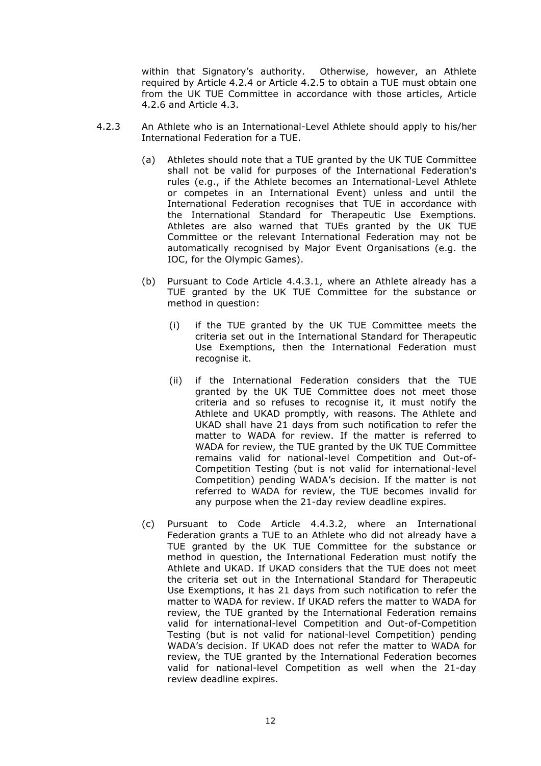within that Signatory's authority. Otherwise, however, an Athlete required by Article 4.2.4 or Article 4.2.5 to obtain a TUE must obtain one from the UK TUE Committee in accordance with those articles, Article 4.2.6 and Article 4.3.

4.2.3 An Athlete who is an International-Level Athlete should apply to his/her International Federation for a TUE.

(a) Athletes should note that a TUE granted by the UK TUE Committee shall not be valid for purposes of the International Federation's rules (e.g., if the Athlete becomes an International-Level Athlete or competes in an International Event) unless and until the International Federation recognises that TUE in accordance with the International Standard for Therapeutic Use Exemptions. Athletes are also warned that TUEs granted by the UK TUE Committee or the relevant International Federation may not be automatically recognised by Major Event Organisations (e.g. the IOC, for the Olympic Games).

(b) Pursuant to Code Article 4.4.3.1, where an Athlete already has a TUE granted by the UK TUE Committee for the substance or method in question:

(i) if the TUE granted by the UK TUE Committee meets the criteria set out in the International Standard for Therapeutic Use Exemptions, then the International Federation must recognise it.

(ii) if the International Federation considers that the TUE granted by the UK TUE Committee does not meet those criteria and so refuses to recognise it, it must notify the Athlete and UKAD promptly, with reasons. The Athlete and UKAD shall have 21 days from such notification to refer the matter to WADA for review. If the matter is referred to WADA for review, the TUE granted by the UK TUE Committee remains valid for national-level Competition and Out-of-Competition Testing (but is not valid for international-level Competition) pending WADA's decision. If the matter is not referred to WADA for review, the TUE becomes invalid for any purpose when the 21-day review deadline expires.

(c) Pursuant to Code Article 4.4.3.2, where an International Federation grants a TUE to an Athlete who did not already have a TUE granted by the UK TUE Committee for the substance or method in question, the International Federation must notify the Athlete and UKAD. If UKAD considers that the TUE does not meet the criteria set out in the International Standard for Therapeutic Use Exemptions, it has 21 days from such notification to refer the matter to WADA for review. If UKAD refers the matter to WADA for review, the TUE granted by the International Federation remains valid for international-level Competition and Out-of-Competition Testing (but is not valid for national-level Competition) pending WADA's decision. If UKAD does not refer the matter to WADA for review, the TUE granted by the International Federation becomes valid for national-level Competition as well when the 21-day review deadline expires.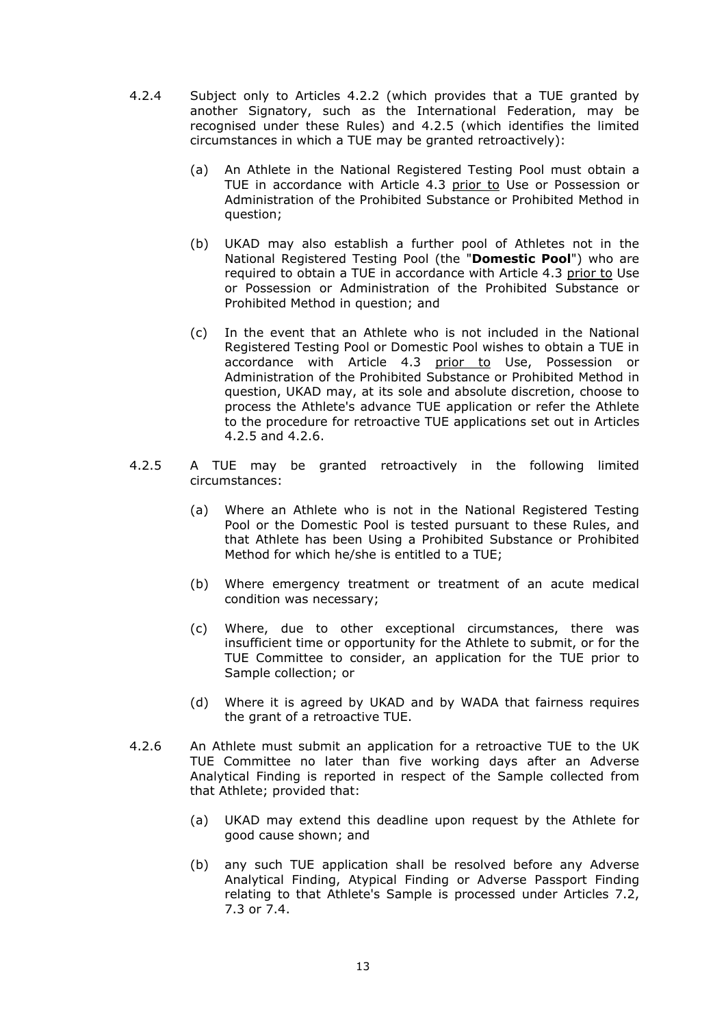4.2.4 Subject only to Articles 4.2.2 (which provides that a TUE granted by another Signatory, such as the International Federation, may be recognised under these Rules) and 4.2.5 (which identifies the limited circumstances in which a TUE may be granted retroactively):

(a) An Athlete in the National Registered Testing Pool must obtain a TUE in accordance with Article 4.3 <u>prior to</u> Use or Possession or Administration of the Prohibited Substance or Prohibited Method in question;

(b) UKAD may also establish a further pool of Athletes not in the National Registered Testing Pool (the "**Domestic Pool**") who are required to obtain a TUE in accordance with Article 4.3 <u>prior to</u> Use or Possession or Administration of the Prohibited Substance or Prohibited Method in question; and

(c) In the event that an Athlete who is not included in the National Registered Testing Pool or Domestic Pool wishes to obtain a TUE in accordance with Article 4.3 <u>prior to</u> Use, Possession or Administration of the Prohibited Substance or Prohibited Method in question, UKAD may, at its sole and absolute discretion, choose to process the Athlete's advance TUE application or refer the Athlete to the procedure for retroactive TUE applications set out in Articles 4.2.5 and 4.2.6.

4.2.5 A TUE may be granted retroactively in the following limited circumstances:

(a) Where an Athlete who is not in the National Registered Testing Pool or the Domestic Pool is tested pursuant to these Rules, and that Athlete has been Using a Prohibited Substance or Prohibited Method for which he/she is entitled to a TUE;

(b) Where emergency treatment or treatment of an acute medical condition was necessary;

(c) Where, due to other exceptional circumstances, there was insufficient time or opportunity for the Athlete to submit, or for the TUE Committee to consider, an application for the TUE prior to Sample collection; or

(d) Where it is agreed by UKAD and by WADA that fairness requires the grant of a retroactive TUE.

4.2.6 An Athlete must submit an application for a retroactive TUE to the UK TUE Committee no later than five working days after an Adverse Analytical Finding is reported in respect of the Sample collected from that Athlete; provided that:

(a) UKAD may extend this deadline upon request by the Athlete for good cause shown; and

(b) any such TUE application shall be resolved before any Adverse Analytical Finding, Atypical Finding or Adverse Passport Finding relating to that Athlete's Sample is processed under Articles 7.2, 7.3 or 7.4.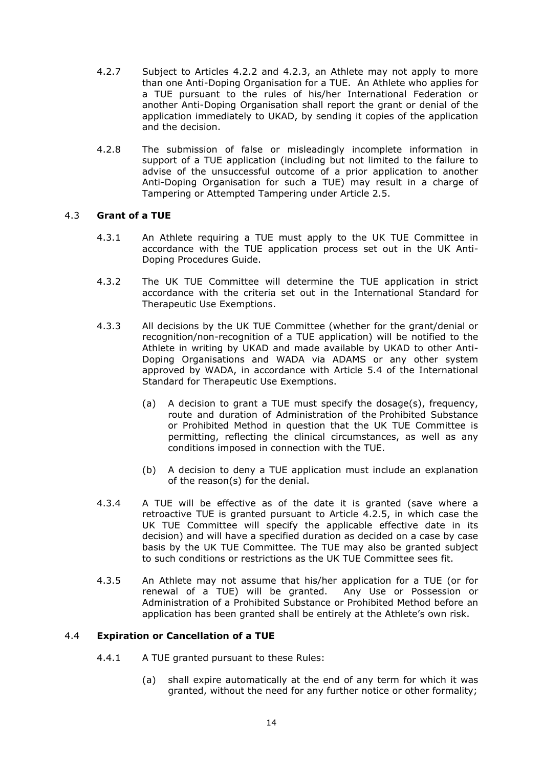4.2.7 Subject to Articles 4.2.2 and 4.2.3, an Athlete may not apply to more than one Anti-Doping Organisation for a TUE. An Athlete who applies for a TUE pursuant to the rules of his/her International Federation or another Anti-Doping Organisation shall report the grant or denial of the application immediately to UKAD, by sending it copies of the application and the decision.

4.2.8 The submission of false or misleadingly incomplete information in support of a TUE application (including but not limited to the failure to advise of the unsuccessful outcome of a prior application to another Anti-Doping Organisation for such a TUE) may result in a charge of Tampering or Attempted Tampering under Article 2.5.

## 4.3 Grant of a TUE

4.3.1 An Athlete requiring a TUE must apply to the UK TUE Committee in accordance with the TUE application process set out in the UK Anti-Doping Procedures Guide.

4.3.2 The UK TUE Committee will determine the TUE application in strict accordance with the criteria set out in the International Standard for Therapeutic Use Exemptions.

4.3.3 All decisions by the UK TUE Committee (whether for the grant/denial or recognition/non-recognition of a TUE application) will be notified to the Athlete in writing by UKAD and made available by UKAD to other Anti-Doping Organisations and WADA via ADAMS or any other system approved by WADA, in accordance with Article 5.4 of the International Standard for Therapeutic Use Exemptions.

(a) A decision to grant a TUE must specify the dosage(s), frequency, route and duration of Administration of the Prohibited Substance or Prohibited Method in question that the UK TUE Committee is permitting, reflecting the clinical circumstances, as well as any conditions imposed in connection with the TUE.

(b) A decision to deny a TUE application must include an explanation of the reason(s) for the denial.

4.3.4 A TUE will be effective as of the date it is granted (save where a retroactive TUE is granted pursuant to Article 4.2.5, in which case the UK TUE Committee will specify the applicable effective date in its decision) and will have a specified duration as decided on a case by case basis by the UK TUE Committee. The TUE may also be granted subject to such conditions or restrictions as the UK TUE Committee sees fit.

4.3.5 An Athlete may not assume that his/her application for a TUE (or for renewal of a TUE) will be granted. Any Use or Possession or Administration of a Prohibited Substance or Prohibited Method before an application has been granted shall be entirely at the Athlete's own risk.

## 4.4 Expiration or Cancellation of a TUE

4.4.1 A TUE granted pursuant to these Rules:

(a) shall expire automatically at the end of any term for which it was granted, without the need for any further notice or other formality;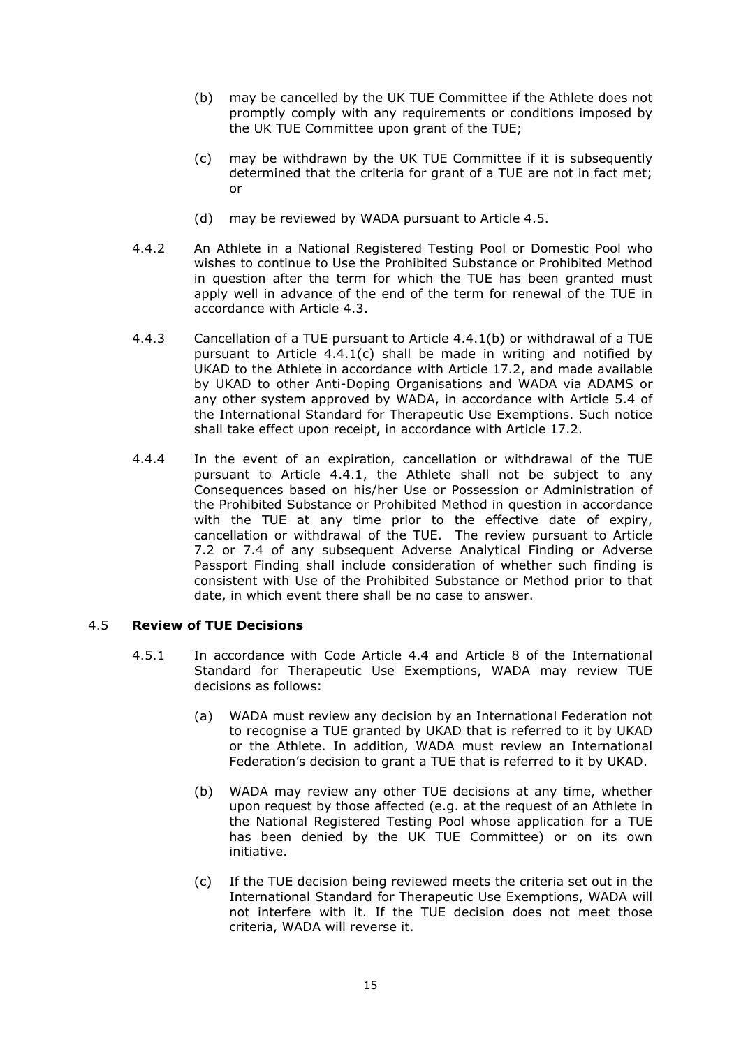(b) may be cancelled by the UK TUE Committee if the Athlete does not promptly comply with any requirements or conditions imposed by the UK TUE Committee upon grant of the TUE;

(c) may be withdrawn by the UK TUE Committee if it is subsequently determined that the criteria for grant of a TUE are not in fact met; or

(d) may be reviewed by WADA pursuant to Article 4.5.

4.4.2 An Athlete in a National Registered Testing Pool or Domestic Pool who wishes to continue to Use the Prohibited Substance or Prohibited Method in question after the term for which the TUE has been granted must apply well in advance of the end of the term for renewal of the TUE in accordance with Article 4.3.

4.4.3 Cancellation of a TUE pursuant to Article 4.4.1(b) or withdrawal of a TUE pursuant to Article 4.4.1(c) shall be made in writing and notified by UKAD to the Athlete in accordance with Article 17.2, and made available by UKAD to other Anti-Doping Organisations and WADA via ADAMS or any other system approved by WADA, in accordance with Article 5.4 of the International Standard for Therapeutic Use Exemptions. Such notice shall take effect upon receipt, in accordance with Article 17.2.

4.4.4 In the event of an expiration, cancellation or withdrawal of the TUE pursuant to Article 4.4.1, the Athlete shall not be subject to any Consequences based on his/her Use or Possession or Administration of the Prohibited Substance or Prohibited Method in question in accordance with the TUE at any time prior to the effective date of expiry, cancellation or withdrawal of the TUE. The review pursuant to Article 7.2 or 7.4 of any subsequent Adverse Analytical Finding or Adverse Passport Finding shall include consideration of whether such finding is consistent with Use of the Prohibited Substance or Method prior to that date, in which event there shall be no case to answer.

### 4.5 Review of TUE Decisions

4.5.1 In accordance with Code Article 4.4 and Article 8 of the International Standard for Therapeutic Use Exemptions, WADA may review TUE decisions as follows:

(a) WADA must review any decision by an International Federation not to recognise a TUE granted by UKAD that is referred to it by UKAD or the Athlete. In addition, WADA must review an International Federation's decision to grant a TUE that is referred to it by UKAD.

(b) WADA may review any other TUE decisions at any time, whether upon request by those affected (e.g. at the request of an Athlete in the National Registered Testing Pool whose application for a TUE has been denied by the UK TUE Committee) or on its own initiative.

(c) If the TUE decision being reviewed meets the criteria set out in the International Standard for Therapeutic Use Exemptions, WADA will not interfere with it. If the TUE decision does not meet those criteria, WADA will reverse it.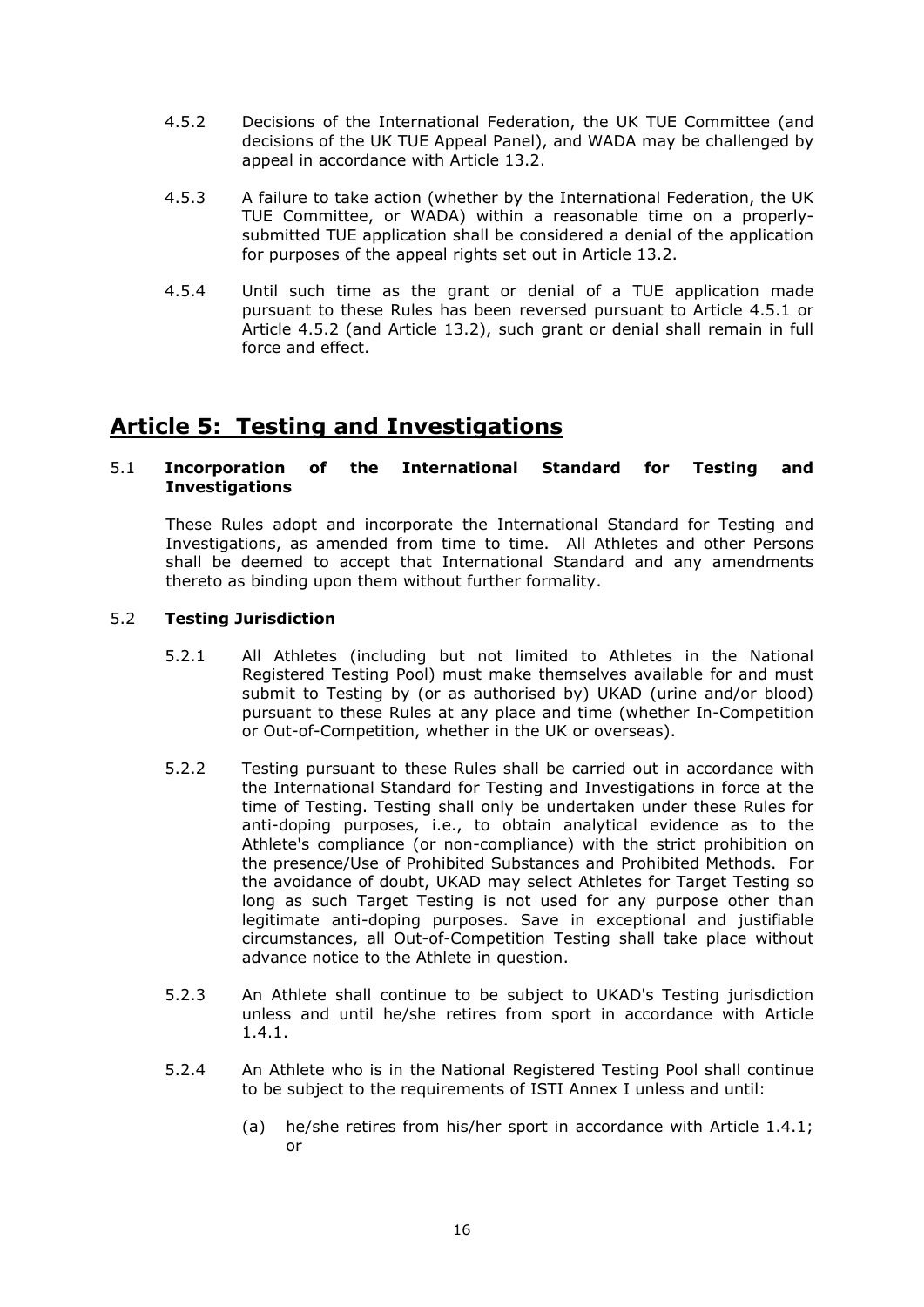4.5.2 Decisions of the International Federation, the UK TUE Committee (and decisions of the UK TUE Appeal Panel), and WADA may be challenged by appeal in accordance with Article 13.2.

4.5.3 A failure to take action (whether by the International Federation, the UK TUE Committee, or WADA) within a reasonable time on a properly-submitted TUE application shall be considered a denial of the application for purposes of the appeal rights set out in Article 13.2.

4.5.4 Until such time as the grant or denial of a TUE application made pursuant to these Rules has been reversed pursuant to Article 4.5.1 or Article 4.5.2 (and Article 13.2), such grant or denial shall remain in full force and effect.

## Article 5: Testing and Investigations

5.1 **Incorporation of the International Standard for Testing and Investigations**

These Rules adopt and incorporate the International Standard for Testing and Investigations, as amended from time to time. All Athletes and other Persons shall be deemed to accept that International Standard and any amendments thereto as binding upon them without further formality.

5.2 **Testing Jurisdiction**

5.2.1 All Athletes (including but not limited to Athletes in the National Registered Testing Pool) must make themselves available for and must submit to Testing by (or as authorised by) UKAD (urine and/or blood) pursuant to these Rules at any place and time (whether In-Competition or Out-of-Competition, whether in the UK or overseas).

5.2.2 Testing pursuant to these Rules shall be carried out in accordance with the International Standard for Testing and Investigations in force at the time of Testing. Testing shall only be undertaken under these Rules for anti-doping purposes, i.e., to obtain analytical evidence as to the Athlete's compliance (or non-compliance) with the strict prohibition on the presence/Use of Prohibited Substances and Prohibited Methods. For the avoidance of doubt, UKAD may select Athletes for Target Testing so long as such Target Testing is not used for any purpose other than legitimate anti-doping purposes. Save in exceptional and justifiable circumstances, all Out-of-Competition Testing shall take place without advance notice to the Athlete in question.

5.2.3 An Athlete shall continue to be subject to UKAD's Testing jurisdiction unless and until he/she retires from sport in accordance with Article 1.4.1.

5.2.4 An Athlete who is in the National Registered Testing Pool shall continue to be subject to the requirements of ISTI Annex I unless and until:

(a) he/she retires from his/her sport in accordance with Article 1.4.1; or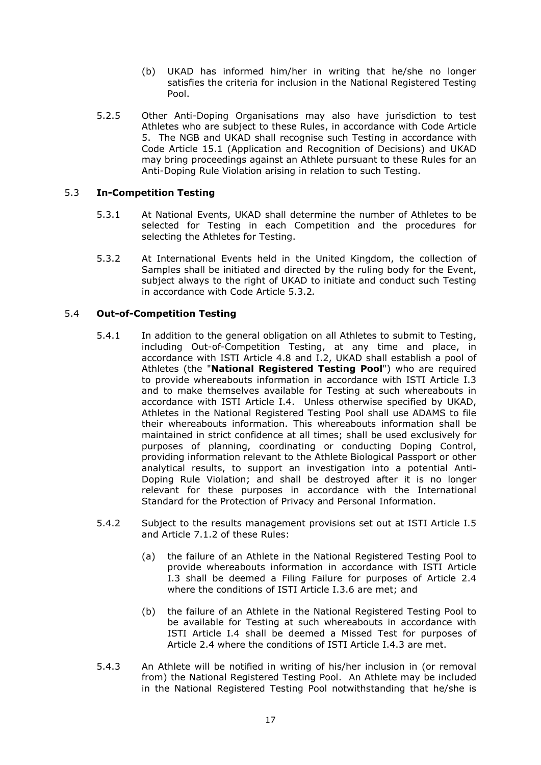(b) UKAD has informed him/her in writing that he/she no longer satisfies the criteria for inclusion in the National Registered Testing Pool.

5.2.5 Other Anti-Doping Organisations may also have jurisdiction to test Athletes who are subject to these Rules, in accordance with Code Article 5. The NGB and UKAD shall recognise such Testing in accordance with Code Article 15.1 (Application and Recognition of Decisions) and UKAD may bring proceedings against an Athlete pursuant to these Rules for an Anti-Doping Rule Violation arising in relation to such Testing.

## 5.3 In-Competition Testing

5.3.1 At National Events, UKAD shall determine the number of Athletes to be selected for Testing in each Competition and the procedures for selecting the Athletes for Testing.

5.3.2 At International Events held in the United Kingdom, the collection of Samples shall be initiated and directed by the ruling body for the Event, subject always to the right of UKAD to initiate and conduct such Testing in accordance with Code Article 5.3.2*.*

## 5.4 Out-of-Competition Testing

5.4.1 In addition to the general obligation on all Athletes to submit to Testing, including Out-of-Competition Testing, at any time and place, in accordance with ISTI Article 4.8 and I.2, UKAD shall establish a pool of Athletes (the "**National Registered Testing Pool**") who are required to provide whereabouts information in accordance with ISTI Article I.3 and to make themselves available for Testing at such whereabouts in accordance with ISTI Article I.4. Unless otherwise specified by UKAD, Athletes in the National Registered Testing Pool shall use ADAMS to file their whereabouts information. This whereabouts information shall be maintained in strict confidence at all times; shall be used exclusively for purposes of planning, coordinating or conducting Doping Control, providing information relevant to the Athlete Biological Passport or other analytical results, to support an investigation into a potential Anti-Doping Rule Violation; and shall be destroyed after it is no longer relevant for these purposes in accordance with the International Standard for the Protection of Privacy and Personal Information.

5.4.2 Subject to the results management provisions set out at ISTI Article I.5 and Article 7.1.2 of these Rules:

(a) the failure of an Athlete in the National Registered Testing Pool to provide whereabouts information in accordance with ISTI Article I.3 shall be deemed a Filing Failure for purposes of Article 2.4 where the conditions of ISTI Article I.3.6 are met; and

(b) the failure of an Athlete in the National Registered Testing Pool to be available for Testing at such whereabouts in accordance with ISTI Article I.4 shall be deemed a Missed Test for purposes of Article 2.4 where the conditions of ISTI Article I.4.3 are met.

5.4.3 An Athlete will be notified in writing of his/her inclusion in (or removal from) the National Registered Testing Pool. An Athlete may be included in the National Registered Testing Pool notwithstanding that he/she is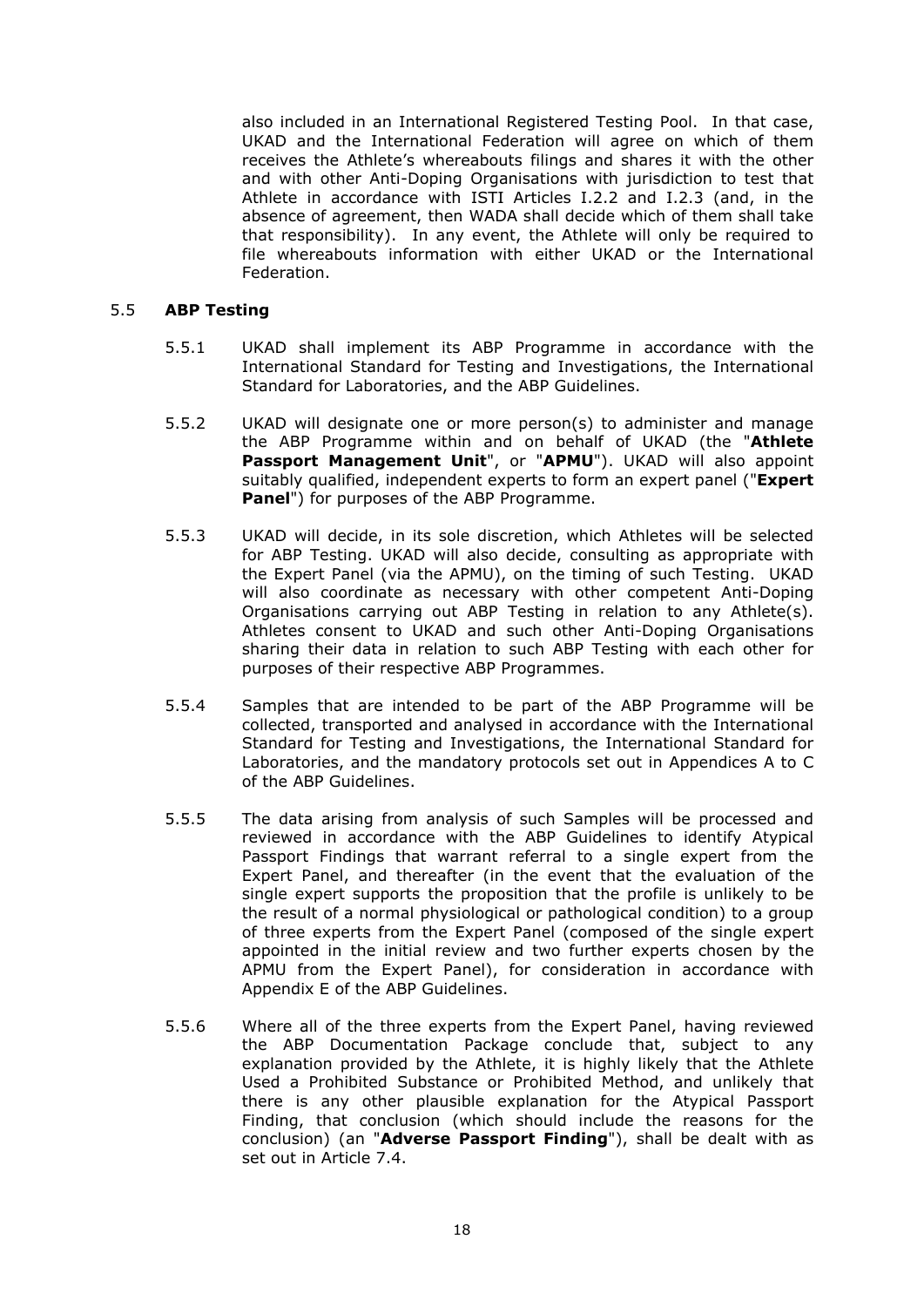also included in an International Registered Testing Pool. In that case, UKAD and the International Federation will agree on which of them receives the Athlete's whereabouts filings and shares it with the other and with other Anti-Doping Organisations with jurisdiction to test that Athlete in accordance with ISTI Articles I.2.2 and I.2.3 (and, in the absence of agreement, then WADA shall decide which of them shall take that responsibility). In any event, the Athlete will only be required to file whereabouts information with either UKAD or the International Federation.

5.5 **ABP Testing**

5.5.1 UKAD shall implement its ABP Programme in accordance with the International Standard for Testing and Investigations, the International Standard for Laboratories, and the ABP Guidelines.

5.5.2 UKAD will designate one or more person(s) to administer and manage the ABP Programme within and on behalf of UKAD (the "**Athlete Passport Management Unit**", or "**APMU**"). UKAD will also appoint suitably qualified, independent experts to form an expert panel ("**Expert Panel**") for purposes of the ABP Programme.

5.5.3 UKAD will decide, in its sole discretion, which Athletes will be selected for ABP Testing. UKAD will also decide, consulting as appropriate with the Expert Panel (via the APMU), on the timing of such Testing. UKAD will also coordinate as necessary with other competent Anti-Doping Organisations carrying out ABP Testing in relation to any Athlete(s). Athletes consent to UKAD and such other Anti-Doping Organisations sharing their data in relation to such ABP Testing with each other for purposes of their respective ABP Programmes.

5.5.4 Samples that are intended to be part of the ABP Programme will be collected, transported and analysed in accordance with the International Standard for Testing and Investigations, the International Standard for Laboratories, and the mandatory protocols set out in Appendices A to C of the ABP Guidelines.

5.5.5 The data arising from analysis of such Samples will be processed and reviewed in accordance with the ABP Guidelines to identify Atypical Passport Findings that warrant referral to a single expert from the Expert Panel, and thereafter (in the event that the evaluation of the single expert supports the proposition that the profile is unlikely to be the result of a normal physiological or pathological condition) to a group of three experts from the Expert Panel (composed of the single expert appointed in the initial review and two further experts chosen by the APMU from the Expert Panel), for consideration in accordance with Appendix E of the ABP Guidelines.

5.5.6 Where all of the three experts from the Expert Panel, having reviewed the ABP Documentation Package conclude that, subject to any explanation provided by the Athlete, it is highly likely that the Athlete Used a Prohibited Substance or Prohibited Method, and unlikely that there is any other plausible explanation for the Atypical Passport Finding, that conclusion (which should include the reasons for the conclusion) (an "**Adverse Passport Finding**"), shall be dealt with as set out in Article 7.4.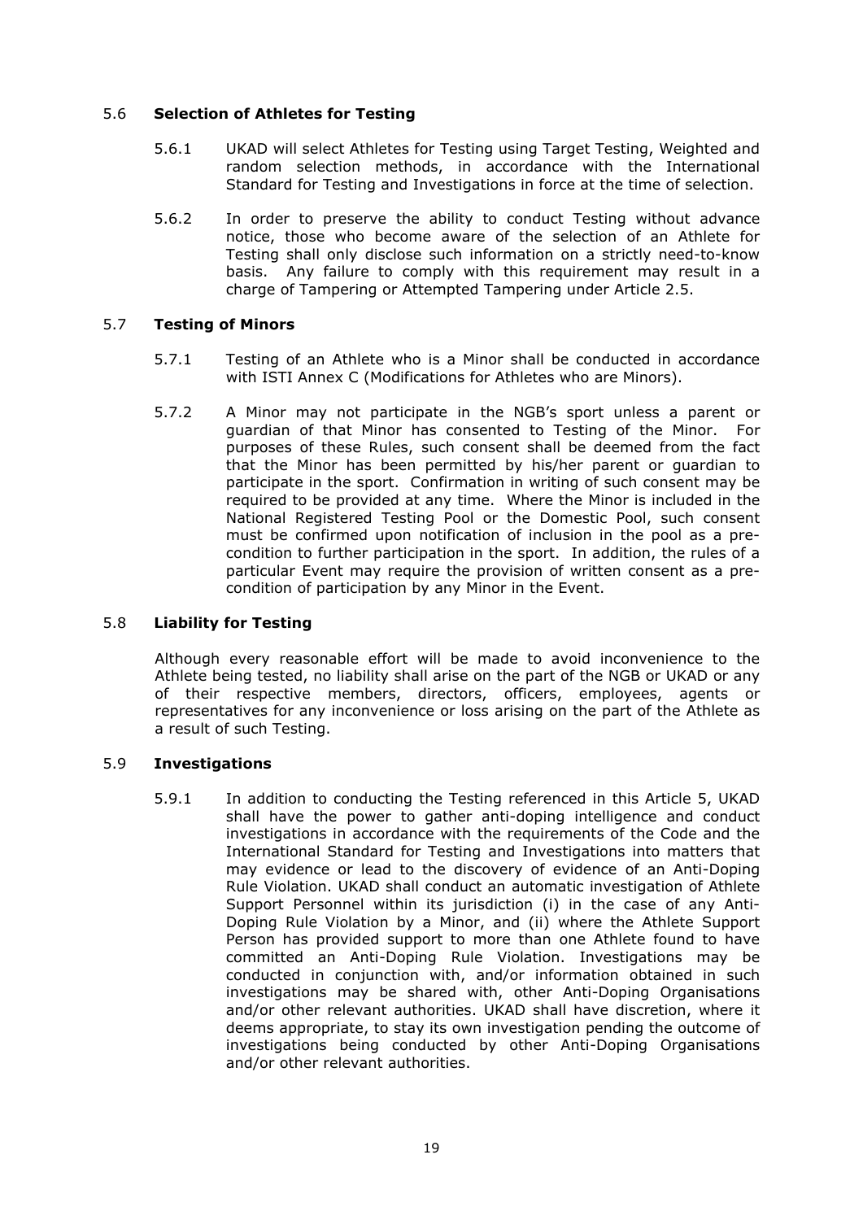### 5.6 Selection of Athletes for Testing

5.6.1 UKAD will select Athletes for Testing using Target Testing, Weighted and random selection methods, in accordance with the International Standard for Testing and Investigations in force at the time of selection.

5.6.2 In order to preserve the ability to conduct Testing without advance notice, those who become aware of the selection of an Athlete for Testing shall only disclose such information on a strictly need-to-know basis. Any failure to comply with this requirement may result in a charge of Tampering or Attempted Tampering under Article 2.5.

### 5.7 Testing of Minors

5.7.1 Testing of an Athlete who is a Minor shall be conducted in accordance with ISTI Annex C (Modifications for Athletes who are Minors).

5.7.2 A Minor may not participate in the NGB's sport unless a parent or guardian of that Minor has consented to Testing of the Minor. For purposes of these Rules, such consent shall be deemed from the fact that the Minor has been permitted by his/her parent or guardian to participate in the sport. Confirmation in writing of such consent may be required to be provided at any time. Where the Minor is included in the National Registered Testing Pool or the Domestic Pool, such consent must be confirmed upon notification of inclusion in the pool as a pre-condition to further participation in the sport. In addition, the rules of a particular Event may require the provision of written consent as a pre-condition of participation by any Minor in the Event.

### 5.8 Liability for Testing

Although every reasonable effort will be made to avoid inconvenience to the Athlete being tested, no liability shall arise on the part of the NGB or UKAD or any of their respective members, directors, officers, employees, agents or representatives for any inconvenience or loss arising on the part of the Athlete as a result of such Testing.

### 5.9 Investigations

5.9.1 In addition to conducting the Testing referenced in this Article 5, UKAD shall have the power to gather anti-doping intelligence and conduct investigations in accordance with the requirements of the Code and the International Standard for Testing and Investigations into matters that may evidence or lead to the discovery of evidence of an Anti-Doping Rule Violation. UKAD shall conduct an automatic investigation of Athlete Support Personnel within its jurisdiction (i) in the case of any Anti-Doping Rule Violation by a Minor, and (ii) where the Athlete Support Person has provided support to more than one Athlete found to have committed an Anti-Doping Rule Violation. Investigations may be conducted in conjunction with, and/or information obtained in such investigations may be shared with, other Anti-Doping Organisations and/or other relevant authorities. UKAD shall have discretion, where it deems appropriate, to stay its own investigation pending the outcome of investigations being conducted by other Anti-Doping Organisations and/or other relevant authorities.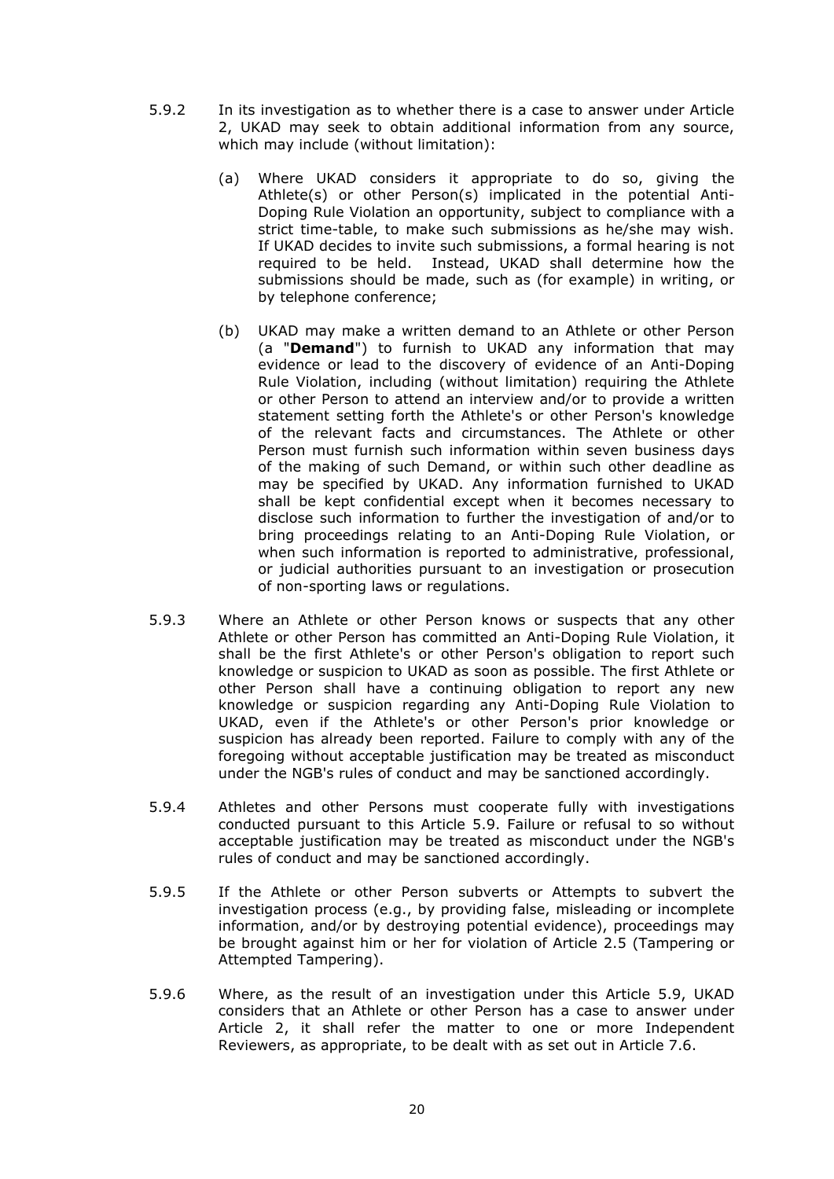5.9.2 In its investigation as to whether there is a case to answer under Article 2, UKAD may seek to obtain additional information from any source, which may include (without limitation):

(a) Where UKAD considers it appropriate to do so, giving the Athlete(s) or other Person(s) implicated in the potential Anti-Doping Rule Violation an opportunity, subject to compliance with a strict time-table, to make such submissions as he/she may wish. If UKAD decides to invite such submissions, a formal hearing is not required to be held. Instead, UKAD shall determine how the submissions should be made, such as (for example) in writing, or by telephone conference;

(b) UKAD may make a written demand to an Athlete or other Person (a "**Demand**") to furnish to UKAD any information that may evidence or lead to the discovery of evidence of an Anti-Doping Rule Violation, including (without limitation) requiring the Athlete or other Person to attend an interview and/or to provide a written statement setting forth the Athlete's or other Person's knowledge of the relevant facts and circumstances. The Athlete or other Person must furnish such information within seven business days of the making of such Demand, or within such other deadline as may be specified by UKAD. Any information furnished to UKAD shall be kept confidential except when it becomes necessary to disclose such information to further the investigation of and/or to bring proceedings relating to an Anti-Doping Rule Violation, or when such information is reported to administrative, professional, or judicial authorities pursuant to an investigation or prosecution of non-sporting laws or regulations.

5.9.3 Where an Athlete or other Person knows or suspects that any other Athlete or other Person has committed an Anti-Doping Rule Violation, it shall be the first Athlete's or other Person's obligation to report such knowledge or suspicion to UKAD as soon as possible. The first Athlete or other Person shall have a continuing obligation to report any new knowledge or suspicion regarding any Anti-Doping Rule Violation to UKAD, even if the Athlete's or other Person's prior knowledge or suspicion has already been reported. Failure to comply with any of the foregoing without acceptable justification may be treated as misconduct under the NGB's rules of conduct and may be sanctioned accordingly.

5.9.4 Athletes and other Persons must cooperate fully with investigations conducted pursuant to this Article 5.9. Failure or refusal to so without acceptable justification may be treated as misconduct under the NGB's rules of conduct and may be sanctioned accordingly.

5.9.5 If the Athlete or other Person subverts or Attempts to subvert the investigation process (e.g., by providing false, misleading or incomplete information, and/or by destroying potential evidence), proceedings may be brought against him or her for violation of Article 2.5 (Tampering or Attempted Tampering).

5.9.6 Where, as the result of an investigation under this Article 5.9, UKAD considers that an Athlete or other Person has a case to answer under Article 2, it shall refer the matter to one or more Independent Reviewers, as appropriate, to be dealt with as set out in Article 7.6.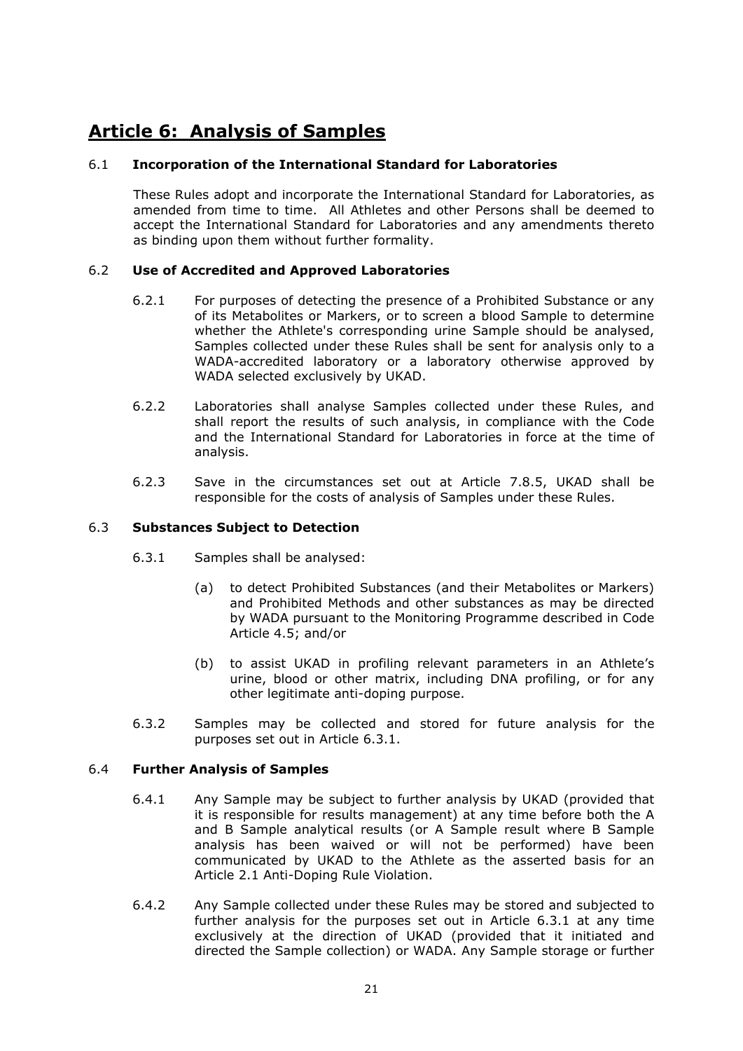## Article 6: Analysis of Samples

6.1 **Incorporation of the International Standard for Laboratories**

These Rules adopt and incorporate the International Standard for Laboratories, as amended from time to time. All Athletes and other Persons shall be deemed to accept the International Standard for Laboratories and any amendments thereto as binding upon them without further formality.

6.2 **Use of Accredited and Approved Laboratories**

6.2.1 For purposes of detecting the presence of a Prohibited Substance or any of its Metabolites or Markers, or to screen a blood Sample to determine whether the Athlete's corresponding urine Sample should be analysed, Samples collected under these Rules shall be sent for analysis only to a WADA-accredited laboratory or a laboratory otherwise approved by WADA selected exclusively by UKAD.

6.2.2 Laboratories shall analyse Samples collected under these Rules, and shall report the results of such analysis, in compliance with the Code and the International Standard for Laboratories in force at the time of analysis.

6.2.3 Save in the circumstances set out at Article 7.8.5, UKAD shall be responsible for the costs of analysis of Samples under these Rules.

6.3 **Substances Subject to Detection**

6.3.1 Samples shall be analysed:

(a) to detect Prohibited Substances (and their Metabolites or Markers) and Prohibited Methods and other substances as may be directed by WADA pursuant to the Monitoring Programme described in Code Article 4.5; and/or

(b) to assist UKAD in profiling relevant parameters in an Athlete's urine, blood or other matrix, including DNA profiling, or for any other legitimate anti-doping purpose.

6.3.2 Samples may be collected and stored for future analysis for the purposes set out in Article 6.3.1.

6.4 **Further Analysis of Samples**

6.4.1 Any Sample may be subject to further analysis by UKAD (provided that it is responsible for results management) at any time before both the A and B Sample analytical results (or A Sample result where B Sample analysis has been waived or will not be performed) have been communicated by UKAD to the Athlete as the asserted basis for an Article 2.1 Anti-Doping Rule Violation.

6.4.2 Any Sample collected under these Rules may be stored and subjected to further analysis for the purposes set out in Article 6.3.1 at any time exclusively at the direction of UKAD (provided that it initiated and directed the Sample collection) or WADA. Any Sample storage or further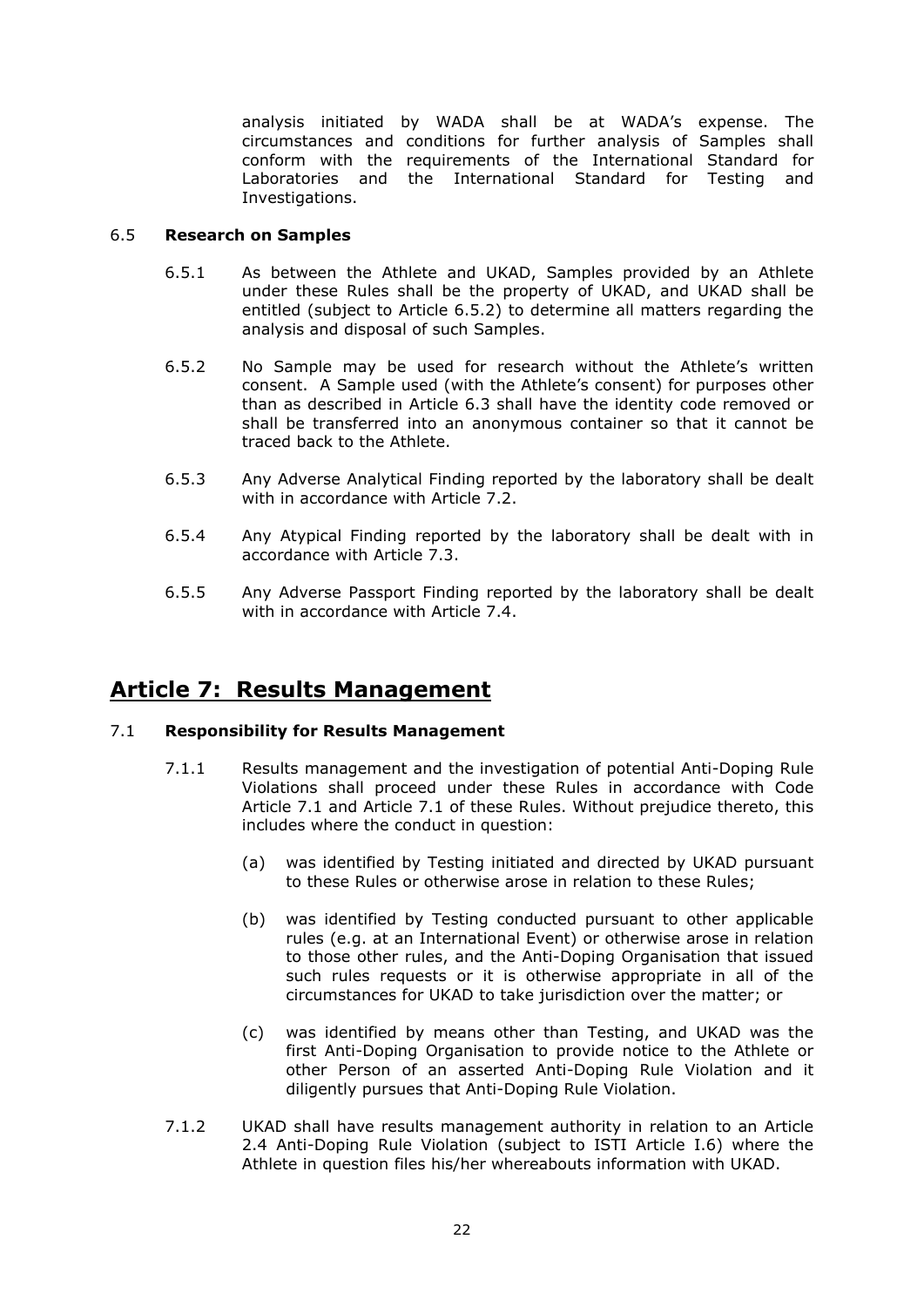analysis initiated by WADA shall be at WADA's expense. The circumstances and conditions for further analysis of Samples shall conform with the requirements of the International Standard for Laboratories and the International Standard for Testing and Investigations.

### 6.5 **Research on Samples**

6.5.1 As between the Athlete and UKAD, Samples provided by an Athlete under these Rules shall be the property of UKAD, and UKAD shall be entitled (subject to Article 6.5.2) to determine all matters regarding the analysis and disposal of such Samples.

6.5.2 No Sample may be used for research without the Athlete's written consent. A Sample used (with the Athlete's consent) for purposes other than as described in Article 6.3 shall have the identity code removed or shall be transferred into an anonymous container so that it cannot be traced back to the Athlete.

6.5.3 Any Adverse Analytical Finding reported by the laboratory shall be dealt with in accordance with Article 7.2.

6.5.4 Any Atypical Finding reported by the laboratory shall be dealt with in accordance with Article 7.3.

6.5.5 Any Adverse Passport Finding reported by the laboratory shall be dealt with in accordance with Article 7.4.

## Article 7: Results Management

### 7.1 **Responsibility for Results Management**

7.1.1 Results management and the investigation of potential Anti-Doping Rule Violations shall proceed under these Rules in accordance with Code Article 7.1 and Article 7.1 of these Rules. Without prejudice thereto, this includes where the conduct in question:

(a) was identified by Testing initiated and directed by UKAD pursuant to these Rules or otherwise arose in relation to these Rules;

(b) was identified by Testing conducted pursuant to other applicable rules (e.g. at an International Event) or otherwise arose in relation to those other rules, and the Anti-Doping Organisation that issued such rules requests or it is otherwise appropriate in all of the circumstances for UKAD to take jurisdiction over the matter; or

(c) was identified by means other than Testing, and UKAD was the first Anti-Doping Organisation to provide notice to the Athlete or other Person of an asserted Anti-Doping Rule Violation and it diligently pursues that Anti-Doping Rule Violation.

7.1.2 UKAD shall have results management authority in relation to an Article 2.4 Anti-Doping Rule Violation (subject to ISTI Article I.6) where the Athlete in question files his/her whereabouts information with UKAD.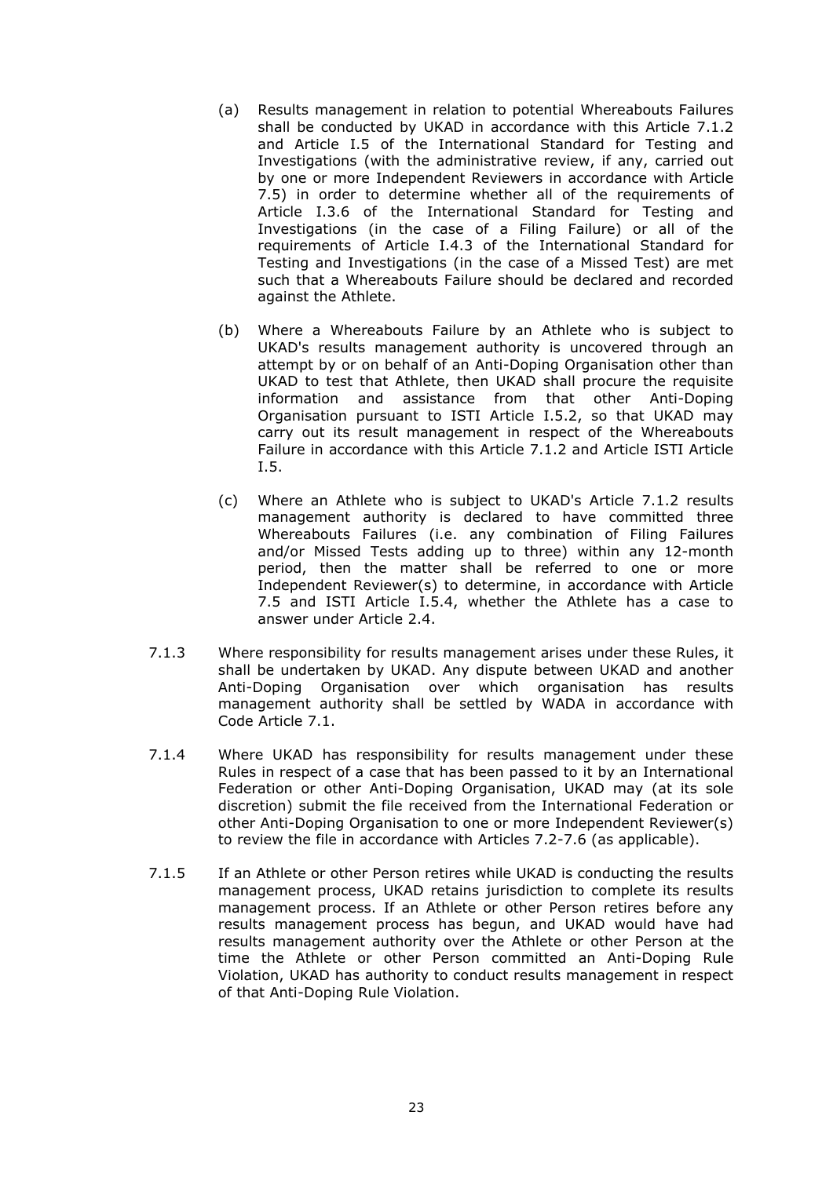(a) Results management in relation to potential Whereabouts Failures shall be conducted by UKAD in accordance with this Article 7.1.2 and Article I.5 of the International Standard for Testing and Investigations (with the administrative review, if any, carried out by one or more Independent Reviewers in accordance with Article 7.5) in order to determine whether all of the requirements of Article I.3.6 of the International Standard for Testing and Investigations (in the case of a Filing Failure) or all of the requirements of Article I.4.3 of the International Standard for Testing and Investigations (in the case of a Missed Test) are met such that a Whereabouts Failure should be declared and recorded against the Athlete.

(b) Where a Whereabouts Failure by an Athlete who is subject to UKAD's results management authority is uncovered through an attempt by or on behalf of an Anti-Doping Organisation other than UKAD to test that Athlete, then UKAD shall procure the requisite information and assistance from that other Anti-Doping Organisation pursuant to ISTI Article I.5.2, so that UKAD may carry out its result management in respect of the Whereabouts Failure in accordance with this Article 7.1.2 and Article ISTI Article I.5.

(c) Where an Athlete who is subject to UKAD's Article 7.1.2 results management authority is declared to have committed three Whereabouts Failures (i.e. any combination of Filing Failures and/or Missed Tests adding up to three) within any 12-month period, then the matter shall be referred to one or more Independent Reviewer(s) to determine, in accordance with Article 7.5 and ISTI Article I.5.4, whether the Athlete has a case to answer under Article 2.4.

7.1.3 Where responsibility for results management arises under these Rules, it shall be undertaken by UKAD. Any dispute between UKAD and another Anti-Doping Organisation over which organisation has results management authority shall be settled by WADA in accordance with Code Article 7.1.

7.1.4 Where UKAD has responsibility for results management under these Rules in respect of a case that has been passed to it by an International Federation or other Anti-Doping Organisation, UKAD may (at its sole discretion) submit the file received from the International Federation or other Anti-Doping Organisation to one or more Independent Reviewer(s) to review the file in accordance with Articles 7.2-7.6 (as applicable).

7.1.5 If an Athlete or other Person retires while UKAD is conducting the results management process, UKAD retains jurisdiction to complete its results management process. If an Athlete or other Person retires before any results management process has begun, and UKAD would have had results management authority over the Athlete or other Person at the time the Athlete or other Person committed an Anti-Doping Rule Violation, UKAD has authority to conduct results management in respect of that Anti-Doping Rule Violation.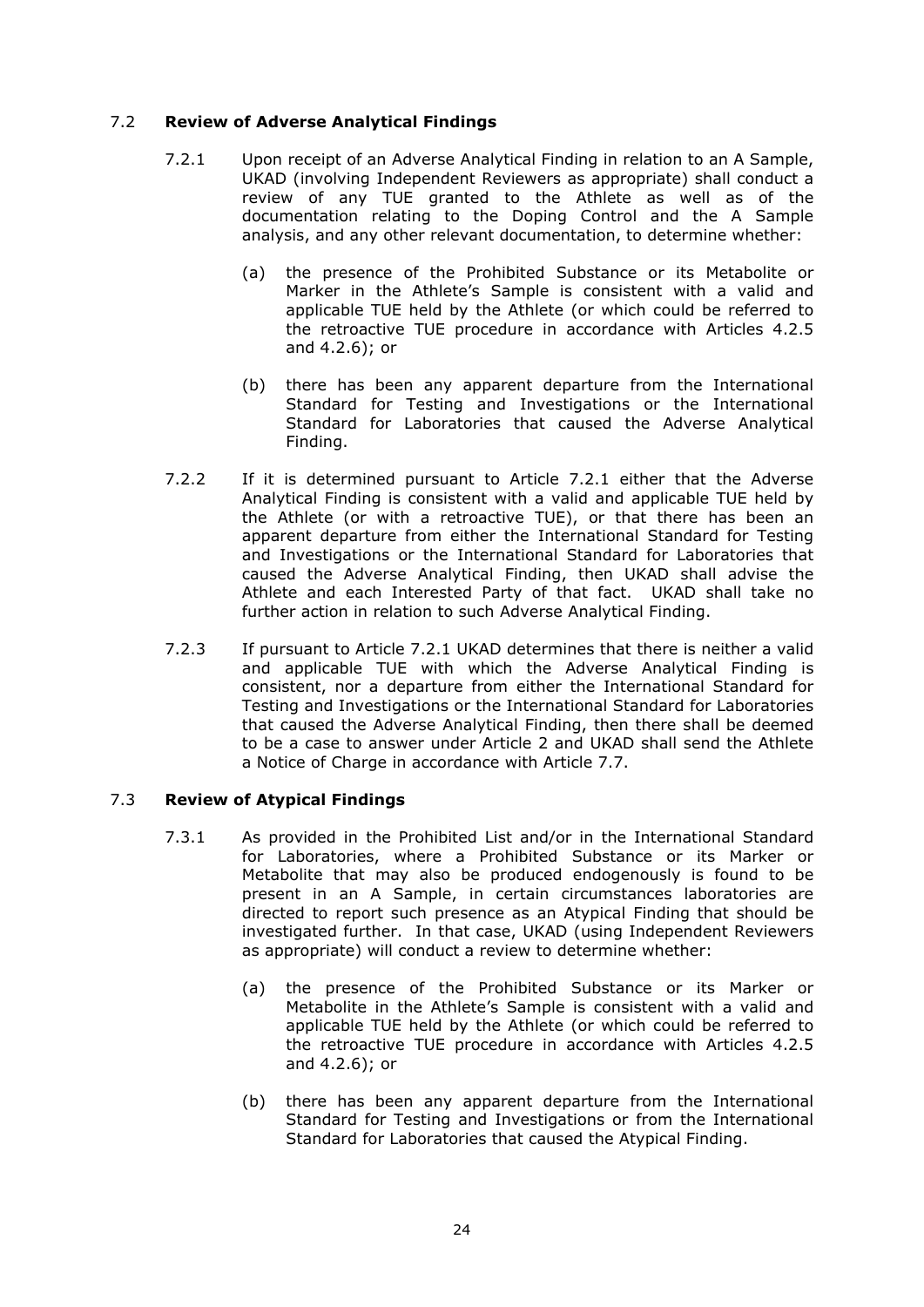### 7.2 **Review of Adverse Analytical Findings**

7.2.1 Upon receipt of an Adverse Analytical Finding in relation to an A Sample, UKAD (involving Independent Reviewers as appropriate) shall conduct a review of any TUE granted to the Athlete as well as of the documentation relating to the Doping Control and the A Sample analysis, and any other relevant documentation, to determine whether:

(a) the presence of the Prohibited Substance or its Metabolite or Marker in the Athlete's Sample is consistent with a valid and applicable TUE held by the Athlete (or which could be referred to the retroactive TUE procedure in accordance with Articles 4.2.5 and 4.2.6); or

(b) there has been any apparent departure from the International Standard for Testing and Investigations or the International Standard for Laboratories that caused the Adverse Analytical Finding.

7.2.2 If it is determined pursuant to Article 7.2.1 either that the Adverse Analytical Finding is consistent with a valid and applicable TUE held by the Athlete (or with a retroactive TUE), or that there has been an apparent departure from either the International Standard for Testing and Investigations or the International Standard for Laboratories that caused the Adverse Analytical Finding, then UKAD shall advise the Athlete and each Interested Party of that fact. UKAD shall take no further action in relation to such Adverse Analytical Finding.

7.2.3 If pursuant to Article 7.2.1 UKAD determines that there is neither a valid and applicable TUE with which the Adverse Analytical Finding is consistent, nor a departure from either the International Standard for Testing and Investigations or the International Standard for Laboratories that caused the Adverse Analytical Finding, then there shall be deemed to be a case to answer under Article 2 and UKAD shall send the Athlete a Notice of Charge in accordance with Article 7.7.

### 7.3 **Review of Atypical Findings**

7.3.1 As provided in the Prohibited List and/or in the International Standard for Laboratories, where a Prohibited Substance or its Marker or Metabolite that may also be produced endogenously is found to be present in an A Sample, in certain circumstances laboratories are directed to report such presence as an Atypical Finding that should be investigated further. In that case, UKAD (using Independent Reviewers as appropriate) will conduct a review to determine whether:

(a) the presence of the Prohibited Substance or its Marker or Metabolite in the Athlete's Sample is consistent with a valid and applicable TUE held by the Athlete (or which could be referred to the retroactive TUE procedure in accordance with Articles 4.2.5 and 4.2.6); or

(b) there has been any apparent departure from the International Standard for Testing and Investigations or from the International Standard for Laboratories that caused the Atypical Finding.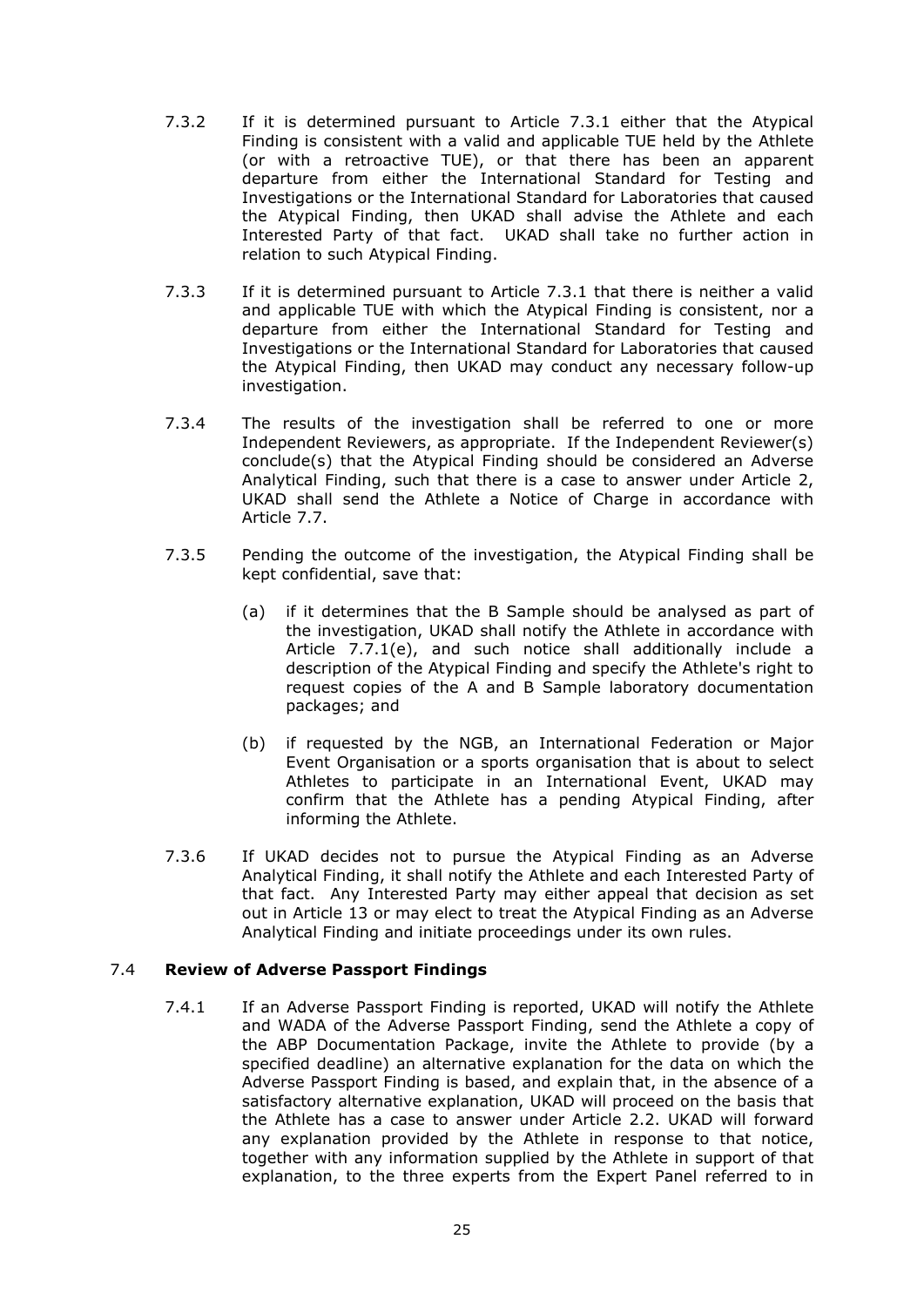7.3.2 If it is determined pursuant to Article 7.3.1 either that the Atypical Finding is consistent with a valid and applicable TUE held by the Athlete (or with a retroactive TUE), or that there has been an apparent departure from either the International Standard for Testing and Investigations or the International Standard for Laboratories that caused the Atypical Finding, then UKAD shall advise the Athlete and each Interested Party of that fact. UKAD shall take no further action in relation to such Atypical Finding.

7.3.3 If it is determined pursuant to Article 7.3.1 that there is neither a valid and applicable TUE with which the Atypical Finding is consistent, nor a departure from either the International Standard for Testing and Investigations or the International Standard for Laboratories that caused the Atypical Finding, then UKAD may conduct any necessary follow-up investigation.

7.3.4 The results of the investigation shall be referred to one or more Independent Reviewers, as appropriate. If the Independent Reviewer(s) conclude(s) that the Atypical Finding should be considered an Adverse Analytical Finding, such that there is a case to answer under Article 2, UKAD shall send the Athlete a Notice of Charge in accordance with Article 7.7.

7.3.5 Pending the outcome of the investigation, the Atypical Finding shall be kept confidential, save that:

(a) if it determines that the B Sample should be analysed as part of the investigation, UKAD shall notify the Athlete in accordance with Article 7.7.1(e), and such notice shall additionally include a description of the Atypical Finding and specify the Athlete's right to request copies of the A and B Sample laboratory documentation packages; and

(b) if requested by the NGB, an International Federation or Major Event Organisation or a sports organisation that is about to select Athletes to participate in an International Event, UKAD may confirm that the Athlete has a pending Atypical Finding, after informing the Athlete.

7.3.6 If UKAD decides not to pursue the Atypical Finding as an Adverse Analytical Finding, it shall notify the Athlete and each Interested Party of that fact. Any Interested Party may either appeal that decision as set out in Article 13 or may elect to treat the Atypical Finding as an Adverse Analytical Finding and initiate proceedings under its own rules.

### 7.4 **Review of Adverse Passport Findings**

7.4.1 If an Adverse Passport Finding is reported, UKAD will notify the Athlete and WADA of the Adverse Passport Finding, send the Athlete a copy of the ABP Documentation Package, invite the Athlete to provide (by a specified deadline) an alternative explanation for the data on which the Adverse Passport Finding is based, and explain that, in the absence of a satisfactory alternative explanation, UKAD will proceed on the basis that the Athlete has a case to answer under Article 2.2. UKAD will forward any explanation provided by the Athlete in response to that notice, together with any information supplied by the Athlete in support of that explanation, to the three experts from the Expert Panel referred to in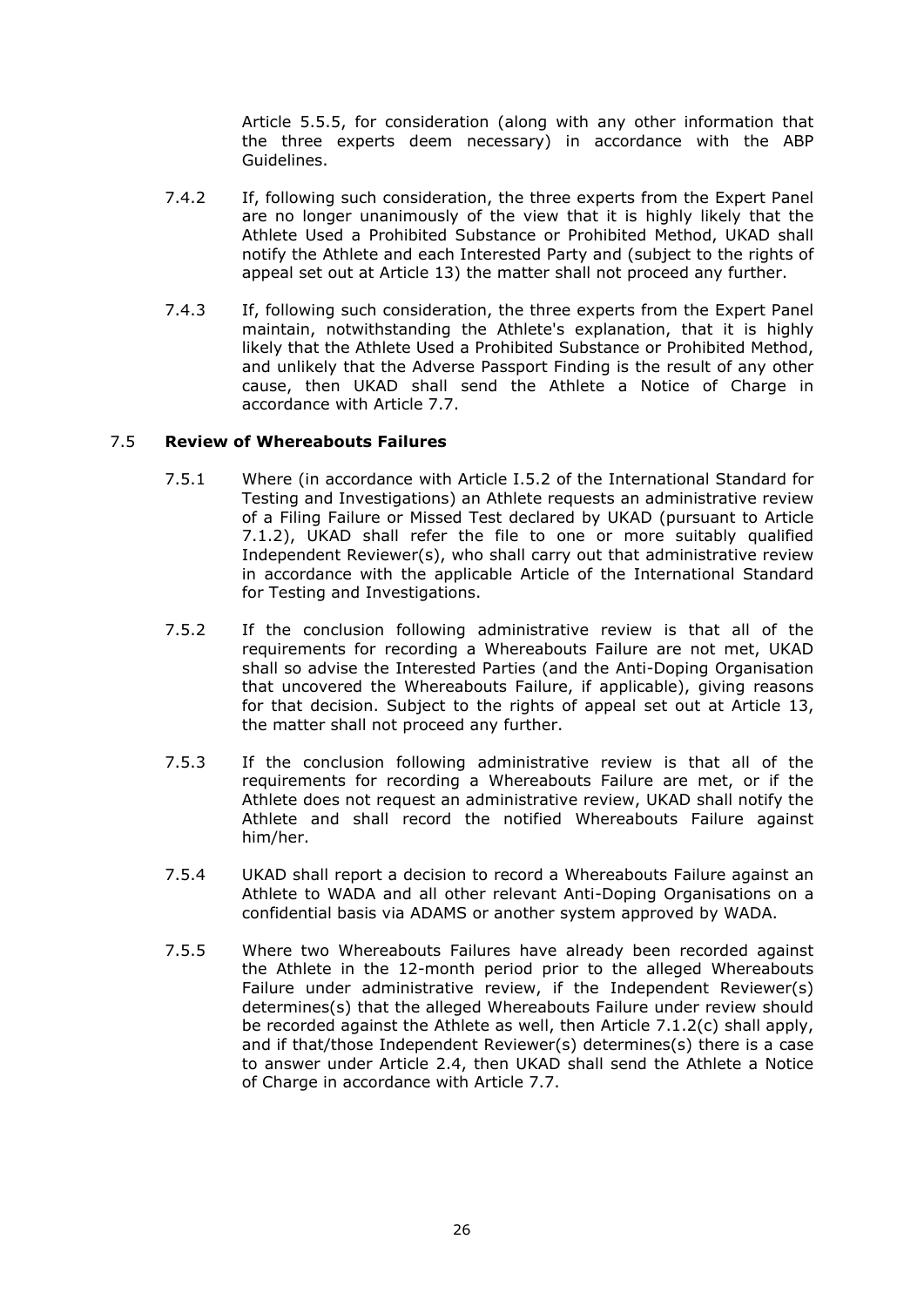Article 5.5.5, for consideration (along with any other information that the three experts deem necessary) in accordance with the ABP Guidelines.

7.4.2 If, following such consideration, the three experts from the Expert Panel are no longer unanimously of the view that it is highly likely that the Athlete Used a Prohibited Substance or Prohibited Method, UKAD shall notify the Athlete and each Interested Party and (subject to the rights of appeal set out at Article 13) the matter shall not proceed any further.

7.4.3 If, following such consideration, the three experts from the Expert Panel maintain, notwithstanding the Athlete's explanation, that it is highly likely that the Athlete Used a Prohibited Substance or Prohibited Method, and unlikely that the Adverse Passport Finding is the result of any other cause, then UKAD shall send the Athlete a Notice of Charge in accordance with Article 7.7.

### 7.5 **Review of Whereabouts Failures**

7.5.1 Where (in accordance with Article I.5.2 of the International Standard for Testing and Investigations) an Athlete requests an administrative review of a Filing Failure or Missed Test declared by UKAD (pursuant to Article 7.1.2), UKAD shall refer the file to one or more suitably qualified Independent Reviewer(s), who shall carry out that administrative review in accordance with the applicable Article of the International Standard for Testing and Investigations.

7.5.2 If the conclusion following administrative review is that all of the requirements for recording a Whereabouts Failure are not met, UKAD shall so advise the Interested Parties (and the Anti-Doping Organisation that uncovered the Whereabouts Failure, if applicable), giving reasons for that decision. Subject to the rights of appeal set out at Article 13, the matter shall not proceed any further.

7.5.3 If the conclusion following administrative review is that all of the requirements for recording a Whereabouts Failure are met, or if the Athlete does not request an administrative review, UKAD shall notify the Athlete and shall record the notified Whereabouts Failure against him/her.

7.5.4 UKAD shall report a decision to record a Whereabouts Failure against an Athlete to WADA and all other relevant Anti-Doping Organisations on a confidential basis via ADAMS or another system approved by WADA.

7.5.5 Where two Whereabouts Failures have already been recorded against the Athlete in the 12-month period prior to the alleged Whereabouts Failure under administrative review, if the Independent Reviewer(s) determines(s) that the alleged Whereabouts Failure under review should be recorded against the Athlete as well, then Article 7.1.2(c) shall apply, and if that/those Independent Reviewer(s) determines(s) there is a case to answer under Article 2.4, then UKAD shall send the Athlete a Notice of Charge in accordance with Article 7.7.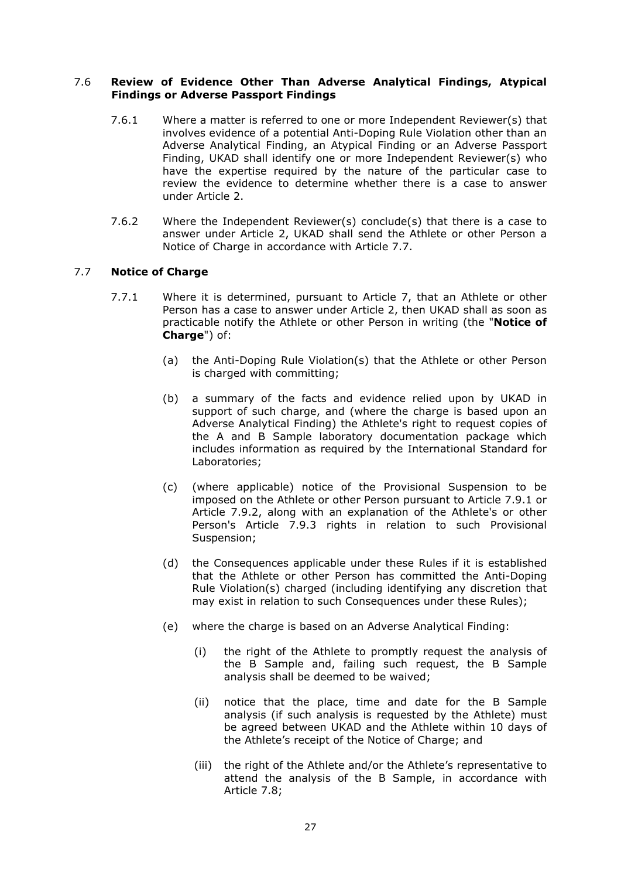### 7.6 Review of Evidence Other Than Adverse Analytical Findings, Atypical Findings or Adverse Passport Findings

7.6.1 Where a matter is referred to one or more Independent Reviewer(s) that involves evidence of a potential Anti-Doping Rule Violation other than an Adverse Analytical Finding, an Atypical Finding or an Adverse Passport Finding, UKAD shall identify one or more Independent Reviewer(s) who have the expertise required by the nature of the particular case to review the evidence to determine whether there is a case to answer under Article 2.

7.6.2 Where the Independent Reviewer(s) conclude(s) that there is a case to answer under Article 2, UKAD shall send the Athlete or other Person a Notice of Charge in accordance with Article 7.7.

### 7.7 Notice of Charge

7.7.1 Where it is determined, pursuant to Article 7, that an Athlete or other Person has a case to answer under Article 2, then UKAD shall as soon as practicable notify the Athlete or other Person in writing (the "**Notice of Charge**") of:

(a) the Anti-Doping Rule Violation(s) that the Athlete or other Person is charged with committing;

(b) a summary of the facts and evidence relied upon by UKAD in support of such charge, and (where the charge is based upon an Adverse Analytical Finding) the Athlete's right to request copies of the A and B Sample laboratory documentation package which includes information as required by the International Standard for Laboratories;

(c) (where applicable) notice of the Provisional Suspension to be imposed on the Athlete or other Person pursuant to Article 7.9.1 or Article 7.9.2, along with an explanation of the Athlete's or other Person's Article 7.9.3 rights in relation to such Provisional Suspension;

(d) the Consequences applicable under these Rules if it is established that the Athlete or other Person has committed the Anti-Doping Rule Violation(s) charged (including identifying any discretion that may exist in relation to such Consequences under these Rules);

(e) where the charge is based on an Adverse Analytical Finding:

(i) the right of the Athlete to promptly request the analysis of the B Sample and, failing such request, the B Sample analysis shall be deemed to be waived;

(ii) notice that the place, time and date for the B Sample analysis (if such analysis is requested by the Athlete) must be agreed between UKAD and the Athlete within 10 days of the Athlete's receipt of the Notice of Charge; and

(iii) the right of the Athlete and/or the Athlete's representative to attend the analysis of the B Sample, in accordance with Article 7.8;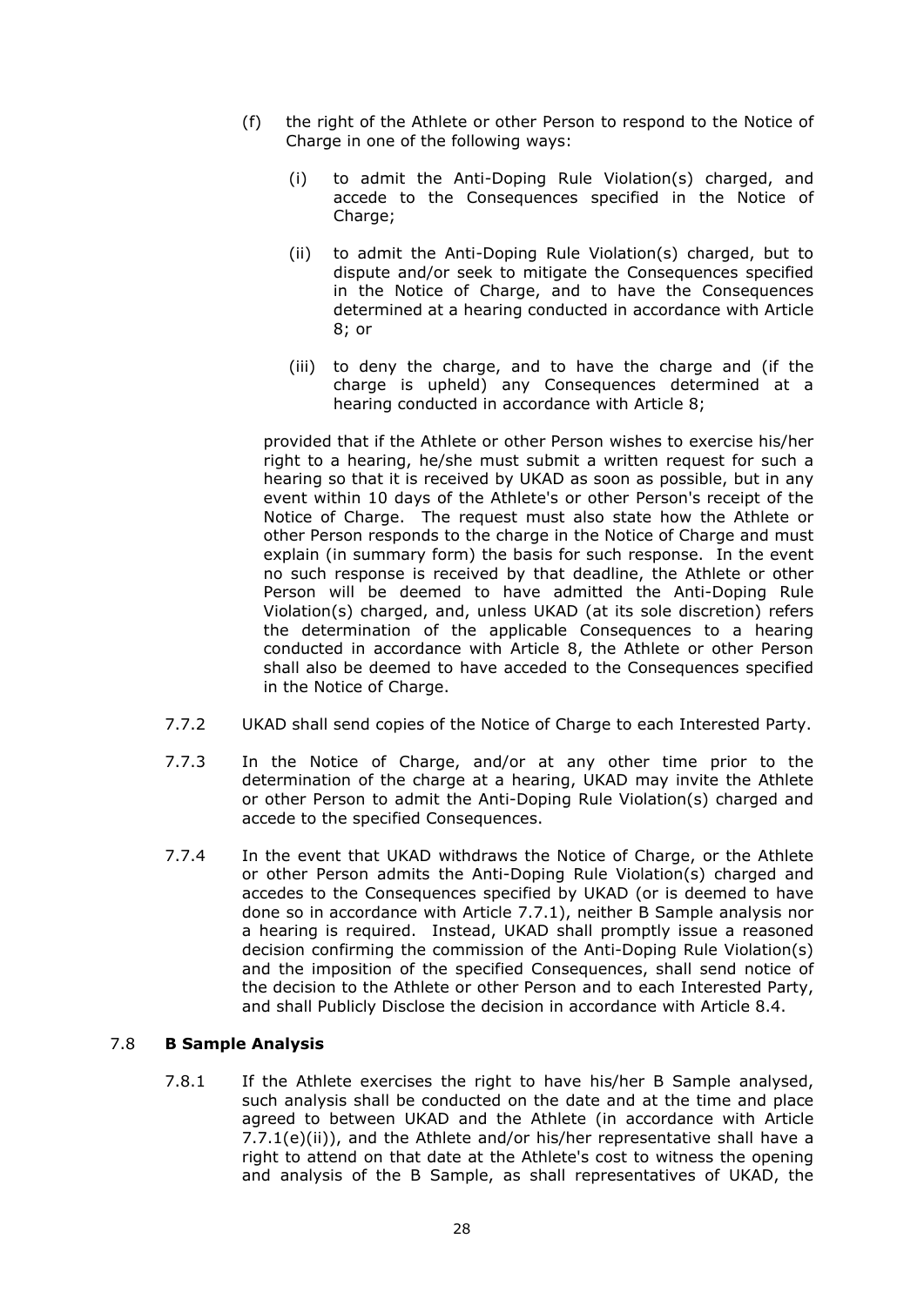(f) the right of the Athlete or other Person to respond to the Notice of Charge in one of the following ways:

   (i) to admit the Anti-Doping Rule Violation(s) charged, and accede to the Consequences specified in the Notice of Charge;

   (ii) to admit the Anti-Doping Rule Violation(s) charged, but to dispute and/or seek to mitigate the Consequences specified in the Notice of Charge, and to have the Consequences determined at a hearing conducted in accordance with Article 8; or

   (iii) to deny the charge, and to have the charge and (if the charge is upheld) any Consequences determined at a hearing conducted in accordance with Article 8;

provided that if the Athlete or other Person wishes to exercise his/her right to a hearing, he/she must submit a written request for such a hearing so that it is received by UKAD as soon as possible, but in any event within 10 days of the Athlete's or other Person's receipt of the Notice of Charge. The request must also state how the Athlete or other Person responds to the charge in the Notice of Charge and must explain (in summary form) the basis for such response. In the event no such response is received by that deadline, the Athlete or other Person will be deemed to have admitted the Anti-Doping Rule Violation(s) charged, and, unless UKAD (at its sole discretion) refers the determination of the applicable Consequences to a hearing conducted in accordance with Article 8, the Athlete or other Person shall also be deemed to have acceded to the Consequences specified in the Notice of Charge.

7.7.2 UKAD shall send copies of the Notice of Charge to each Interested Party.

7.7.3 In the Notice of Charge, and/or at any other time prior to the determination of the charge at a hearing, UKAD may invite the Athlete or other Person to admit the Anti-Doping Rule Violation(s) charged and accede to the specified Consequences.

7.7.4 In the event that UKAD withdraws the Notice of Charge, or the Athlete or other Person admits the Anti-Doping Rule Violation(s) charged and accedes to the Consequences specified by UKAD (or is deemed to have done so in accordance with Article 7.7.1), neither B Sample analysis nor a hearing is required. Instead, UKAD shall promptly issue a reasoned decision confirming the commission of the Anti-Doping Rule Violation(s) and the imposition of the specified Consequences, shall send notice of the decision to the Athlete or other Person and to each Interested Party, and shall Publicly Disclose the decision in accordance with Article 8.4.

## 7.8 **B Sample Analysis**

7.8.1 If the Athlete exercises the right to have his/her B Sample analysed, such analysis shall be conducted on the date and at the time and place agreed to between UKAD and the Athlete (in accordance with Article 7.7.1(e)(ii)), and the Athlete and/or his/her representative shall have a right to attend on that date at the Athlete's cost to witness the opening and analysis of the B Sample, as shall representatives of UKAD, the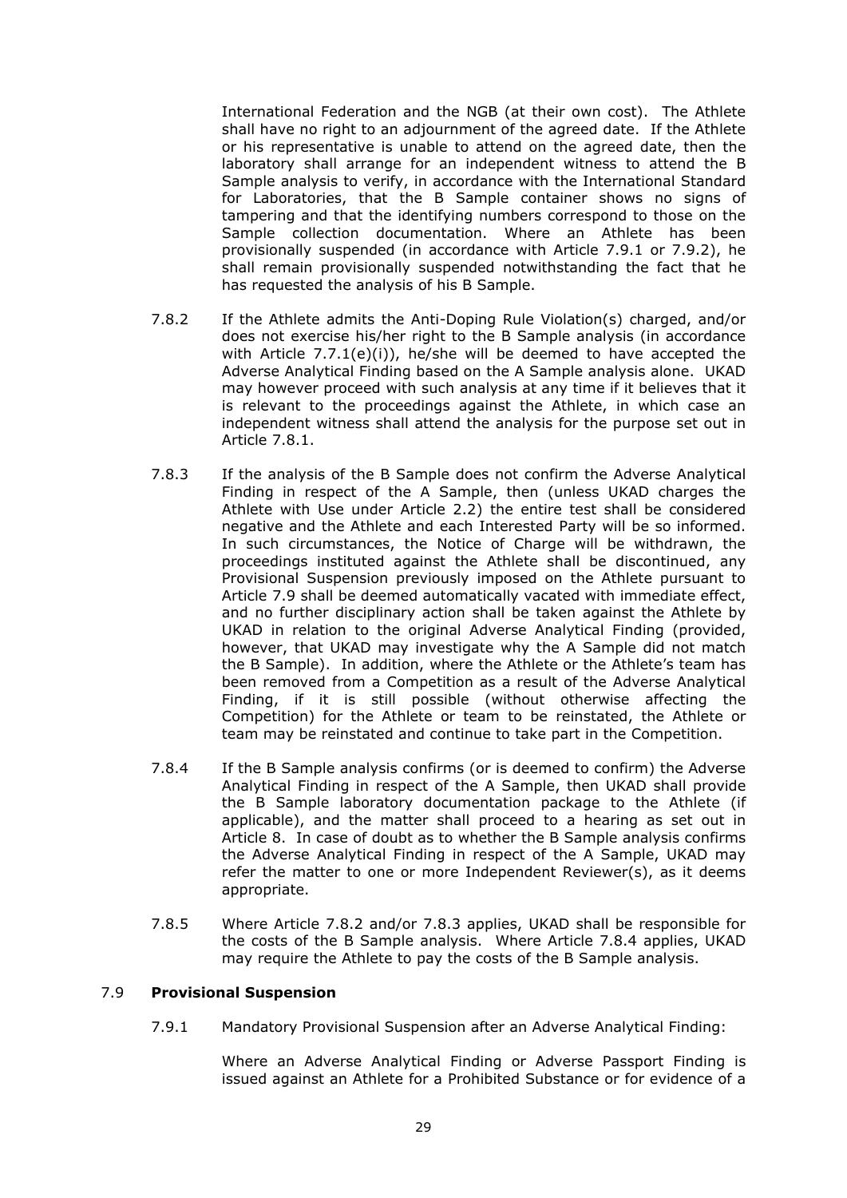International Federation and the NGB (at their own cost). The Athlete shall have no right to an adjournment of the agreed date. If the Athlete or his representative is unable to attend on the agreed date, then the laboratory shall arrange for an independent witness to attend the B Sample analysis to verify, in accordance with the International Standard for Laboratories, that the B Sample container shows no signs of tampering and that the identifying numbers correspond to those on the Sample collection documentation. Where an Athlete has been provisionally suspended (in accordance with Article 7.9.1 or 7.9.2), he shall remain provisionally suspended notwithstanding the fact that he has requested the analysis of his B Sample.

7.8.2 If the Athlete admits the Anti-Doping Rule Violation(s) charged, and/or does not exercise his/her right to the B Sample analysis (in accordance with Article 7.7.1(e)(i)), he/she will be deemed to have accepted the Adverse Analytical Finding based on the A Sample analysis alone. UKAD may however proceed with such analysis at any time if it believes that it is relevant to the proceedings against the Athlete, in which case an independent witness shall attend the analysis for the purpose set out in Article 7.8.1.

7.8.3 If the analysis of the B Sample does not confirm the Adverse Analytical Finding in respect of the A Sample, then (unless UKAD charges the Athlete with Use under Article 2.2) the entire test shall be considered negative and the Athlete and each Interested Party will be so informed. In such circumstances, the Notice of Charge will be withdrawn, the proceedings instituted against the Athlete shall be discontinued, any Provisional Suspension previously imposed on the Athlete pursuant to Article 7.9 shall be deemed automatically vacated with immediate effect, and no further disciplinary action shall be taken against the Athlete by UKAD in relation to the original Adverse Analytical Finding (provided, however, that UKAD may investigate why the A Sample did not match the B Sample). In addition, where the Athlete or the Athlete's team has been removed from a Competition as a result of the Adverse Analytical Finding, if it is still possible (without otherwise affecting the Competition) for the Athlete or team to be reinstated, the Athlete or team may be reinstated and continue to take part in the Competition.

7.8.4 If the B Sample analysis confirms (or is deemed to confirm) the Adverse Analytical Finding in respect of the A Sample, then UKAD shall provide the B Sample laboratory documentation package to the Athlete (if applicable), and the matter shall proceed to a hearing as set out in Article 8. In case of doubt as to whether the B Sample analysis confirms the Adverse Analytical Finding in respect of the A Sample, UKAD may refer the matter to one or more Independent Reviewer(s), as it deems appropriate.

7.8.5 Where Article 7.8.2 and/or 7.8.3 applies, UKAD shall be responsible for the costs of the B Sample analysis. Where Article 7.8.4 applies, UKAD may require the Athlete to pay the costs of the B Sample analysis.

### 7.9 **Provisional Suspension**

7.9.1 Mandatory Provisional Suspension after an Adverse Analytical Finding:

Where an Adverse Analytical Finding or Adverse Passport Finding is issued against an Athlete for a Prohibited Substance or for evidence of a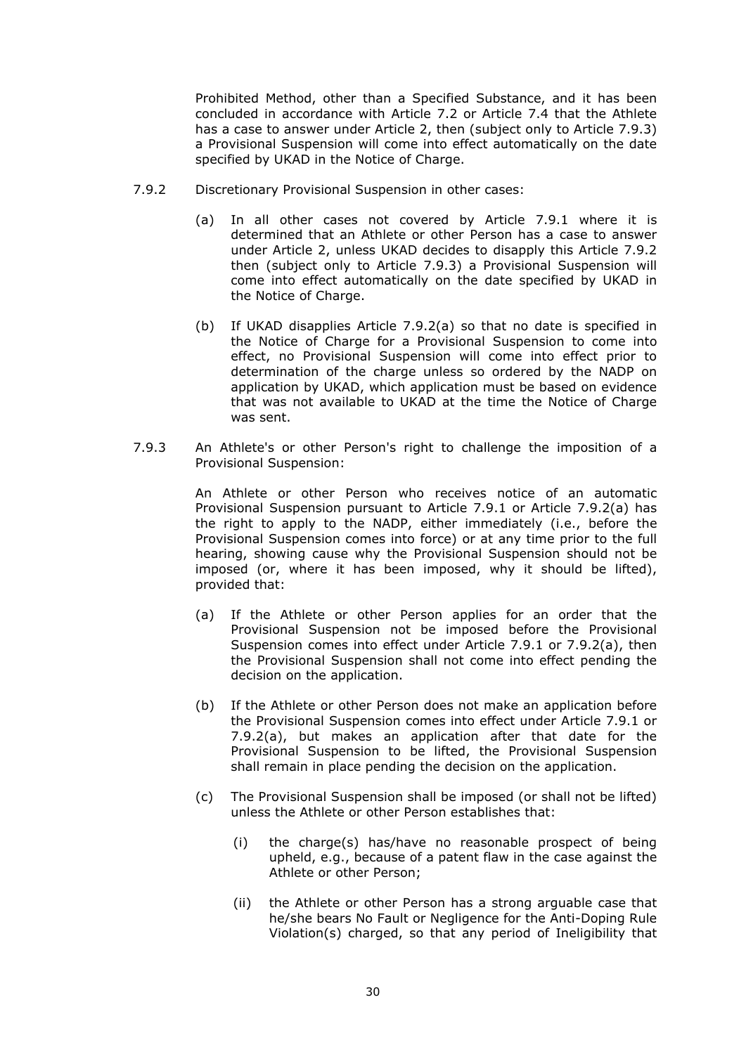Prohibited Method, other than a Specified Substance, and it has been concluded in accordance with Article 7.2 or Article 7.4 that the Athlete has a case to answer under Article 2, then (subject only to Article 7.9.3) a Provisional Suspension will come into effect automatically on the date specified by UKAD in the Notice of Charge.

7.9.2 Discretionary Provisional Suspension in other cases:

(a) In all other cases not covered by Article 7.9.1 where it is determined that an Athlete or other Person has a case to answer under Article 2, unless UKAD decides to disapply this Article 7.9.2 then (subject only to Article 7.9.3) a Provisional Suspension will come into effect automatically on the date specified by UKAD in the Notice of Charge.

(b) If UKAD disapplies Article 7.9.2(a) so that no date is specified in the Notice of Charge for a Provisional Suspension to come into effect, no Provisional Suspension will come into effect prior to determination of the charge unless so ordered by the NADP on application by UKAD, which application must be based on evidence that was not available to UKAD at the time the Notice of Charge was sent.

7.9.3 An Athlete's or other Person's right to challenge the imposition of a Provisional Suspension:

An Athlete or other Person who receives notice of an automatic Provisional Suspension pursuant to Article 7.9.1 or Article 7.9.2(a) has the right to apply to the NADP, either immediately (i.e., before the Provisional Suspension comes into force) or at any time prior to the full hearing, showing cause why the Provisional Suspension should not be imposed (or, where it has been imposed, why it should be lifted), provided that:

(a) If the Athlete or other Person applies for an order that the Provisional Suspension not be imposed before the Provisional Suspension comes into effect under Article 7.9.1 or 7.9.2(a), then the Provisional Suspension shall not come into effect pending the decision on the application.

(b) If the Athlete or other Person does not make an application before the Provisional Suspension comes into effect under Article 7.9.1 or 7.9.2(a), but makes an application after that date for the Provisional Suspension to be lifted, the Provisional Suspension shall remain in place pending the decision on the application.

(c) The Provisional Suspension shall be imposed (or shall not be lifted) unless the Athlete or other Person establishes that:

(i) the charge(s) has/have no reasonable prospect of being upheld, e.g., because of a patent flaw in the case against the Athlete or other Person;

(ii) the Athlete or other Person has a strong arguable case that he/she bears No Fault or Negligence for the Anti-Doping Rule Violation(s) charged, so that any period of Ineligibility that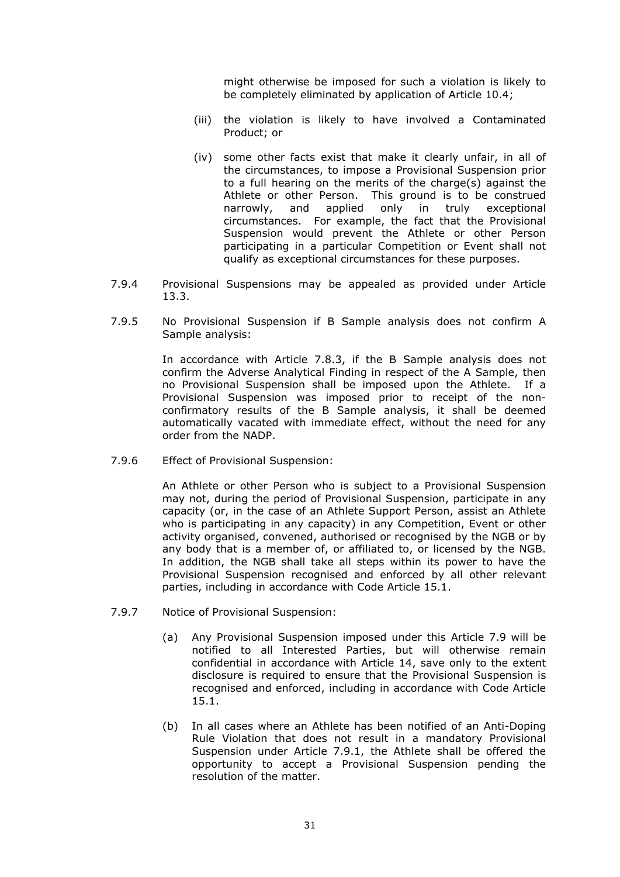might otherwise be imposed for such a violation is likely to be completely eliminated by application of Article 10.4;

(iii) the violation is likely to have involved a Contaminated Product; or

(iv) some other facts exist that make it clearly unfair, in all of the circumstances, to impose a Provisional Suspension prior to a full hearing on the merits of the charge(s) against the Athlete or other Person. This ground is to be construed narrowly, and applied only in truly exceptional circumstances. For example, the fact that the Provisional Suspension would prevent the Athlete or other Person participating in a particular Competition or Event shall not qualify as exceptional circumstances for these purposes.

7.9.4 Provisional Suspensions may be appealed as provided under Article 13.3.

7.9.5 No Provisional Suspension if B Sample analysis does not confirm A Sample analysis:

In accordance with Article 7.8.3, if the B Sample analysis does not confirm the Adverse Analytical Finding in respect of the A Sample, then no Provisional Suspension shall be imposed upon the Athlete. If a Provisional Suspension was imposed prior to receipt of the non-confirmatory results of the B Sample analysis, it shall be deemed automatically vacated with immediate effect, without the need for any order from the NADP.

7.9.6 Effect of Provisional Suspension:

An Athlete or other Person who is subject to a Provisional Suspension may not, during the period of Provisional Suspension, participate in any capacity (or, in the case of an Athlete Support Person, assist an Athlete who is participating in any capacity) in any Competition, Event or other activity organised, convened, authorised or recognised by the NGB or by any body that is a member of, or affiliated to, or licensed by the NGB. In addition, the NGB shall take all steps within its power to have the Provisional Suspension recognised and enforced by all other relevant parties, including in accordance with Code Article 15.1.

7.9.7 Notice of Provisional Suspension:

(a) Any Provisional Suspension imposed under this Article 7.9 will be notified to all Interested Parties, but will otherwise remain confidential in accordance with Article 14, save only to the extent disclosure is required to ensure that the Provisional Suspension is recognised and enforced, including in accordance with Code Article 15.1.

(b) In all cases where an Athlete has been notified of an Anti-Doping Rule Violation that does not result in a mandatory Provisional Suspension under Article 7.9.1, the Athlete shall be offered the opportunity to accept a Provisional Suspension pending the resolution of the matter.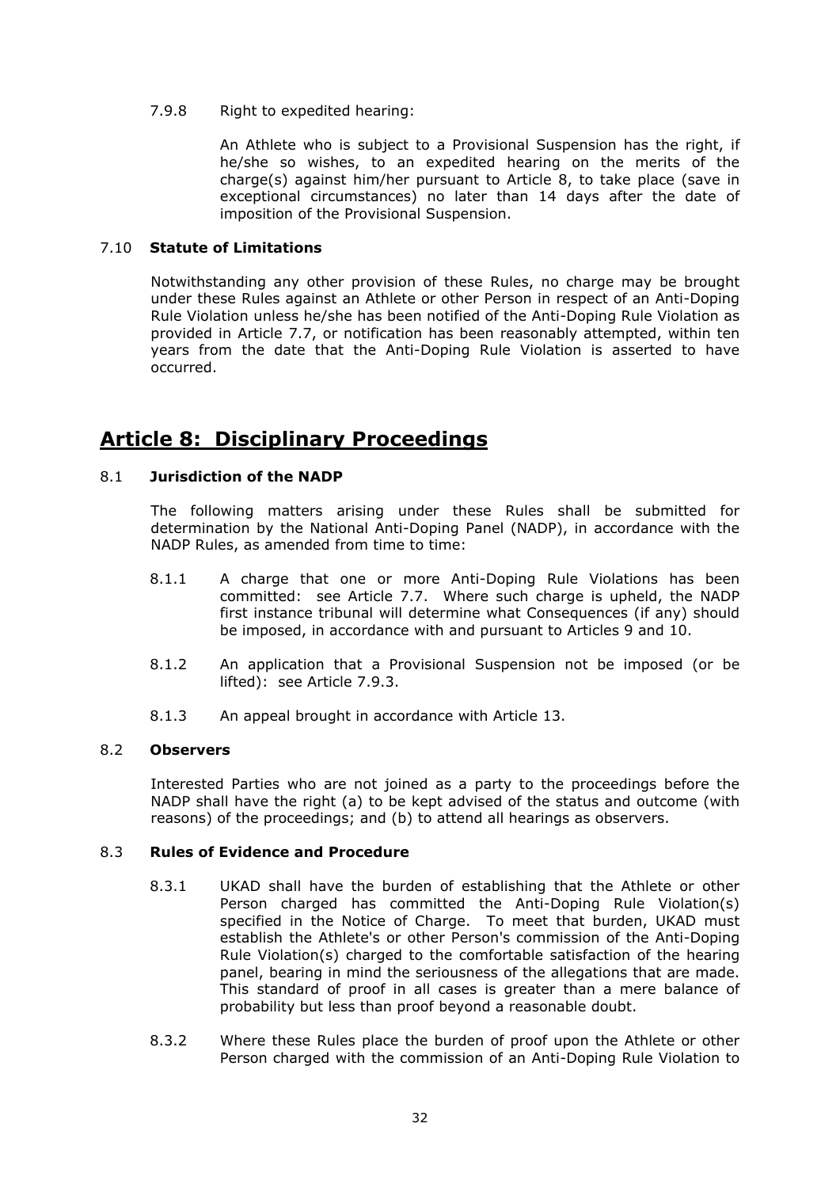7.9.8 Right to expedited hearing:

An Athlete who is subject to a Provisional Suspension has the right, if he/she so wishes, to an expedited hearing on the merits of the charge(s) against him/her pursuant to Article 8, to take place (save in exceptional circumstances) no later than 14 days after the date of imposition of the Provisional Suspension.

7.10 **Statute of Limitations**

Notwithstanding any other provision of these Rules, no charge may be brought under these Rules against an Athlete or other Person in respect of an Anti-Doping Rule Violation unless he/she has been notified of the Anti-Doping Rule Violation as provided in Article 7.7, or notification has been reasonably attempted, within ten years from the date that the Anti-Doping Rule Violation is asserted to have occurred.

# Article 8: Disciplinary Proceedings

8.1 **Jurisdiction of the NADP**

The following matters arising under these Rules shall be submitted for determination by the National Anti-Doping Panel (NADP), in accordance with the NADP Rules, as amended from time to time:

8.1.1 A charge that one or more Anti-Doping Rule Violations has been committed: see Article 7.7. Where such charge is upheld, the NADP first instance tribunal will determine what Consequences (if any) should be imposed, in accordance with and pursuant to Articles 9 and 10.

8.1.2 An application that a Provisional Suspension not be imposed (or be lifted): see Article 7.9.3.

8.1.3 An appeal brought in accordance with Article 13.

8.2 **Observers**

Interested Parties who are not joined as a party to the proceedings before the NADP shall have the right (a) to be kept advised of the status and outcome (with reasons) of the proceedings; and (b) to attend all hearings as observers.

8.3 **Rules of Evidence and Procedure**

8.3.1 UKAD shall have the burden of establishing that the Athlete or other Person charged has committed the Anti-Doping Rule Violation(s) specified in the Notice of Charge. To meet that burden, UKAD must establish the Athlete's or other Person's commission of the Anti-Doping Rule Violation(s) charged to the comfortable satisfaction of the hearing panel, bearing in mind the seriousness of the allegations that are made. This standard of proof in all cases is greater than a mere balance of probability but less than proof beyond a reasonable doubt.

8.3.2 Where these Rules place the burden of proof upon the Athlete or other Person charged with the commission of an Anti-Doping Rule Violation to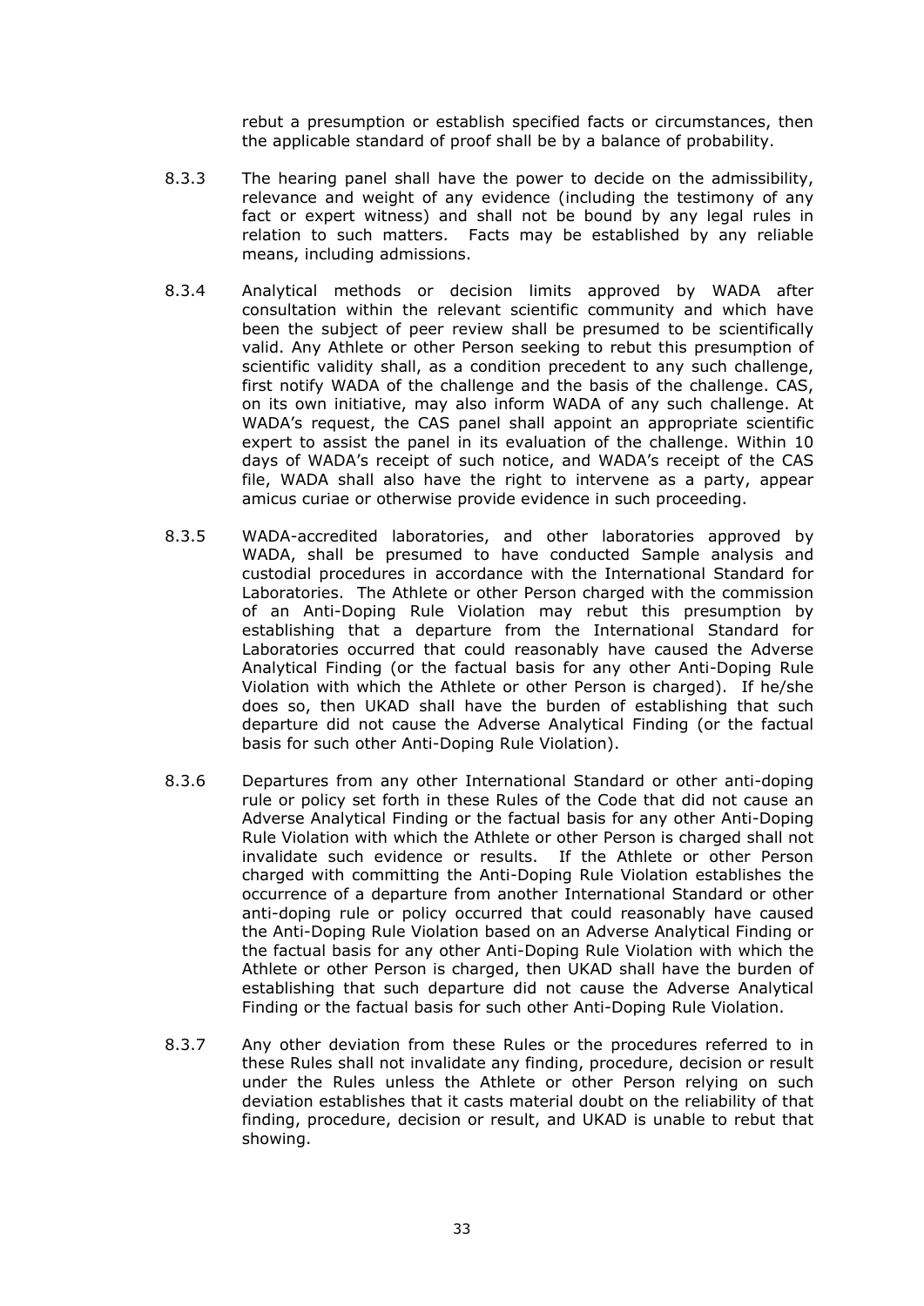rebut a presumption or establish specified facts or circumstances, then the applicable standard of proof shall be by a balance of probability.

8.3.3 The hearing panel shall have the power to decide on the admissibility, relevance and weight of any evidence (including the testimony of any fact or expert witness) and shall not be bound by any legal rules in relation to such matters. Facts may be established by any reliable means, including admissions.

8.3.4 Analytical methods or decision limits approved by WADA after consultation within the relevant scientific community and which have been the subject of peer review shall be presumed to be scientifically valid. Any Athlete or other Person seeking to rebut this presumption of scientific validity shall, as a condition precedent to any such challenge, first notify WADA of the challenge and the basis of the challenge. CAS, on its own initiative, may also inform WADA of any such challenge. At WADA's request, the CAS panel shall appoint an appropriate scientific expert to assist the panel in its evaluation of the challenge. Within 10 days of WADA's receipt of such notice, and WADA's receipt of the CAS file, WADA shall also have the right to intervene as a party, appear amicus curiae or otherwise provide evidence in such proceeding.

8.3.5 WADA-accredited laboratories, and other laboratories approved by WADA, shall be presumed to have conducted Sample analysis and custodial procedures in accordance with the International Standard for Laboratories. The Athlete or other Person charged with the commission of an Anti-Doping Rule Violation may rebut this presumption by establishing that a departure from the International Standard for Laboratories occurred that could reasonably have caused the Adverse Analytical Finding (or the factual basis for any other Anti-Doping Rule Violation with which the Athlete or other Person is charged). If he/she does so, then UKAD shall have the burden of establishing that such departure did not cause the Adverse Analytical Finding (or the factual basis for such other Anti-Doping Rule Violation).

8.3.6 Departures from any other International Standard or other anti-doping rule or policy set forth in these Rules of the Code that did not cause an Adverse Analytical Finding or the factual basis for any other Anti-Doping Rule Violation with which the Athlete or other Person is charged shall not invalidate such evidence or results. If the Athlete or other Person charged with committing the Anti-Doping Rule Violation establishes the occurrence of a departure from another International Standard or other anti-doping rule or policy occurred that could reasonably have caused the Anti-Doping Rule Violation based on an Adverse Analytical Finding or the factual basis for any other Anti-Doping Rule Violation with which the Athlete or other Person is charged, then UKAD shall have the burden of establishing that such departure did not cause the Adverse Analytical Finding or the factual basis for such other Anti-Doping Rule Violation.

8.3.7 Any other deviation from these Rules or the procedures referred to in these Rules shall not invalidate any finding, procedure, decision or result under the Rules unless the Athlete or other Person relying on such deviation establishes that it casts material doubt on the reliability of that finding, procedure, decision or result, and UKAD is unable to rebut that showing.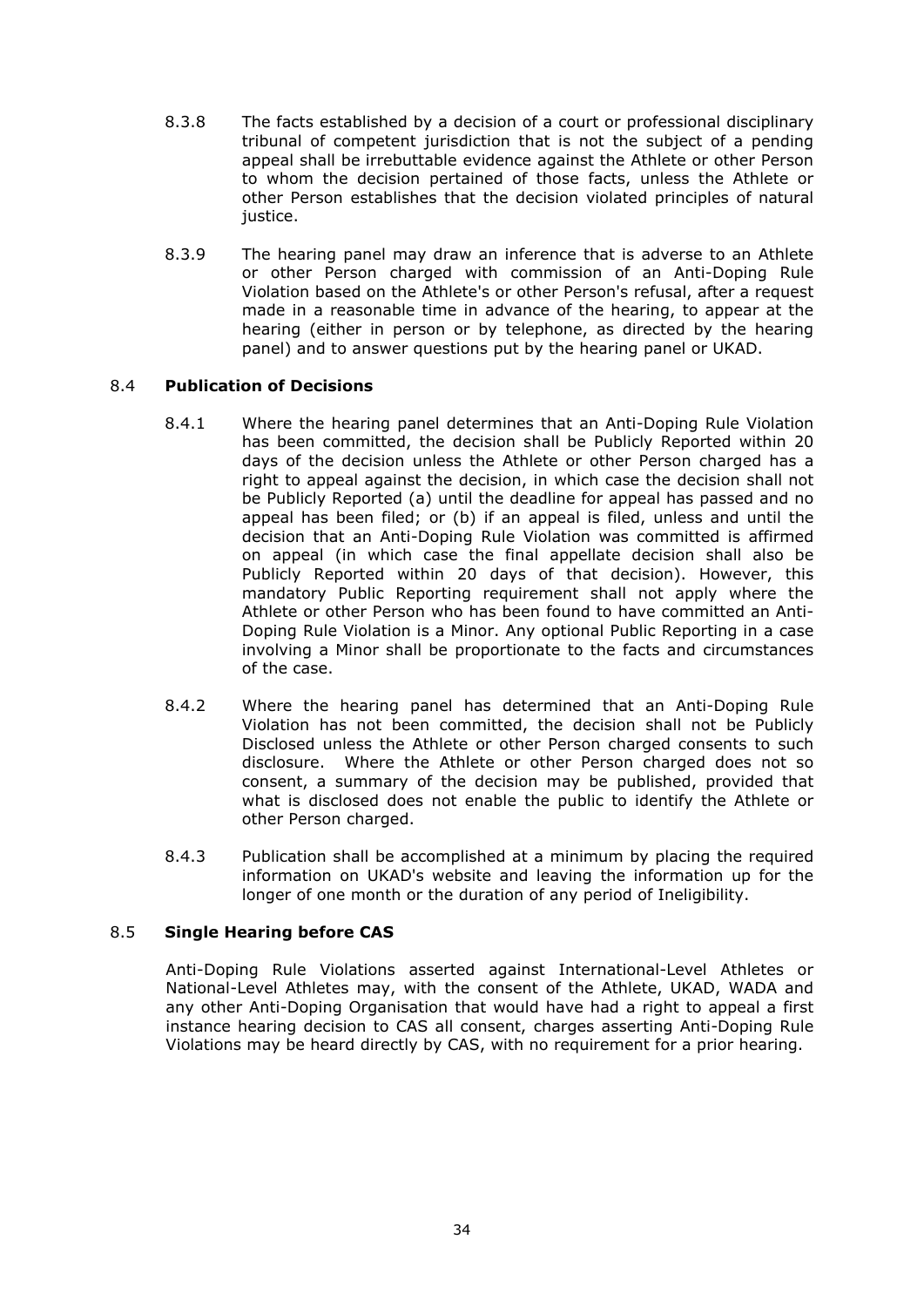8.3.8 The facts established by a decision of a court or professional disciplinary tribunal of competent jurisdiction that is not the subject of a pending appeal shall be irrebuttable evidence against the Athlete or other Person to whom the decision pertained of those facts, unless the Athlete or other Person establishes that the decision violated principles of natural justice.

8.3.9 The hearing panel may draw an inference that is adverse to an Athlete or other Person charged with commission of an Anti-Doping Rule Violation based on the Athlete's or other Person's refusal, after a request made in a reasonable time in advance of the hearing, to appear at the hearing (either in person or by telephone, as directed by the hearing panel) and to answer questions put by the hearing panel or UKAD.

### 8.4 **Publication of Decisions**

8.4.1 Where the hearing panel determines that an Anti-Doping Rule Violation has been committed, the decision shall be Publicly Reported within 20 days of the decision unless the Athlete or other Person charged has a right to appeal against the decision, in which case the decision shall not be Publicly Reported (a) until the deadline for appeal has passed and no appeal has been filed; or (b) if an appeal is filed, unless and until the decision that an Anti-Doping Rule Violation was committed is affirmed on appeal (in which case the final appellate decision shall also be Publicly Reported within 20 days of that decision). However, this mandatory Public Reporting requirement shall not apply where the Athlete or other Person who has been found to have committed an Anti-Doping Rule Violation is a Minor. Any optional Public Reporting in a case involving a Minor shall be proportionate to the facts and circumstances of the case.

8.4.2 Where the hearing panel has determined that an Anti-Doping Rule Violation has not been committed, the decision shall not be Publicly Disclosed unless the Athlete or other Person charged consents to such disclosure. Where the Athlete or other Person charged does not so consent, a summary of the decision may be published, provided that what is disclosed does not enable the public to identify the Athlete or other Person charged.

8.4.3 Publication shall be accomplished at a minimum by placing the required information on UKAD's website and leaving the information up for the longer of one month or the duration of any period of Ineligibility.

### 8.5 **Single Hearing before CAS**

Anti-Doping Rule Violations asserted against International-Level Athletes or National-Level Athletes may, with the consent of the Athlete, UKAD, WADA and any other Anti-Doping Organisation that would have had a right to appeal a first instance hearing decision to CAS all consent, charges asserting Anti-Doping Rule Violations may be heard directly by CAS, with no requirement for a prior hearing.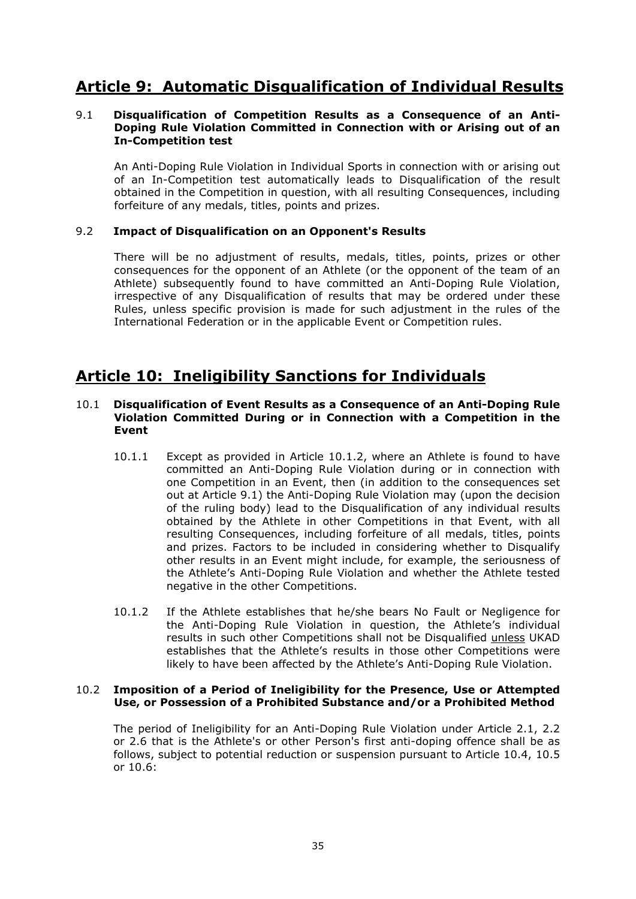## Article 9: Automatic Disqualification of Individual Results

9.1 **Disqualification of Competition Results as a Consequence of an Anti-Doping Rule Violation Committed in Connection with or Arising out of an In-Competition test**

An Anti-Doping Rule Violation in Individual Sports in connection with or arising out of an In-Competition test automatically leads to Disqualification of the result obtained in the Competition in question, with all resulting Consequences, including forfeiture of any medals, titles, points and prizes.

9.2 **Impact of Disqualification on an Opponent's Results**

There will be no adjustment of results, medals, titles, points, prizes or other consequences for the opponent of an Athlete (or the opponent of the team of an Athlete) subsequently found to have committed an Anti-Doping Rule Violation, irrespective of any Disqualification of results that may be ordered under these Rules, unless specific provision is made for such adjustment in the rules of the International Federation or in the applicable Event or Competition rules.

## Article 10: Ineligibility Sanctions for Individuals

10.1 **Disqualification of Event Results as a Consequence of an Anti-Doping Rule Violation Committed During or in Connection with a Competition in the Event**

10.1.1 Except as provided in Article 10.1.2, where an Athlete is found to have committed an Anti-Doping Rule Violation during or in connection with one Competition in an Event, then (in addition to the consequences set out at Article 9.1) the Anti-Doping Rule Violation may (upon the decision of the ruling body) lead to the Disqualification of any individual results obtained by the Athlete in other Competitions in that Event, with all resulting Consequences, including forfeiture of all medals, titles, points and prizes. Factors to be included in considering whether to Disqualify other results in an Event might include, for example, the seriousness of the Athlete's Anti-Doping Rule Violation and whether the Athlete tested negative in the other Competitions.

10.1.2 If the Athlete establishes that he/she bears No Fault or Negligence for the Anti-Doping Rule Violation in question, the Athlete's individual results in such other Competitions shall not be Disqualified unless UKAD establishes that the Athlete's results in those other Competitions were likely to have been affected by the Athlete's Anti-Doping Rule Violation.

10.2 **Imposition of a Period of Ineligibility for the Presence, Use or Attempted Use, or Possession of a Prohibited Substance and/or a Prohibited Method**

The period of Ineligibility for an Anti-Doping Rule Violation under Article 2.1, 2.2 or 2.6 that is the Athlete's or other Person's first anti-doping offence shall be as follows, subject to potential reduction or suspension pursuant to Article 10.4, 10.5 or 10.6: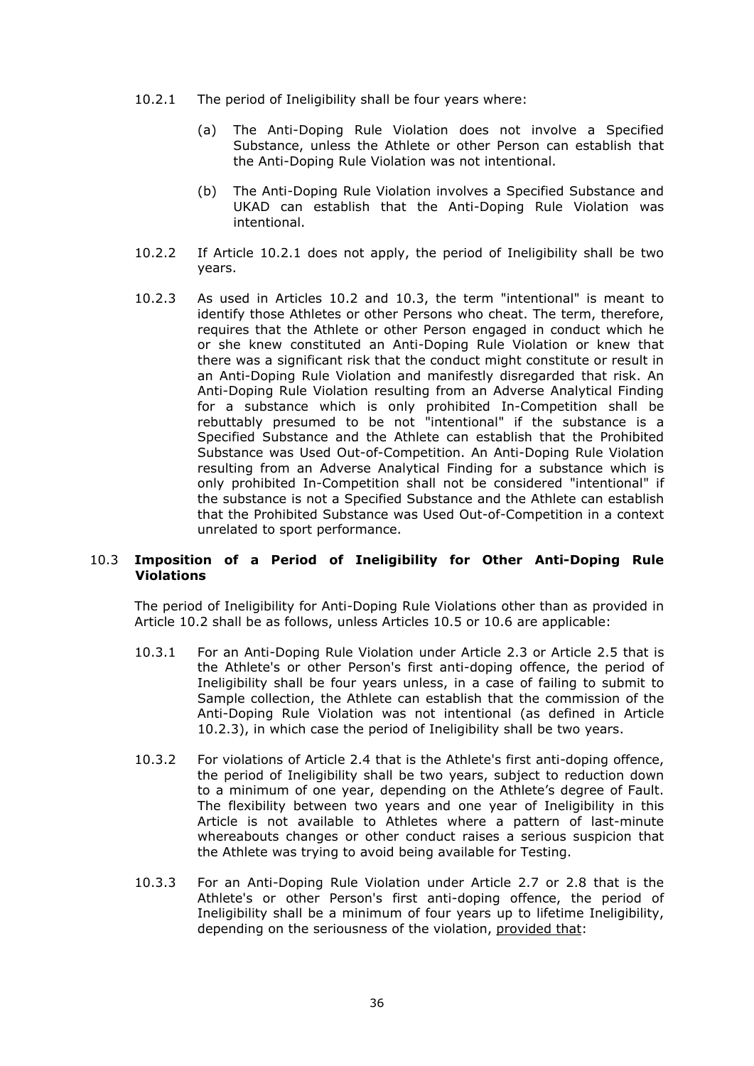10.2.1 The period of Ineligibility shall be four years where:

(a) The Anti-Doping Rule Violation does not involve a Specified Substance, unless the Athlete or other Person can establish that the Anti-Doping Rule Violation was not intentional.

(b) The Anti-Doping Rule Violation involves a Specified Substance and UKAD can establish that the Anti-Doping Rule Violation was intentional.

10.2.2 If Article 10.2.1 does not apply, the period of Ineligibility shall be two years.

10.2.3 As used in Articles 10.2 and 10.3, the term "intentional" is meant to identify those Athletes or other Persons who cheat. The term, therefore, requires that the Athlete or other Person engaged in conduct which he or she knew constituted an Anti-Doping Rule Violation or knew that there was a significant risk that the conduct might constitute or result in an Anti-Doping Rule Violation and manifestly disregarded that risk. An Anti-Doping Rule Violation resulting from an Adverse Analytical Finding for a substance which is only prohibited In-Competition shall be rebuttably presumed to be not "intentional" if the substance is a Specified Substance and the Athlete can establish that the Prohibited Substance was Used Out-of-Competition. An Anti-Doping Rule Violation resulting from an Adverse Analytical Finding for a substance which is only prohibited In-Competition shall not be considered "intentional" if the substance is not a Specified Substance and the Athlete can establish that the Prohibited Substance was Used Out-of-Competition in a context unrelated to sport performance.

### 10.3 Imposition of a Period of Ineligibility for Other Anti-Doping Rule Violations

The period of Ineligibility for Anti-Doping Rule Violations other than as provided in Article 10.2 shall be as follows, unless Articles 10.5 or 10.6 are applicable:

10.3.1 For an Anti-Doping Rule Violation under Article 2.3 or Article 2.5 that is the Athlete's or other Person's first anti-doping offence, the period of Ineligibility shall be four years unless, in a case of failing to submit to Sample collection, the Athlete can establish that the commission of the Anti-Doping Rule Violation was not intentional (as defined in Article 10.2.3), in which case the period of Ineligibility shall be two years.

10.3.2 For violations of Article 2.4 that is the Athlete's first anti-doping offence, the period of Ineligibility shall be two years, subject to reduction down to a minimum of one year, depending on the Athlete's degree of Fault. The flexibility between two years and one year of Ineligibility in this Article is not available to Athletes where a pattern of last-minute whereabouts changes or other conduct raises a serious suspicion that the Athlete was trying to avoid being available for Testing.

10.3.3 For an Anti-Doping Rule Violation under Article 2.7 or 2.8 that is the Athlete's or other Person's first anti-doping offence, the period of Ineligibility shall be a minimum of four years up to lifetime Ineligibility, depending on the seriousness of the violation, provided that: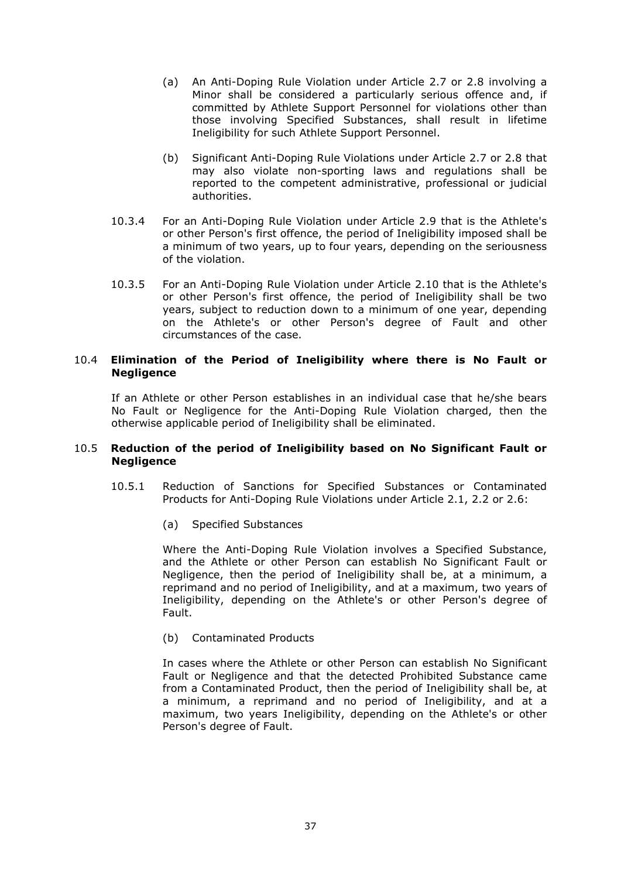(a) An Anti-Doping Rule Violation under Article 2.7 or 2.8 involving a Minor shall be considered a particularly serious offence and, if committed by Athlete Support Personnel for violations other than those involving Specified Substances, shall result in lifetime Ineligibility for such Athlete Support Personnel.

(b) Significant Anti-Doping Rule Violations under Article 2.7 or 2.8 that may also violate non-sporting laws and regulations shall be reported to the competent administrative, professional or judicial authorities.

10.3.4 For an Anti-Doping Rule Violation under Article 2.9 that is the Athlete's or other Person's first offence, the period of Ineligibility imposed shall be a minimum of two years, up to four years, depending on the seriousness of the violation.

10.3.5 For an Anti-Doping Rule Violation under Article 2.10 that is the Athlete's or other Person's first offence, the period of Ineligibility shall be two years, subject to reduction down to a minimum of one year, depending on the Athlete's or other Person's degree of Fault and other circumstances of the case.

### 10.4 Elimination of the Period of Ineligibility where there is No Fault or Negligence

If an Athlete or other Person establishes in an individual case that he/she bears No Fault or Negligence for the Anti-Doping Rule Violation charged, then the otherwise applicable period of Ineligibility shall be eliminated.

### 10.5 Reduction of the period of Ineligibility based on No Significant Fault or Negligence

10.5.1 Reduction of Sanctions for Specified Substances or Contaminated Products for Anti-Doping Rule Violations under Article 2.1, 2.2 or 2.6:

(a) Specified Substances

Where the Anti-Doping Rule Violation involves a Specified Substance, and the Athlete or other Person can establish No Significant Fault or Negligence, then the period of Ineligibility shall be, at a minimum, a reprimand and no period of Ineligibility, and at a maximum, two years of Ineligibility, depending on the Athlete's or other Person's degree of Fault.

(b) Contaminated Products

In cases where the Athlete or other Person can establish No Significant Fault or Negligence and that the detected Prohibited Substance came from a Contaminated Product, then the period of Ineligibility shall be, at a minimum, a reprimand and no period of Ineligibility, and at a maximum, two years Ineligibility, depending on the Athlete's or other Person's degree of Fault.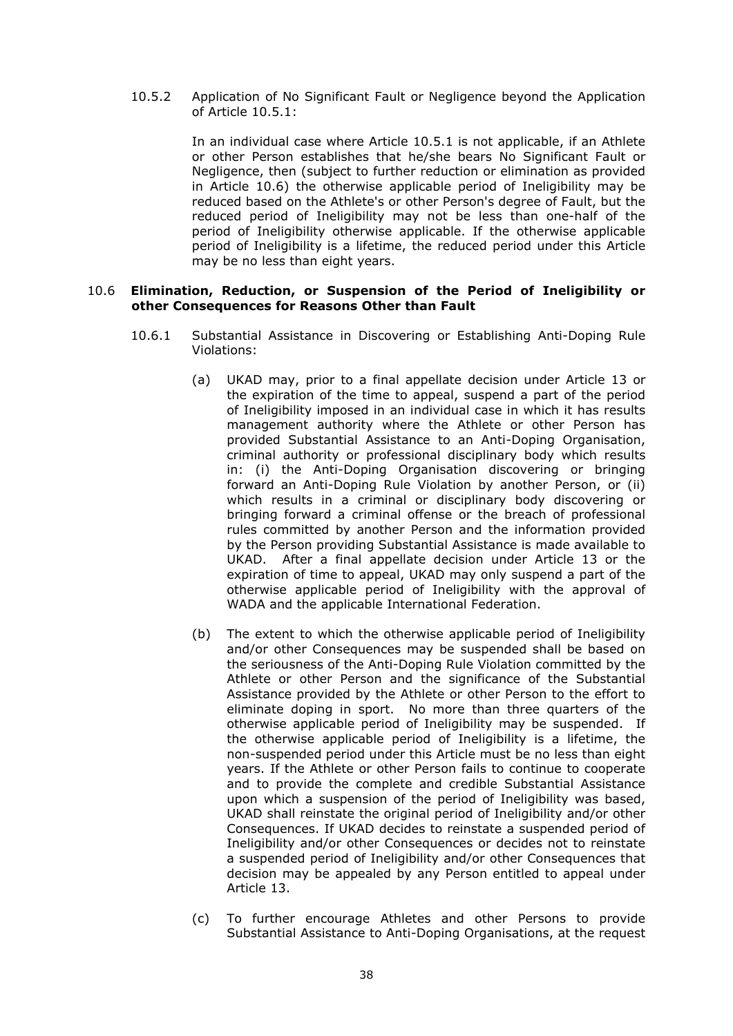10.5.2 Application of No Significant Fault or Negligence beyond the Application of Article 10.5.1:

In an individual case where Article 10.5.1 is not applicable, if an Athlete or other Person establishes that he/she bears No Significant Fault or Negligence, then (subject to further reduction or elimination as provided in Article 10.6) the otherwise applicable period of Ineligibility may be reduced based on the Athlete's or other Person's degree of Fault, but the reduced period of Ineligibility may not be less than one-half of the period of Ineligibility otherwise applicable. If the otherwise applicable period of Ineligibility is a lifetime, the reduced period under this Article may be no less than eight years.

### 10.6 Elimination, Reduction, or Suspension of the Period of Ineligibility or other Consequences for Reasons Other than Fault

10.6.1 Substantial Assistance in Discovering or Establishing Anti-Doping Rule Violations:

(a) UKAD may, prior to a final appellate decision under Article 13 or the expiration of the time to appeal, suspend a part of the period of Ineligibility imposed in an individual case in which it has results management authority where the Athlete or other Person has provided Substantial Assistance to an Anti-Doping Organisation, criminal authority or professional disciplinary body which results in: (i) the Anti-Doping Organisation discovering or bringing forward an Anti-Doping Rule Violation by another Person, or (ii) which results in a criminal or disciplinary body discovering or bringing forward a criminal offense or the breach of professional rules committed by another Person and the information provided by the Person providing Substantial Assistance is made available to UKAD. After a final appellate decision under Article 13 or the expiration of time to appeal, UKAD may only suspend a part of the otherwise applicable period of Ineligibility with the approval of WADA and the applicable International Federation.

(b) The extent to which the otherwise applicable period of Ineligibility and/or other Consequences may be suspended shall be based on the seriousness of the Anti-Doping Rule Violation committed by the Athlete or other Person and the significance of the Substantial Assistance provided by the Athlete or other Person to the effort to eliminate doping in sport. No more than three quarters of the otherwise applicable period of Ineligibility may be suspended. If the otherwise applicable period of Ineligibility is a lifetime, the non-suspended period under this Article must be no less than eight years. If the Athlete or other Person fails to continue to cooperate and to provide the complete and credible Substantial Assistance upon which a suspension of the period of Ineligibility was based, UKAD shall reinstate the original period of Ineligibility and/or other Consequences. If UKAD decides to reinstate a suspended period of Ineligibility and/or other Consequences or decides not to reinstate a suspended period of Ineligibility and/or other Consequences that decision may be appealed by any Person entitled to appeal under Article 13.

(c) To further encourage Athletes and other Persons to provide Substantial Assistance to Anti-Doping Organisations, at the request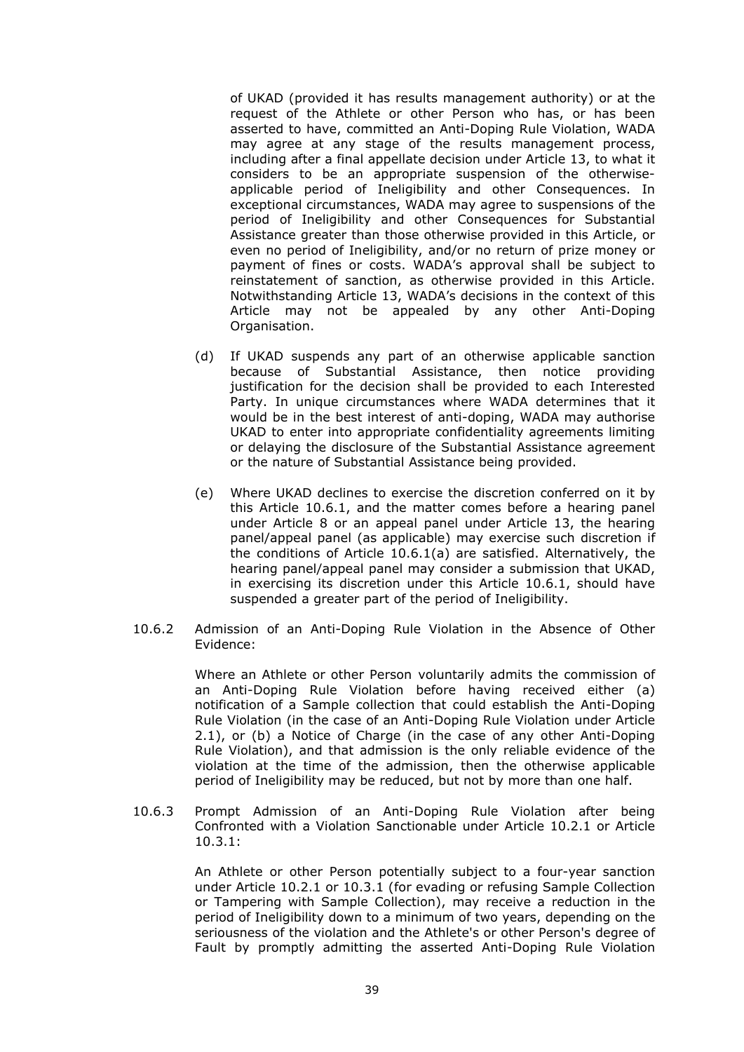of UKAD (provided it has results management authority) or at the request of the Athlete or other Person who has, or has been asserted to have, committed an Anti-Doping Rule Violation, WADA may agree at any stage of the results management process, including after a final appellate decision under Article 13, to what it considers to be an appropriate suspension of the otherwise-applicable period of Ineligibility and other Consequences. In exceptional circumstances, WADA may agree to suspensions of the period of Ineligibility and other Consequences for Substantial Assistance greater than those otherwise provided in this Article, or even no period of Ineligibility, and/or no return of prize money or payment of fines or costs. WADA's approval shall be subject to reinstatement of sanction, as otherwise provided in this Article. Notwithstanding Article 13, WADA's decisions in the context of this Article may not be appealed by any other Anti-Doping Organisation.

(d) If UKAD suspends any part of an otherwise applicable sanction because of Substantial Assistance, then notice providing justification for the decision shall be provided to each Interested Party. In unique circumstances where WADA determines that it would be in the best interest of anti-doping, WADA may authorise UKAD to enter into appropriate confidentiality agreements limiting or delaying the disclosure of the Substantial Assistance agreement or the nature of Substantial Assistance being provided.

(e) Where UKAD declines to exercise the discretion conferred on it by this Article 10.6.1, and the matter comes before a hearing panel under Article 8 or an appeal panel under Article 13, the hearing panel/appeal panel (as applicable) may exercise such discretion if the conditions of Article 10.6.1(a) are satisfied. Alternatively, the hearing panel/appeal panel may consider a submission that UKAD, in exercising its discretion under this Article 10.6.1, should have suspended a greater part of the period of Ineligibility.

10.6.2 Admission of an Anti-Doping Rule Violation in the Absence of Other Evidence:

Where an Athlete or other Person voluntarily admits the commission of an Anti-Doping Rule Violation before having received either (a) notification of a Sample collection that could establish the Anti-Doping Rule Violation (in the case of an Anti-Doping Rule Violation under Article 2.1), or (b) a Notice of Charge (in the case of any other Anti-Doping Rule Violation), and that admission is the only reliable evidence of the violation at the time of the admission, then the otherwise applicable period of Ineligibility may be reduced, but not by more than one half.

10.6.3 Prompt Admission of an Anti-Doping Rule Violation after being Confronted with a Violation Sanctionable under Article 10.2.1 or Article 10.3.1:

An Athlete or other Person potentially subject to a four-year sanction under Article 10.2.1 or 10.3.1 (for evading or refusing Sample Collection or Tampering with Sample Collection), may receive a reduction in the period of Ineligibility down to a minimum of two years, depending on the seriousness of the violation and the Athlete's or other Person's degree of Fault by promptly admitting the asserted Anti-Doping Rule Violation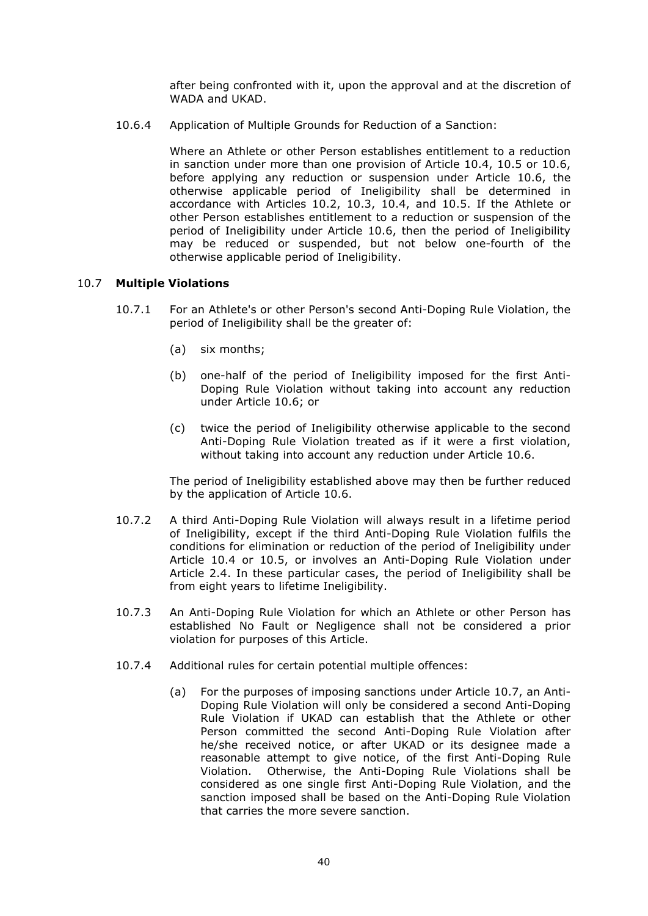after being confronted with it, upon the approval and at the discretion of WADA and UKAD.

10.6.4 Application of Multiple Grounds for Reduction of a Sanction:

Where an Athlete or other Person establishes entitlement to a reduction in sanction under more than one provision of Article 10.4, 10.5 or 10.6, before applying any reduction or suspension under Article 10.6, the otherwise applicable period of Ineligibility shall be determined in accordance with Articles 10.2, 10.3, 10.4, and 10.5. If the Athlete or other Person establishes entitlement to a reduction or suspension of the period of Ineligibility under Article 10.6, then the period of Ineligibility may be reduced or suspended, but not below one-fourth of the otherwise applicable period of Ineligibility.

### 10.7 **Multiple Violations**

10.7.1 For an Athlete's or other Person's second Anti-Doping Rule Violation, the period of Ineligibility shall be the greater of:

(a) six months;

(b) one-half of the period of Ineligibility imposed for the first Anti-Doping Rule Violation without taking into account any reduction under Article 10.6; or

(c) twice the period of Ineligibility otherwise applicable to the second Anti-Doping Rule Violation treated as if it were a first violation, without taking into account any reduction under Article 10.6.

The period of Ineligibility established above may then be further reduced by the application of Article 10.6.

10.7.2 A third Anti-Doping Rule Violation will always result in a lifetime period of Ineligibility, except if the third Anti-Doping Rule Violation fulfils the conditions for elimination or reduction of the period of Ineligibility under Article 10.4 or 10.5, or involves an Anti-Doping Rule Violation under Article 2.4. In these particular cases, the period of Ineligibility shall be from eight years to lifetime Ineligibility.

10.7.3 An Anti-Doping Rule Violation for which an Athlete or other Person has established No Fault or Negligence shall not be considered a prior violation for purposes of this Article.

10.7.4 Additional rules for certain potential multiple offences:

(a) For the purposes of imposing sanctions under Article 10.7, an Anti-Doping Rule Violation will only be considered a second Anti-Doping Rule Violation if UKAD can establish that the Athlete or other Person committed the second Anti-Doping Rule Violation after he/she received notice, or after UKAD or its designee made a reasonable attempt to give notice, of the first Anti-Doping Rule Violation. Otherwise, the Anti-Doping Rule Violations shall be considered as one single first Anti-Doping Rule Violation, and the sanction imposed shall be based on the Anti-Doping Rule Violation that carries the more severe sanction.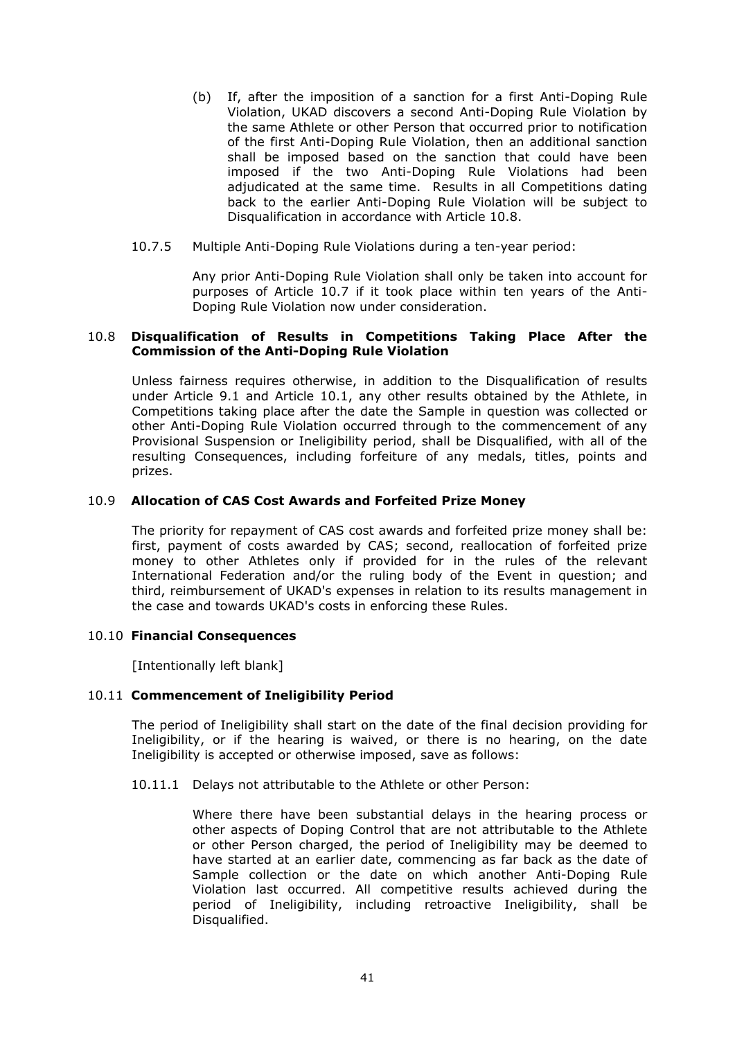(b) If, after the imposition of a sanction for a first Anti-Doping Rule Violation, UKAD discovers a second Anti-Doping Rule Violation by the same Athlete or other Person that occurred prior to notification of the first Anti-Doping Rule Violation, then an additional sanction shall be imposed based on the sanction that could have been imposed if the two Anti-Doping Rule Violations had been adjudicated at the same time. Results in all Competitions dating back to the earlier Anti-Doping Rule Violation will be subject to Disqualification in accordance with Article 10.8.

10.7.5 Multiple Anti-Doping Rule Violations during a ten-year period:

Any prior Anti-Doping Rule Violation shall only be taken into account for purposes of Article 10.7 if it took place within ten years of the Anti-Doping Rule Violation now under consideration.

### 10.8 Disqualification of Results in Competitions Taking Place After the Commission of the Anti-Doping Rule Violation

Unless fairness requires otherwise, in addition to the Disqualification of results under Article 9.1 and Article 10.1, any other results obtained by the Athlete, in Competitions taking place after the date the Sample in question was collected or other Anti-Doping Rule Violation occurred through to the commencement of any Provisional Suspension or Ineligibility period, shall be Disqualified, with all of the resulting Consequences, including forfeiture of any medals, titles, points and prizes.

### 10.9 Allocation of CAS Cost Awards and Forfeited Prize Money

The priority for repayment of CAS cost awards and forfeited prize money shall be: first, payment of costs awarded by CAS; second, reallocation of forfeited prize money to other Athletes only if provided for in the rules of the relevant International Federation and/or the ruling body of the Event in question; and third, reimbursement of UKAD's expenses in relation to its results management in the case and towards UKAD's costs in enforcing these Rules.

### 10.10 Financial Consequences

[Intentionally left blank]

### 10.11 Commencement of Ineligibility Period

The period of Ineligibility shall start on the date of the final decision providing for Ineligibility, or if the hearing is waived, or there is no hearing, on the date Ineligibility is accepted or otherwise imposed, save as follows:

10.11.1 Delays not attributable to the Athlete or other Person:

Where there have been substantial delays in the hearing process or other aspects of Doping Control that are not attributable to the Athlete or other Person charged, the period of Ineligibility may be deemed to have started at an earlier date, commencing as far back as the date of Sample collection or the date on which another Anti-Doping Rule Violation last occurred. All competitive results achieved during the period of Ineligibility, including retroactive Ineligibility, shall be Disqualified.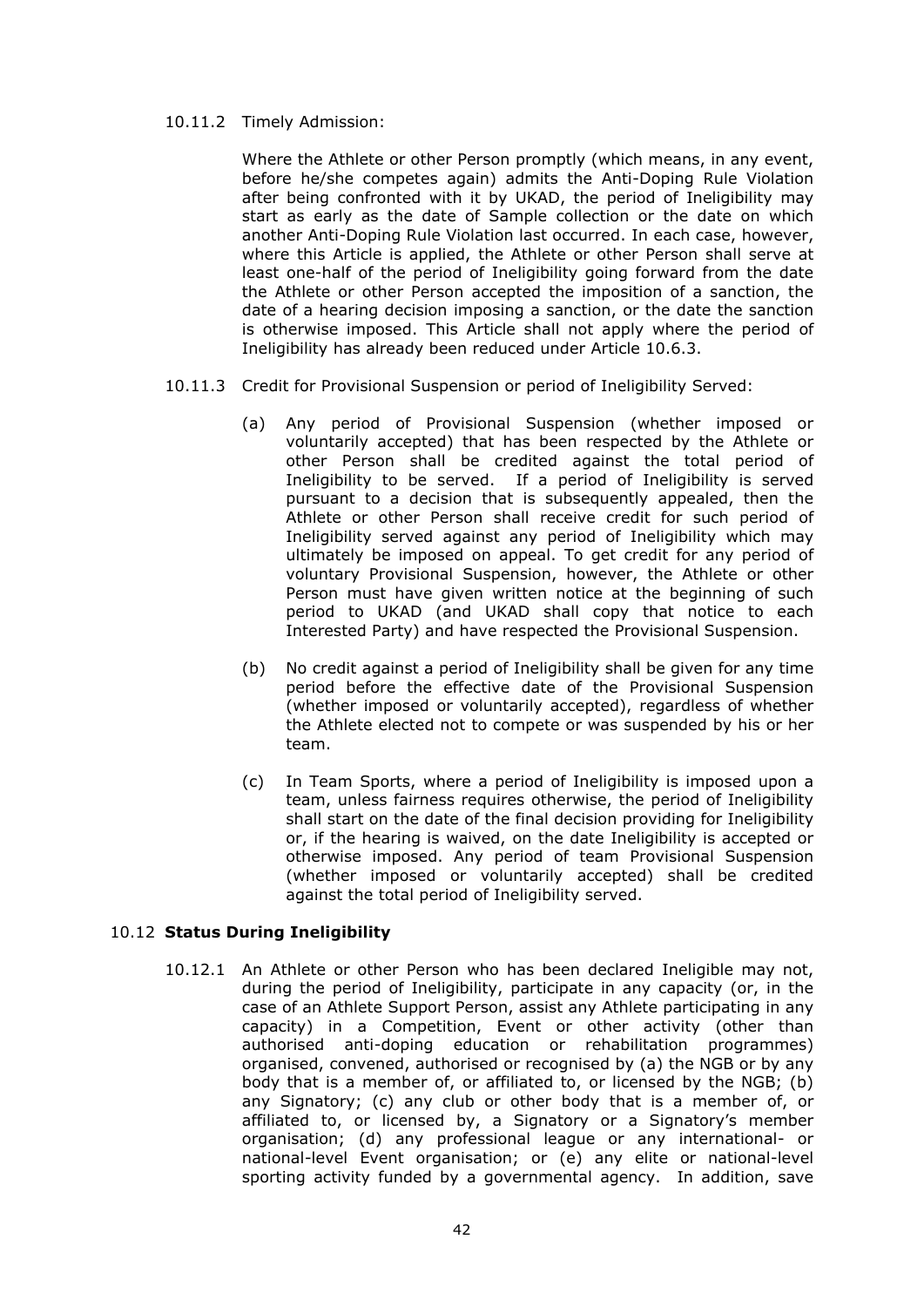10.11.2 Timely Admission:

Where the Athlete or other Person promptly (which means, in any event, before he/she competes again) admits the Anti-Doping Rule Violation after being confronted with it by UKAD, the period of Ineligibility may start as early as the date of Sample collection or the date on which another Anti-Doping Rule Violation last occurred. In each case, however, where this Article is applied, the Athlete or other Person shall serve at least one-half of the period of Ineligibility going forward from the date the Athlete or other Person accepted the imposition of a sanction, the date of a hearing decision imposing a sanction, or the date the sanction is otherwise imposed. This Article shall not apply where the period of Ineligibility has already been reduced under Article 10.6.3.

10.11.3 Credit for Provisional Suspension or period of Ineligibility Served:

(a) Any period of Provisional Suspension (whether imposed or voluntarily accepted) that has been respected by the Athlete or other Person shall be credited against the total period of Ineligibility to be served. If a period of Ineligibility is served pursuant to a decision that is subsequently appealed, then the Athlete or other Person shall receive credit for such period of Ineligibility served against any period of Ineligibility which may ultimately be imposed on appeal. To get credit for any period of voluntary Provisional Suspension, however, the Athlete or other Person must have given written notice at the beginning of such period to UKAD (and UKAD shall copy that notice to each Interested Party) and have respected the Provisional Suspension.

(b) No credit against a period of Ineligibility shall be given for any time period before the effective date of the Provisional Suspension (whether imposed or voluntarily accepted), regardless of whether the Athlete elected not to compete or was suspended by his or her team.

(c) In Team Sports, where a period of Ineligibility is imposed upon a team, unless fairness requires otherwise, the period of Ineligibility shall start on the date of the final decision providing for Ineligibility or, if the hearing is waived, on the date Ineligibility is accepted or otherwise imposed. Any period of team Provisional Suspension (whether imposed or voluntarily accepted) shall be credited against the total period of Ineligibility served.

### 10.12 **Status During Ineligibility**

10.12.1 An Athlete or other Person who has been declared Ineligible may not, during the period of Ineligibility, participate in any capacity (or, in the case of an Athlete Support Person, assist any Athlete participating in any capacity) in a Competition, Event or other activity (other than authorised anti-doping education or rehabilitation programmes) organised, convened, authorised or recognised by (a) the NGB or by any body that is a member of, or affiliated to, or licensed by the NGB; (b) any Signatory; (c) any club or other body that is a member of, or affiliated to, or licensed by, a Signatory or a Signatory's member organisation; (d) any professional league or any international- or national-level Event organisation; or (e) any elite or national-level sporting activity funded by a governmental agency. In addition, save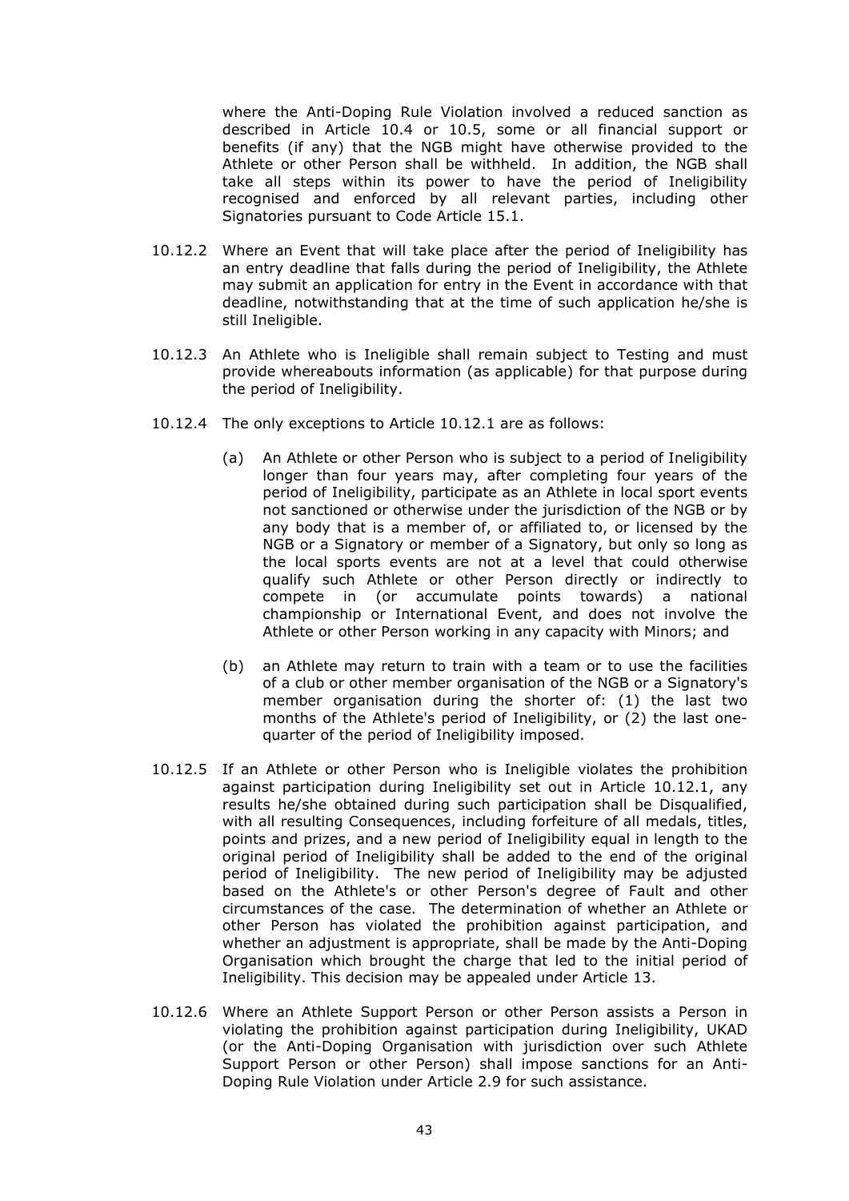where the Anti-Doping Rule Violation involved a reduced sanction as described in Article 10.4 or 10.5, some or all financial support or benefits (if any) that the NGB might have otherwise provided to the Athlete or other Person shall be withheld. In addition, the NGB shall take all steps within its power to have the period of Ineligibility recognised and enforced by all relevant parties, including other Signatories pursuant to Code Article 15.1.

10.12.2 Where an Event that will take place after the period of Ineligibility has an entry deadline that falls during the period of Ineligibility, the Athlete may submit an application for entry in the Event in accordance with that deadline, notwithstanding that at the time of such application he/she is still Ineligible.

10.12.3 An Athlete who is Ineligible shall remain subject to Testing and must provide whereabouts information (as applicable) for that purpose during the period of Ineligibility.

10.12.4 The only exceptions to Article 10.12.1 are as follows:

(a) An Athlete or other Person who is subject to a period of Ineligibility longer than four years may, after completing four years of the period of Ineligibility, participate as an Athlete in local sport events not sanctioned or otherwise under the jurisdiction of the NGB or by any body that is a member of, or affiliated to, or licensed by the NGB or a Signatory or member of a Signatory, but only so long as the local sports events are not at a level that could otherwise qualify such Athlete or other Person directly or indirectly to compete in (or accumulate points towards) a national championship or International Event, and does not involve the Athlete or other Person working in any capacity with Minors; and

(b) an Athlete may return to train with a team or to use the facilities of a club or other member organisation of the NGB or a Signatory's member organisation during the shorter of: (1) the last two months of the Athlete's period of Ineligibility, or (2) the last one-quarter of the period of Ineligibility imposed.

10.12.5 If an Athlete or other Person who is Ineligible violates the prohibition against participation during Ineligibility set out in Article 10.12.1, any results he/she obtained during such participation shall be Disqualified, with all resulting Consequences, including forfeiture of all medals, titles, points and prizes, and a new period of Ineligibility equal in length to the original period of Ineligibility shall be added to the end of the original period of Ineligibility. The new period of Ineligibility may be adjusted based on the Athlete's or other Person's degree of Fault and other circumstances of the case. The determination of whether an Athlete or other Person has violated the prohibition against participation, and whether an adjustment is appropriate, shall be made by the Anti-Doping Organisation which brought the charge that led to the initial period of Ineligibility. This decision may be appealed under Article 13.

10.12.6 Where an Athlete Support Person or other Person assists a Person in violating the prohibition against participation during Ineligibility, UKAD (or the Anti-Doping Organisation with jurisdiction over such Athlete Support Person or other Person) shall impose sanctions for an Anti-Doping Rule Violation under Article 2.9 for such assistance.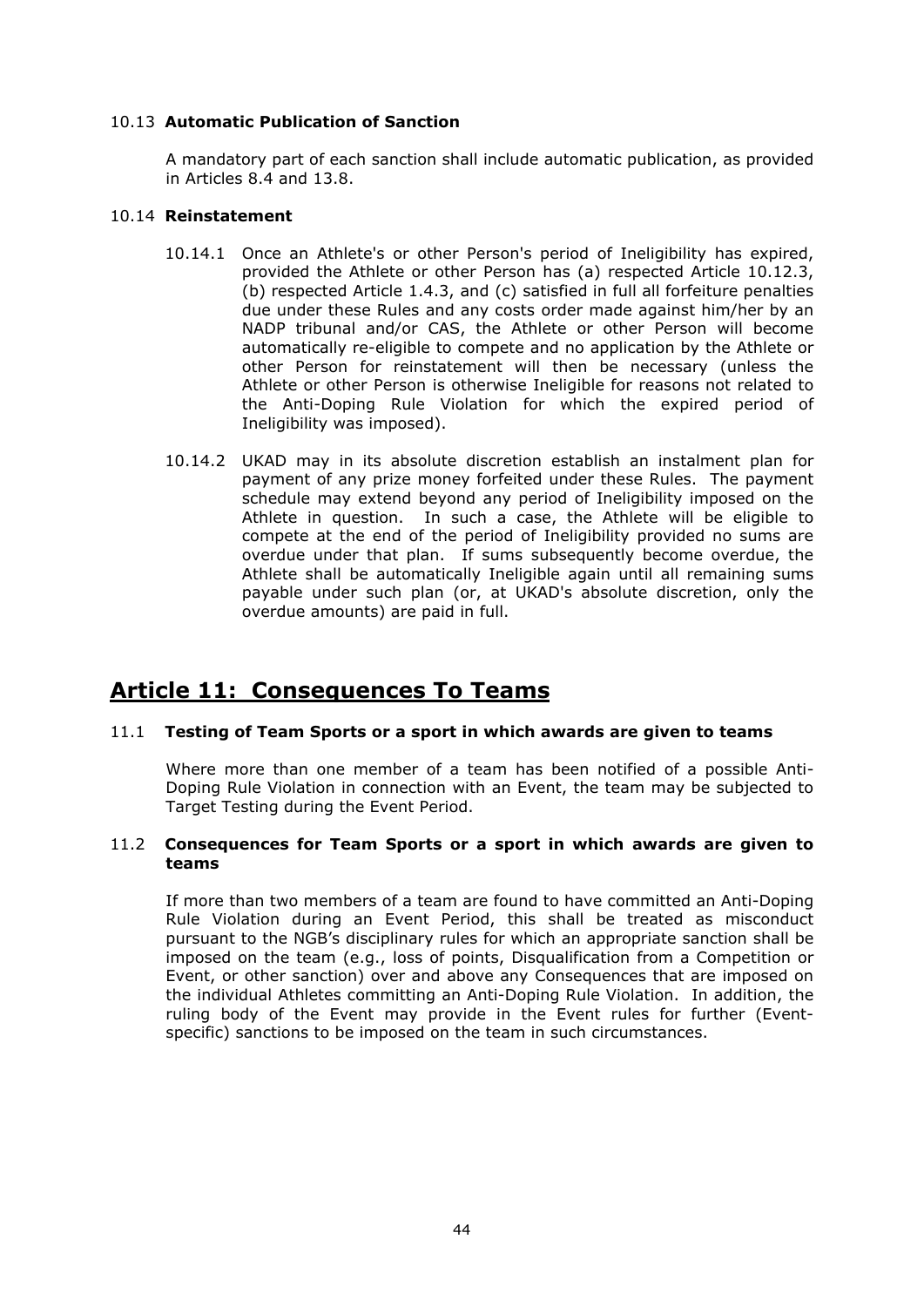### 10.13 **Automatic Publication of Sanction**

A mandatory part of each sanction shall include automatic publication, as provided in Articles 8.4 and 13.8.

### 10.14 **Reinstatement**

10.14.1 Once an Athlete's or other Person's period of Ineligibility has expired, provided the Athlete or other Person has (a) respected Article 10.12.3, (b) respected Article 1.4.3, and (c) satisfied in full all forfeiture penalties due under these Rules and any costs order made against him/her by an NADP tribunal and/or CAS, the Athlete or other Person will become automatically re-eligible to compete and no application by the Athlete or other Person for reinstatement will then be necessary (unless the Athlete or other Person is otherwise Ineligible for reasons not related to the Anti-Doping Rule Violation for which the expired period of Ineligibility was imposed).

10.14.2 UKAD may in its absolute discretion establish an instalment plan for payment of any prize money forfeited under these Rules. The payment schedule may extend beyond any period of Ineligibility imposed on the Athlete in question. In such a case, the Athlete will be eligible to compete at the end of the period of Ineligibility provided no sums are overdue under that plan. If sums subsequently become overdue, the Athlete shall be automatically Ineligible again until all remaining sums payable under such plan (or, at UKAD's absolute discretion, only the overdue amounts) are paid in full.

# Article 11: Consequences To Teams

### 11.1 **Testing of Team Sports or a sport in which awards are given to teams**

Where more than one member of a team has been notified of a possible Anti-Doping Rule Violation in connection with an Event, the team may be subjected to Target Testing during the Event Period.

### 11.2 **Consequences for Team Sports or a sport in which awards are given to teams**

If more than two members of a team are found to have committed an Anti-Doping Rule Violation during an Event Period, this shall be treated as misconduct pursuant to the NGB's disciplinary rules for which an appropriate sanction shall be imposed on the team (e.g., loss of points, Disqualification from a Competition or Event, or other sanction) over and above any Consequences that are imposed on the individual Athletes committing an Anti-Doping Rule Violation. In addition, the ruling body of the Event may provide in the Event rules for further (Event-specific) sanctions to be imposed on the team in such circumstances.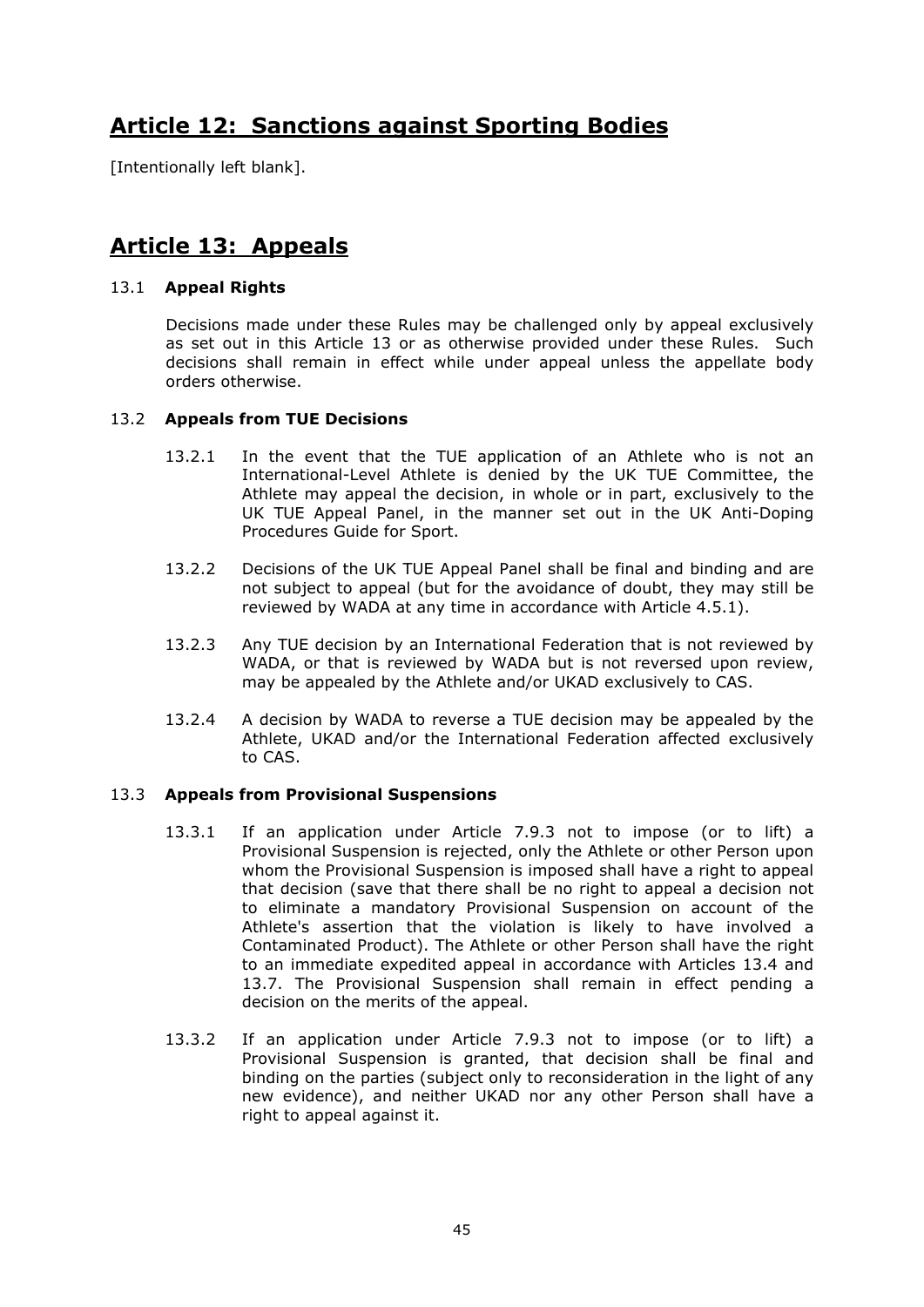## Article 12: Sanctions against Sporting Bodies

[Intentionally left blank].

## Article 13: Appeals

### 13.1 Appeal Rights

Decisions made under these Rules may be challenged only by appeal exclusively as set out in this Article 13 or as otherwise provided under these Rules. Such decisions shall remain in effect while under appeal unless the appellate body orders otherwise.

### 13.2 Appeals from TUE Decisions

13.2.1 In the event that the TUE application of an Athlete who is not an International-Level Athlete is denied by the UK TUE Committee, the Athlete may appeal the decision, in whole or in part, exclusively to the UK TUE Appeal Panel, in the manner set out in the UK Anti-Doping Procedures Guide for Sport.

13.2.2 Decisions of the UK TUE Appeal Panel shall be final and binding and are not subject to appeal (but for the avoidance of doubt, they may still be reviewed by WADA at any time in accordance with Article 4.5.1).

13.2.3 Any TUE decision by an International Federation that is not reviewed by WADA, or that is reviewed by WADA but is not reversed upon review, may be appealed by the Athlete and/or UKAD exclusively to CAS.

13.2.4 A decision by WADA to reverse a TUE decision may be appealed by the Athlete, UKAD and/or the International Federation affected exclusively to CAS.

### 13.3 Appeals from Provisional Suspensions

13.3.1 If an application under Article 7.9.3 not to impose (or to lift) a Provisional Suspension is rejected, only the Athlete or other Person upon whom the Provisional Suspension is imposed shall have a right to appeal that decision (save that there shall be no right to appeal a decision not to eliminate a mandatory Provisional Suspension on account of the Athlete's assertion that the violation is likely to have involved a Contaminated Product). The Athlete or other Person shall have the right to an immediate expedited appeal in accordance with Articles 13.4 and 13.7. The Provisional Suspension shall remain in effect pending a decision on the merits of the appeal.

13.3.2 If an application under Article 7.9.3 not to impose (or to lift) a Provisional Suspension is granted, that decision shall be final and binding on the parties (subject only to reconsideration in the light of any new evidence), and neither UKAD nor any other Person shall have a right to appeal against it.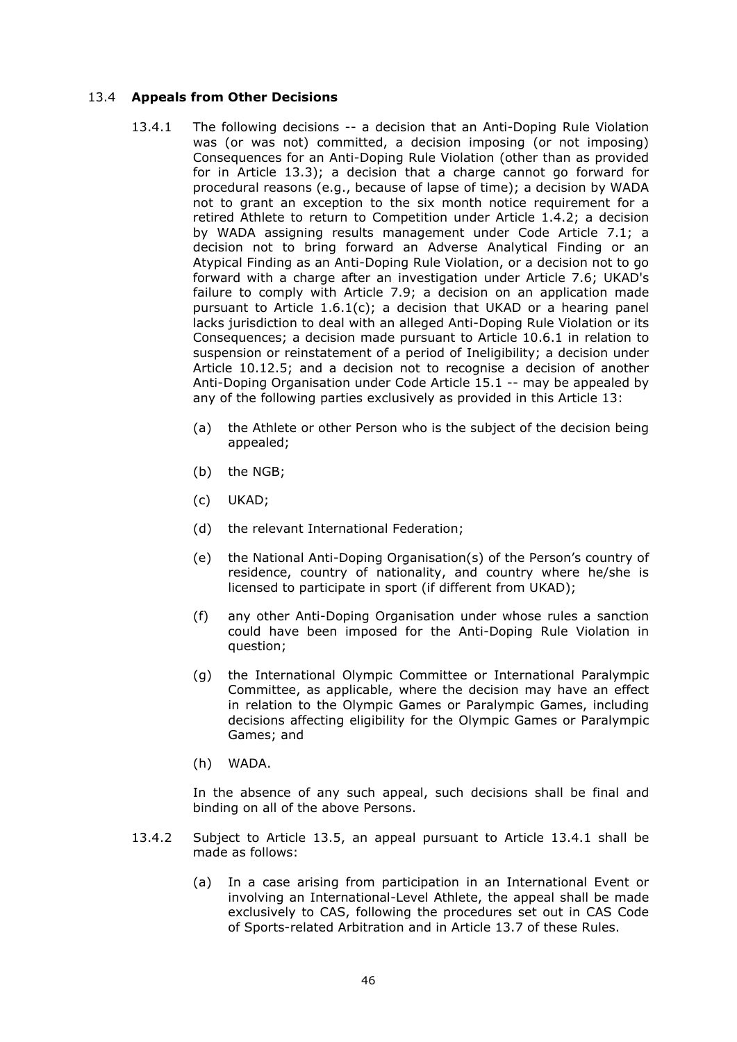### 13.4 **Appeals from Other Decisions**

13.4.1 The following decisions -- a decision that an Anti-Doping Rule Violation was (or was not) committed, a decision imposing (or not imposing) Consequences for an Anti-Doping Rule Violation (other than as provided for in Article 13.3); a decision that a charge cannot go forward for procedural reasons (e.g., because of lapse of time); a decision by WADA not to grant an exception to the six month notice requirement for a retired Athlete to return to Competition under Article 1.4.2; a decision by WADA assigning results management under Code Article 7.1; a decision not to bring forward an Adverse Analytical Finding or an Atypical Finding as an Anti-Doping Rule Violation, or a decision not to go forward with a charge after an investigation under Article 7.6; UKAD's failure to comply with Article 7.9; a decision on an application made pursuant to Article 1.6.1(c); a decision that UKAD or a hearing panel lacks jurisdiction to deal with an alleged Anti-Doping Rule Violation or its Consequences; a decision made pursuant to Article 10.6.1 in relation to suspension or reinstatement of a period of Ineligibility; a decision under Article 10.12.5; and a decision not to recognise a decision of another Anti-Doping Organisation under Code Article 15.1 -- may be appealed by any of the following parties exclusively as provided in this Article 13:

(a) the Athlete or other Person who is the subject of the decision being appealed;

(b) the NGB;

(c) UKAD;

(d) the relevant International Federation;

(e) the National Anti-Doping Organisation(s) of the Person's country of residence, country of nationality, and country where he/she is licensed to participate in sport (if different from UKAD);

(f) any other Anti-Doping Organisation under whose rules a sanction could have been imposed for the Anti-Doping Rule Violation in question;

(g) the International Olympic Committee or International Paralympic Committee, as applicable, where the decision may have an effect in relation to the Olympic Games or Paralympic Games, including decisions affecting eligibility for the Olympic Games or Paralympic Games; and

(h) WADA.

In the absence of any such appeal, such decisions shall be final and binding on all of the above Persons.

13.4.2 Subject to Article 13.5, an appeal pursuant to Article 13.4.1 shall be made as follows:

(a) In a case arising from participation in an International Event or involving an International-Level Athlete, the appeal shall be made exclusively to CAS, following the procedures set out in CAS Code of Sports-related Arbitration and in Article 13.7 of these Rules.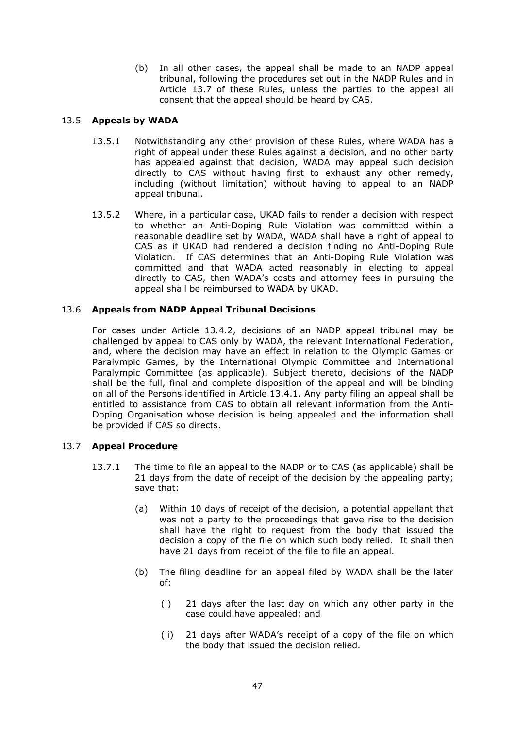(b) In all other cases, the appeal shall be made to an NADP appeal tribunal, following the procedures set out in the NADP Rules and in Article 13.7 of these Rules, unless the parties to the appeal all consent that the appeal should be heard by CAS.

### 13.5 Appeals by WADA

13.5.1 Notwithstanding any other provision of these Rules, where WADA has a right of appeal under these Rules against a decision, and no other party has appealed against that decision, WADA may appeal such decision directly to CAS without having first to exhaust any other remedy, including (without limitation) without having to appeal to an NADP appeal tribunal.

13.5.2 Where, in a particular case, UKAD fails to render a decision with respect to whether an Anti-Doping Rule Violation was committed within a reasonable deadline set by WADA, WADA shall have a right of appeal to CAS as if UKAD had rendered a decision finding no Anti-Doping Rule Violation. If CAS determines that an Anti-Doping Rule Violation was committed and that WADA acted reasonably in electing to appeal directly to CAS, then WADA's costs and attorney fees in pursuing the appeal shall be reimbursed to WADA by UKAD.

### 13.6 Appeals from NADP Appeal Tribunal Decisions

For cases under Article 13.4.2, decisions of an NADP appeal tribunal may be challenged by appeal to CAS only by WADA, the relevant International Federation, and, where the decision may have an effect in relation to the Olympic Games or Paralympic Games, by the International Olympic Committee and International Paralympic Committee (as applicable). Subject thereto, decisions of the NADP shall be the full, final and complete disposition of the appeal and will be binding on all of the Persons identified in Article 13.4.1. Any party filing an appeal shall be entitled to assistance from CAS to obtain all relevant information from the Anti-Doping Organisation whose decision is being appealed and the information shall be provided if CAS so directs.

### 13.7 Appeal Procedure

13.7.1 The time to file an appeal to the NADP or to CAS (as applicable) shall be 21 days from the date of receipt of the decision by the appealing party; save that:

(a) Within 10 days of receipt of the decision, a potential appellant that was not a party to the proceedings that gave rise to the decision shall have the right to request from the body that issued the decision a copy of the file on which such body relied. It shall then have 21 days from receipt of the file to file an appeal.

(b) The filing deadline for an appeal filed by WADA shall be the later of:

(i) 21 days after the last day on which any other party in the case could have appealed; and

(ii) 21 days after WADA's receipt of a copy of the file on which the body that issued the decision relied.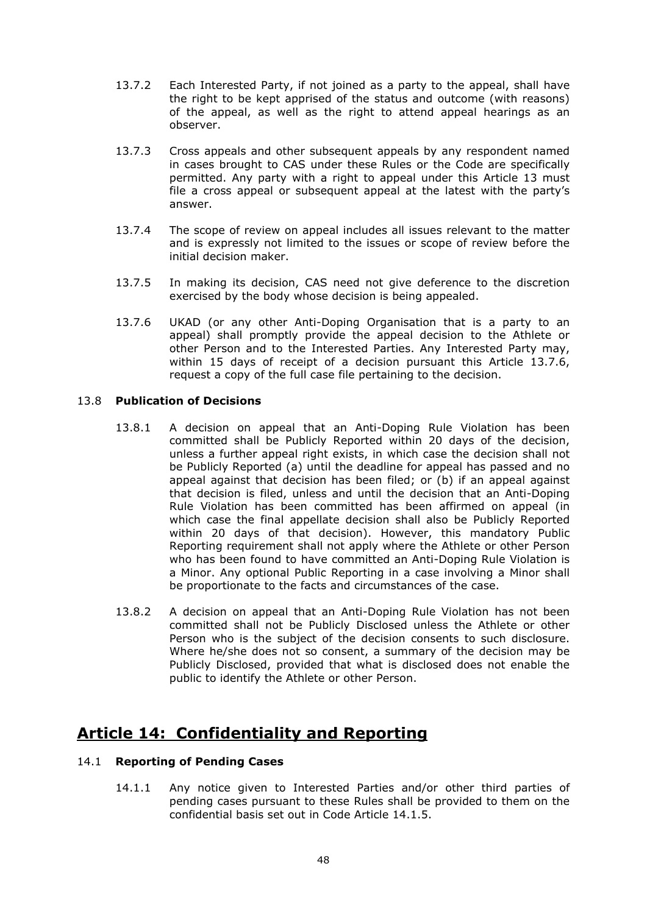13.7.2 Each Interested Party, if not joined as a party to the appeal, shall have the right to be kept apprised of the status and outcome (with reasons) of the appeal, as well as the right to attend appeal hearings as an observer.

13.7.3 Cross appeals and other subsequent appeals by any respondent named in cases brought to CAS under these Rules or the Code are specifically permitted. Any party with a right to appeal under this Article 13 must file a cross appeal or subsequent appeal at the latest with the party's answer.

13.7.4 The scope of review on appeal includes all issues relevant to the matter and is expressly not limited to the issues or scope of review before the initial decision maker.

13.7.5 In making its decision, CAS need not give deference to the discretion exercised by the body whose decision is being appealed.

13.7.6 UKAD (or any other Anti-Doping Organisation that is a party to an appeal) shall promptly provide the appeal decision to the Athlete or other Person and to the Interested Parties. Any Interested Party may, within 15 days of receipt of a decision pursuant this Article 13.7.6, request a copy of the full case file pertaining to the decision.

13.8 **Publication of Decisions**

13.8.1 A decision on appeal that an Anti-Doping Rule Violation has been committed shall be Publicly Reported within 20 days of the decision, unless a further appeal right exists, in which case the decision shall not be Publicly Reported (a) until the deadline for appeal has passed and no appeal against that decision has been filed; or (b) if an appeal against that decision is filed, unless and until the decision that an Anti-Doping Rule Violation has been committed has been affirmed on appeal (in which case the final appellate decision shall also be Publicly Reported within 20 days of that decision). However, this mandatory Public Reporting requirement shall not apply where the Athlete or other Person who has been found to have committed an Anti-Doping Rule Violation is a Minor. Any optional Public Reporting in a case involving a Minor shall be proportionate to the facts and circumstances of the case.

13.8.2 A decision on appeal that an Anti-Doping Rule Violation has not been committed shall not be Publicly Disclosed unless the Athlete or other Person who is the subject of the decision consents to such disclosure. Where he/she does not so consent, a summary of the decision may be Publicly Disclosed, provided that what is disclosed does not enable the public to identify the Athlete or other Person.

## Article 14: Confidentiality and Reporting

14.1 **Reporting of Pending Cases**

14.1.1 Any notice given to Interested Parties and/or other third parties of pending cases pursuant to these Rules shall be provided to them on the confidential basis set out in Code Article 14.1.5.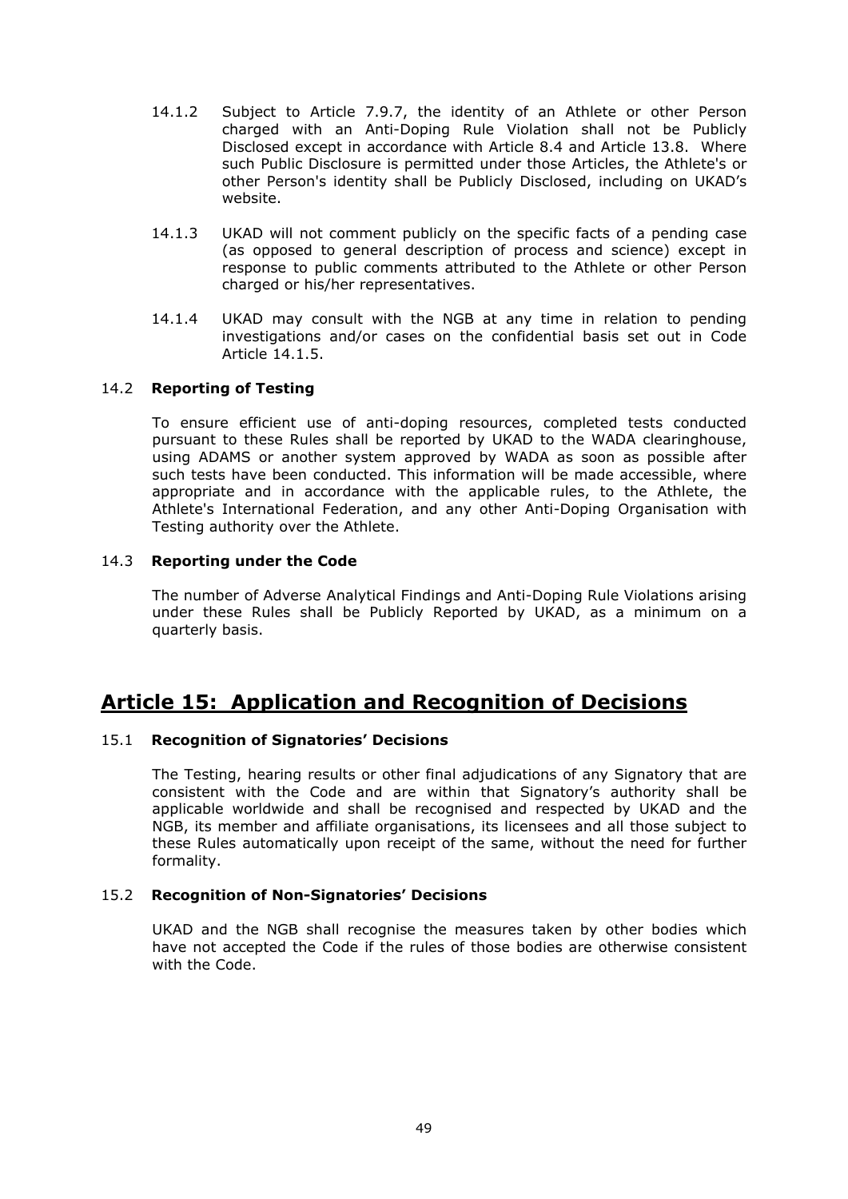14.1.2 Subject to Article 7.9.7, the identity of an Athlete or other Person charged with an Anti-Doping Rule Violation shall not be Publicly Disclosed except in accordance with Article 8.4 and Article 13.8. Where such Public Disclosure is permitted under those Articles, the Athlete's or other Person's identity shall be Publicly Disclosed, including on UKAD's website.

14.1.3 UKAD will not comment publicly on the specific facts of a pending case (as opposed to general description of process and science) except in response to public comments attributed to the Athlete or other Person charged or his/her representatives.

14.1.4 UKAD may consult with the NGB at any time in relation to pending investigations and/or cases on the confidential basis set out in Code Article 14.1.5.

### 14.2 **Reporting of Testing**

To ensure efficient use of anti-doping resources, completed tests conducted pursuant to these Rules shall be reported by UKAD to the WADA clearinghouse, using ADAMS or another system approved by WADA as soon as possible after such tests have been conducted. This information will be made accessible, where appropriate and in accordance with the applicable rules, to the Athlete, the Athlete's International Federation, and any other Anti-Doping Organisation with Testing authority over the Athlete.

### 14.3 **Reporting under the Code**

The number of Adverse Analytical Findings and Anti-Doping Rule Violations arising under these Rules shall be Publicly Reported by UKAD, as a minimum on a quarterly basis.

## Article 15: Application and Recognition of Decisions

### 15.1 **Recognition of Signatories' Decisions**

The Testing, hearing results or other final adjudications of any Signatory that are consistent with the Code and are within that Signatory's authority shall be applicable worldwide and shall be recognised and respected by UKAD and the NGB, its member and affiliate organisations, its licensees and all those subject to these Rules automatically upon receipt of the same, without the need for further formality.

### 15.2 **Recognition of Non-Signatories' Decisions**

UKAD and the NGB shall recognise the measures taken by other bodies which have not accepted the Code if the rules of those bodies are otherwise consistent with the Code.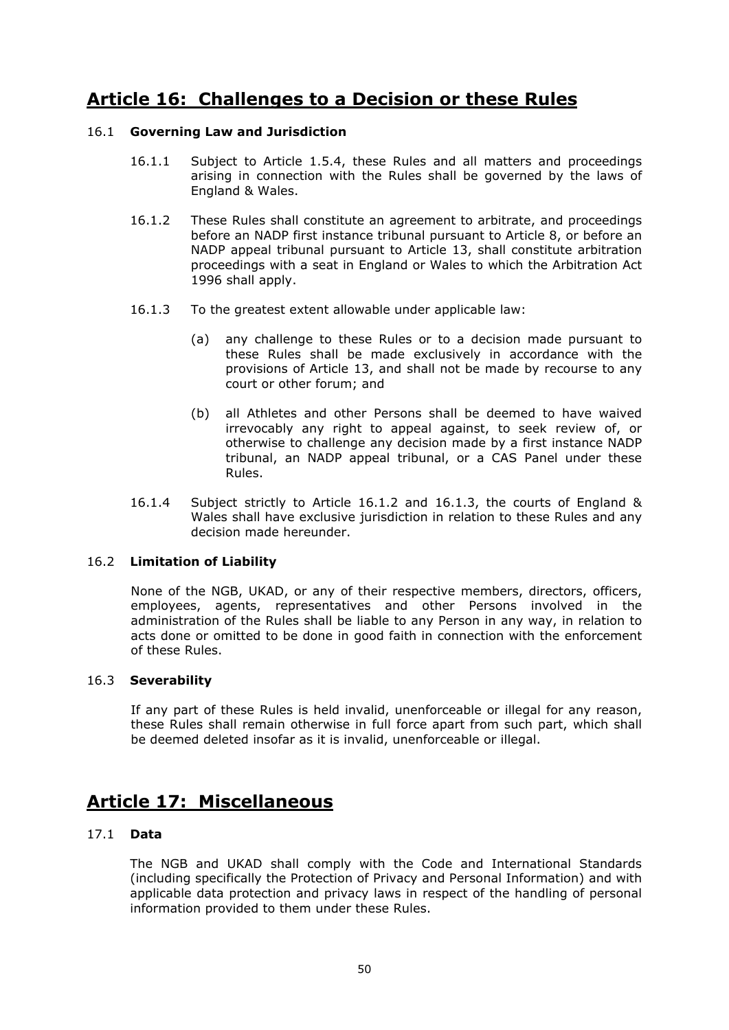## Article 16: Challenges to a Decision or these Rules

16.1 **Governing Law and Jurisdiction**

16.1.1 Subject to Article 1.5.4, these Rules and all matters and proceedings arising in connection with the Rules shall be governed by the laws of England & Wales.

16.1.2 These Rules shall constitute an agreement to arbitrate, and proceedings before an NADP first instance tribunal pursuant to Article 8, or before an NADP appeal tribunal pursuant to Article 13, shall constitute arbitration proceedings with a seat in England or Wales to which the Arbitration Act 1996 shall apply.

16.1.3 To the greatest extent allowable under applicable law:

(a) any challenge to these Rules or to a decision made pursuant to these Rules shall be made exclusively in accordance with the provisions of Article 13, and shall not be made by recourse to any court or other forum; and

(b) all Athletes and other Persons shall be deemed to have waived irrevocably any right to appeal against, to seek review of, or otherwise to challenge any decision made by a first instance NADP tribunal, an NADP appeal tribunal, or a CAS Panel under these Rules.

16.1.4 Subject strictly to Article 16.1.2 and 16.1.3, the courts of England & Wales shall have exclusive jurisdiction in relation to these Rules and any decision made hereunder.

16.2 **Limitation of Liability**

None of the NGB, UKAD, or any of their respective members, directors, officers, employees, agents, representatives and other Persons involved in the administration of the Rules shall be liable to any Person in any way, in relation to acts done or omitted to be done in good faith in connection with the enforcement of these Rules.

16.3 **Severability**

If any part of these Rules is held invalid, unenforceable or illegal for any reason, these Rules shall remain otherwise in full force apart from such part, which shall be deemed deleted insofar as it is invalid, unenforceable or illegal.

## Article 17: Miscellaneous

17.1 **Data**

The NGB and UKAD shall comply with the Code and International Standards (including specifically the Protection of Privacy and Personal Information) and with applicable data protection and privacy laws in respect of the handling of personal information provided to them under these Rules.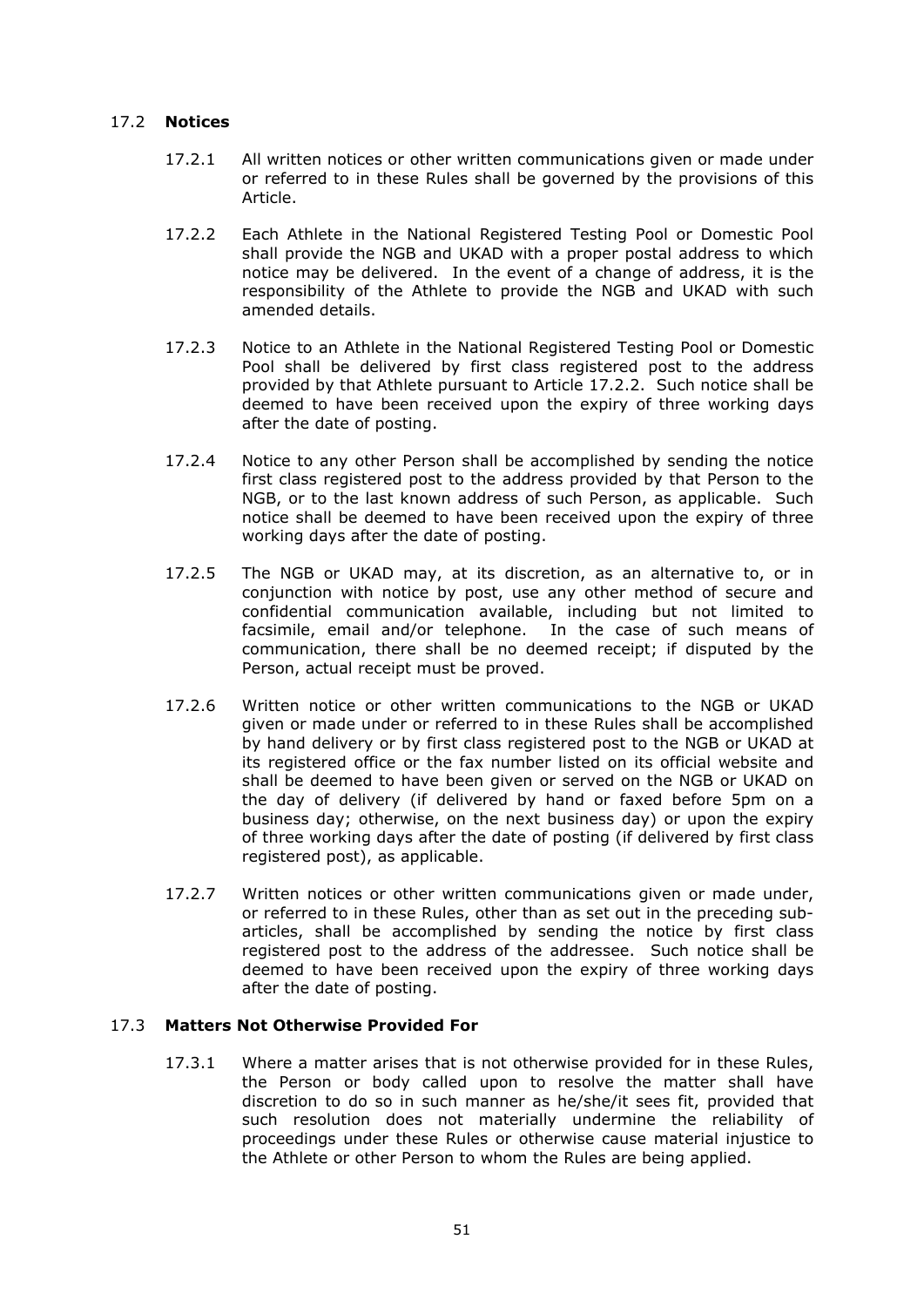### 17.2 **Notices**

17.2.1 All written notices or other written communications given or made under or referred to in these Rules shall be governed by the provisions of this Article.

17.2.2 Each Athlete in the National Registered Testing Pool or Domestic Pool shall provide the NGB and UKAD with a proper postal address to which notice may be delivered. In the event of a change of address, it is the responsibility of the Athlete to provide the NGB and UKAD with such amended details.

17.2.3 Notice to an Athlete in the National Registered Testing Pool or Domestic Pool shall be delivered by first class registered post to the address provided by that Athlete pursuant to Article 17.2.2. Such notice shall be deemed to have been received upon the expiry of three working days after the date of posting.

17.2.4 Notice to any other Person shall be accomplished by sending the notice first class registered post to the address provided by that Person to the NGB, or to the last known address of such Person, as applicable. Such notice shall be deemed to have been received upon the expiry of three working days after the date of posting.

17.2.5 The NGB or UKAD may, at its discretion, as an alternative to, or in conjunction with notice by post, use any other method of secure and confidential communication available, including but not limited to facsimile, email and/or telephone. In the case of such means of communication, there shall be no deemed receipt; if disputed by the Person, actual receipt must be proved.

17.2.6 Written notice or other written communications to the NGB or UKAD given or made under or referred to in these Rules shall be accomplished by hand delivery or by first class registered post to the NGB or UKAD at its registered office or the fax number listed on its official website and shall be deemed to have been given or served on the NGB or UKAD on the day of delivery (if delivered by hand or faxed before 5pm on a business day; otherwise, on the next business day) or upon the expiry of three working days after the date of posting (if delivered by first class registered post), as applicable.

17.2.7 Written notices or other written communications given or made under, or referred to in these Rules, other than as set out in the preceding sub-articles, shall be accomplished by sending the notice by first class registered post to the address of the addressee. Such notice shall be deemed to have been received upon the expiry of three working days after the date of posting.

### 17.3 **Matters Not Otherwise Provided For**

17.3.1 Where a matter arises that is not otherwise provided for in these Rules, the Person or body called upon to resolve the matter shall have discretion to do so in such manner as he/she/it sees fit, provided that such resolution does not materially undermine the reliability of proceedings under these Rules or otherwise cause material injustice to the Athlete or other Person to whom the Rules are being applied.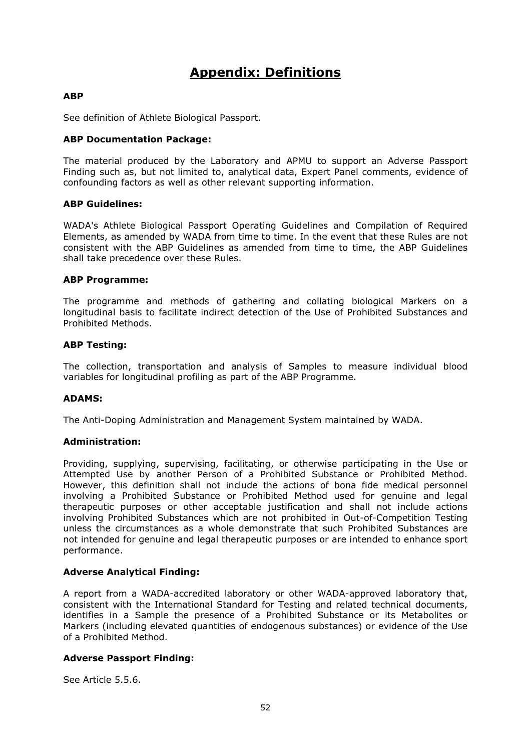# Appendix: Definitions

**ABP**

See definition of Athlete Biological Passport.

**ABP Documentation Package:**

The material produced by the Laboratory and APMU to support an Adverse Passport Finding such as, but not limited to, analytical data, Expert Panel comments, evidence of confounding factors as well as other relevant supporting information.

**ABP Guidelines:**

WADA's Athlete Biological Passport Operating Guidelines and Compilation of Required Elements, as amended by WADA from time to time. In the event that these Rules are not consistent with the ABP Guidelines as amended from time to time, the ABP Guidelines shall take precedence over these Rules.

**ABP Programme:**

The programme and methods of gathering and collating biological Markers on a longitudinal basis to facilitate indirect detection of the Use of Prohibited Substances and Prohibited Methods.

**ABP Testing:**

The collection, transportation and analysis of Samples to measure individual blood variables for longitudinal profiling as part of the ABP Programme.

**ADAMS:**

The Anti-Doping Administration and Management System maintained by WADA.

**Administration:**

Providing, supplying, supervising, facilitating, or otherwise participating in the Use or Attempted Use by another Person of a Prohibited Substance or Prohibited Method. However, this definition shall not include the actions of bona fide medical personnel involving a Prohibited Substance or Prohibited Method used for genuine and legal therapeutic purposes or other acceptable justification and shall not include actions involving Prohibited Substances which are not prohibited in Out-of-Competition Testing unless the circumstances as a whole demonstrate that such Prohibited Substances are not intended for genuine and legal therapeutic purposes or are intended to enhance sport performance.

**Adverse Analytical Finding:**

A report from a WADA-accredited laboratory or other WADA-approved laboratory that, consistent with the International Standard for Testing and related technical documents, identifies in a Sample the presence of a Prohibited Substance or its Metabolites or Markers (including elevated quantities of endogenous substances) or evidence of the Use of a Prohibited Method.

**Adverse Passport Finding:**

See Article 5.5.6.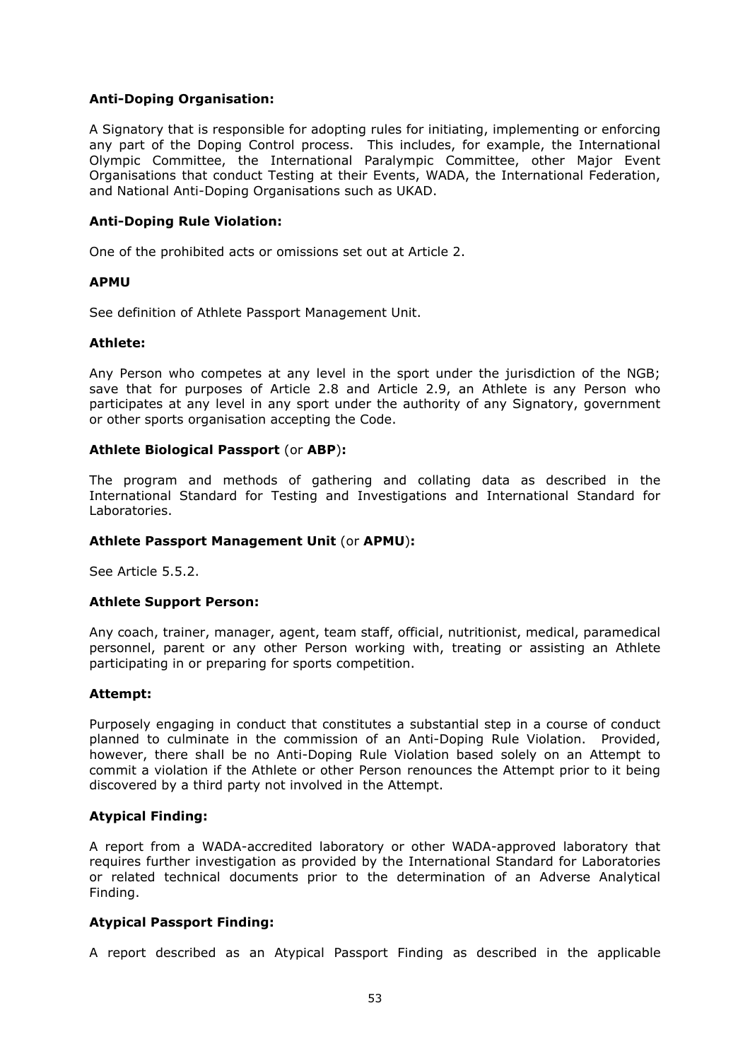**Anti-Doping Organisation:**

A Signatory that is responsible for adopting rules for initiating, implementing or enforcing any part of the Doping Control process. This includes, for example, the International Olympic Committee, the International Paralympic Committee, other Major Event Organisations that conduct Testing at their Events, WADA, the International Federation, and National Anti-Doping Organisations such as UKAD.

**Anti-Doping Rule Violation:**

One of the prohibited acts or omissions set out at Article 2.

**APMU**

See definition of Athlete Passport Management Unit.

**Athlete:**

Any Person who competes at any level in the sport under the jurisdiction of the NGB; save that for purposes of Article 2.8 and Article 2.9, an Athlete is any Person who participates at any level in any sport under the authority of any Signatory, government or other sports organisation accepting the Code.

**Athlete Biological Passport** (or **ABP**)**:**

The program and methods of gathering and collating data as described in the International Standard for Testing and Investigations and International Standard for Laboratories.

**Athlete Passport Management Unit** (or **APMU**)**:**

See Article 5.5.2.

**Athlete Support Person:**

Any coach, trainer, manager, agent, team staff, official, nutritionist, medical, paramedical personnel, parent or any other Person working with, treating or assisting an Athlete participating in or preparing for sports competition.

**Attempt:**

Purposely engaging in conduct that constitutes a substantial step in a course of conduct planned to culminate in the commission of an Anti-Doping Rule Violation. Provided, however, there shall be no Anti-Doping Rule Violation based solely on an Attempt to commit a violation if the Athlete or other Person renounces the Attempt prior to it being discovered by a third party not involved in the Attempt.

**Atypical Finding:**

A report from a WADA-accredited laboratory or other WADA-approved laboratory that requires further investigation as provided by the International Standard for Laboratories or related technical documents prior to the determination of an Adverse Analytical Finding.

**Atypical Passport Finding:**

A report described as an Atypical Passport Finding as described in the applicable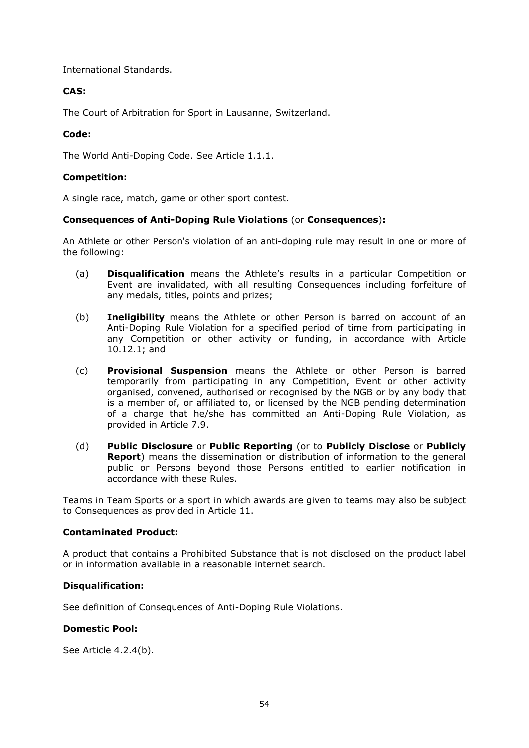International Standards.

**CAS:**

The Court of Arbitration for Sport in Lausanne, Switzerland.

**Code:**

The World Anti-Doping Code. See Article 1.1.1.

**Competition:**

A single race, match, game or other sport contest.

**Consequences of Anti-Doping Rule Violations** (or **Consequences**)**:**

An Athlete or other Person's violation of an anti-doping rule may result in one or more of the following:

(a) **Disqualification** means the Athlete's results in a particular Competition or Event are invalidated, with all resulting Consequences including forfeiture of any medals, titles, points and prizes;

(b) **Ineligibility** means the Athlete or other Person is barred on account of an Anti-Doping Rule Violation for a specified period of time from participating in any Competition or other activity or funding, in accordance with Article 10.12.1; and

(c) **Provisional Suspension** means the Athlete or other Person is barred temporarily from participating in any Competition, Event or other activity organised, convened, authorised or recognised by the NGB or by any body that is a member of, or affiliated to, or licensed by the NGB pending determination of a charge that he/she has committed an Anti-Doping Rule Violation, as provided in Article 7.9.

(d) **Public Disclosure** or **Public Reporting** (or to **Publicly Disclose** or **Publicly Report**) means the dissemination or distribution of information to the general public or Persons beyond those Persons entitled to earlier notification in accordance with these Rules.

Teams in Team Sports or a sport in which awards are given to teams may also be subject to Consequences as provided in Article 11.

**Contaminated Product:**

A product that contains a Prohibited Substance that is not disclosed on the product label or in information available in a reasonable internet search.

**Disqualification:**

See definition of Consequences of Anti-Doping Rule Violations.

**Domestic Pool:**

See Article 4.2.4(b).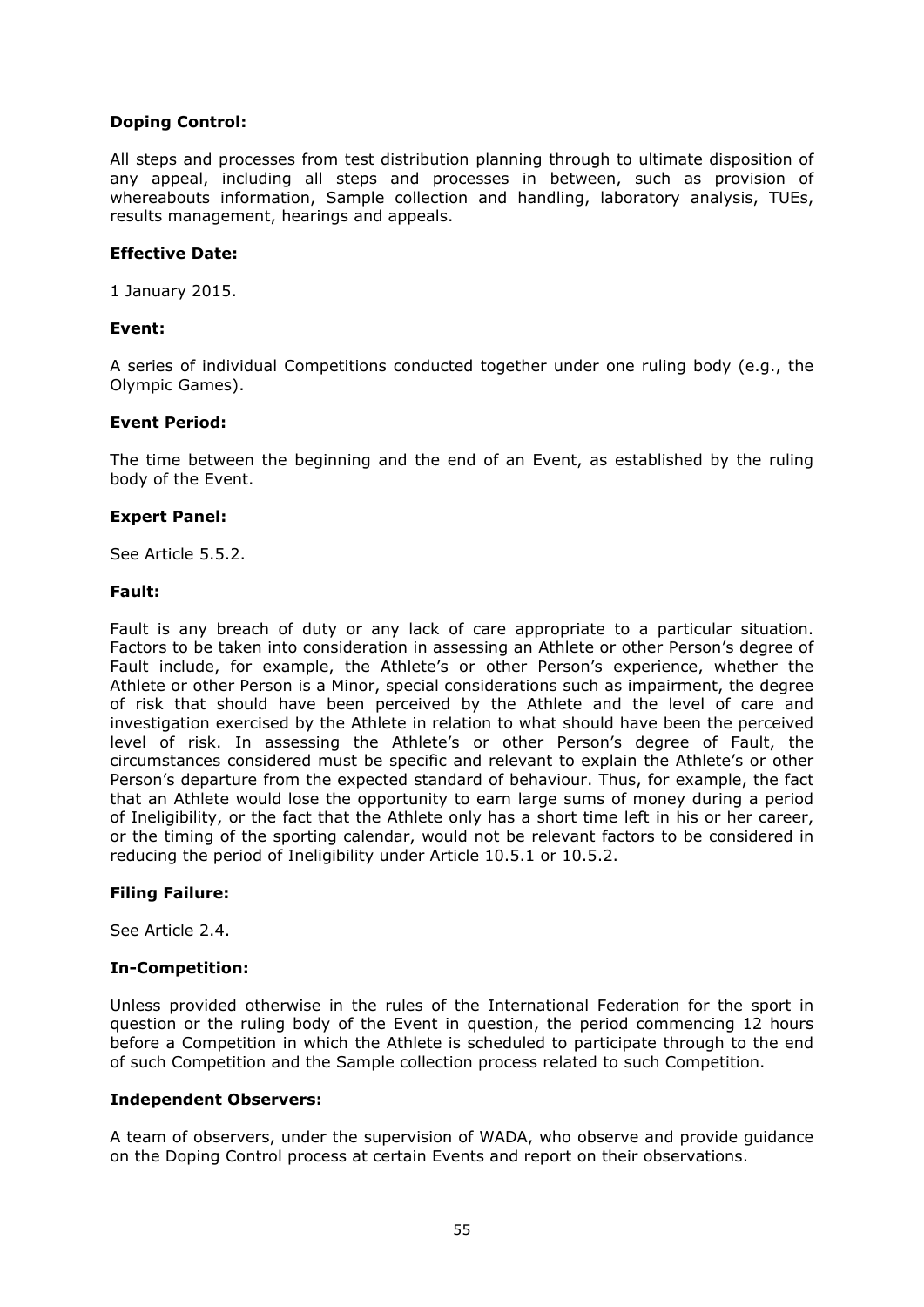**Doping Control:**

All steps and processes from test distribution planning through to ultimate disposition of any appeal, including all steps and processes in between, such as provision of whereabouts information, Sample collection and handling, laboratory analysis, TUEs, results management, hearings and appeals.

**Effective Date:**

1 January 2015.

**Event:**

A series of individual Competitions conducted together under one ruling body (e.g., the Olympic Games).

**Event Period:**

The time between the beginning and the end of an Event, as established by the ruling body of the Event.

**Expert Panel:**

See Article 5.5.2.

**Fault:**

Fault is any breach of duty or any lack of care appropriate to a particular situation. Factors to be taken into consideration in assessing an Athlete or other Person's degree of Fault include, for example, the Athlete's or other Person's experience, whether the Athlete or other Person is a Minor, special considerations such as impairment, the degree of risk that should have been perceived by the Athlete and the level of care and investigation exercised by the Athlete in relation to what should have been the perceived level of risk. In assessing the Athlete's or other Person's degree of Fault, the circumstances considered must be specific and relevant to explain the Athlete's or other Person's departure from the expected standard of behaviour. Thus, for example, the fact that an Athlete would lose the opportunity to earn large sums of money during a period of Ineligibility, or the fact that the Athlete only has a short time left in his or her career, or the timing of the sporting calendar, would not be relevant factors to be considered in reducing the period of Ineligibility under Article 10.5.1 or 10.5.2.

**Filing Failure:**

See Article 2.4.

**In-Competition:**

Unless provided otherwise in the rules of the International Federation for the sport in question or the ruling body of the Event in question, the period commencing 12 hours before a Competition in which the Athlete is scheduled to participate through to the end of such Competition and the Sample collection process related to such Competition.

**Independent Observers:**

A team of observers, under the supervision of WADA, who observe and provide guidance on the Doping Control process at certain Events and report on their observations.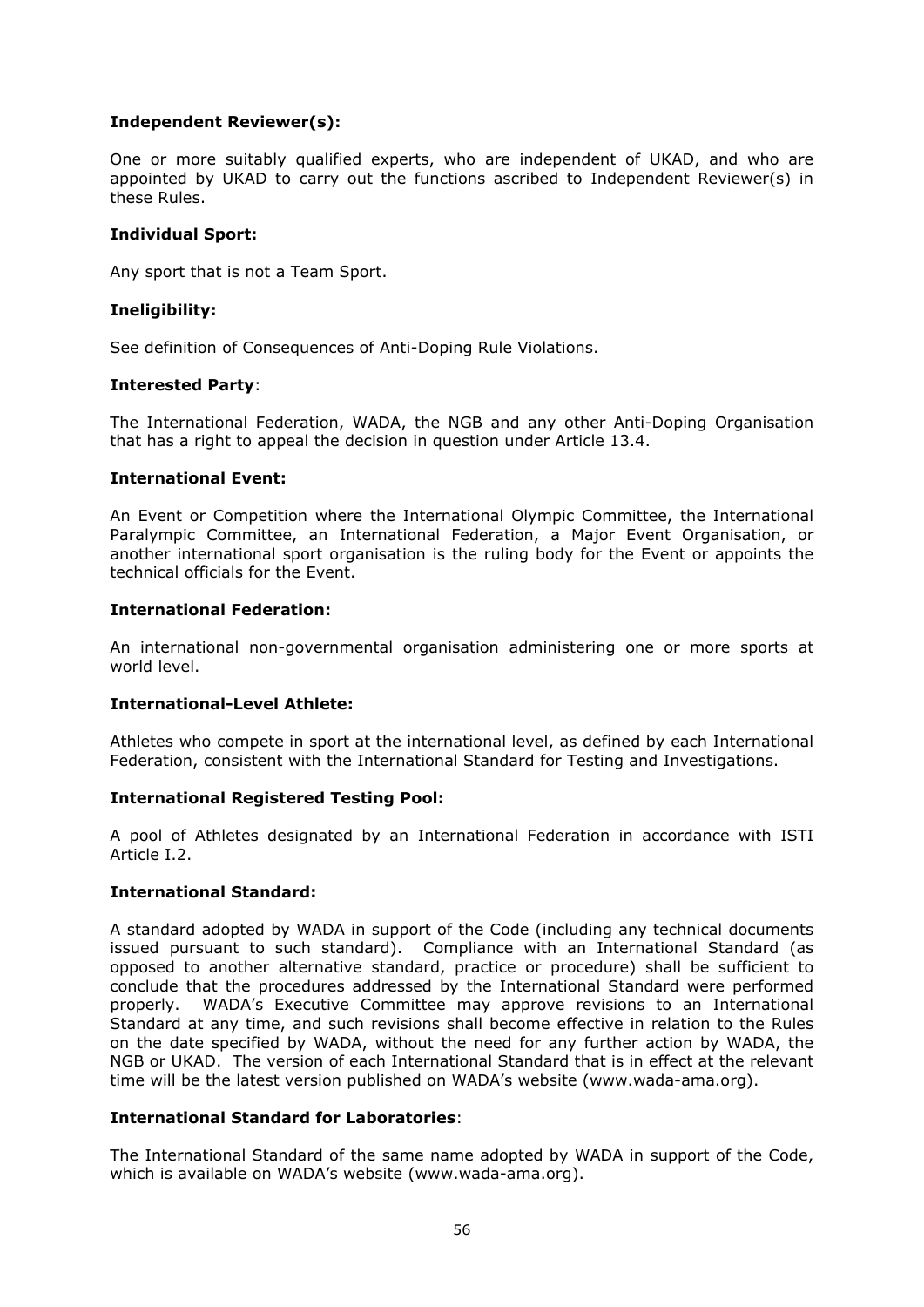**Independent Reviewer(s):**

One or more suitably qualified experts, who are independent of UKAD, and who are appointed by UKAD to carry out the functions ascribed to Independent Reviewer(s) in these Rules.

**Individual Sport:**

Any sport that is not a Team Sport.

**Ineligibility:**

See definition of Consequences of Anti-Doping Rule Violations.

**Interested Party**:

The International Federation, WADA, the NGB and any other Anti-Doping Organisation that has a right to appeal the decision in question under Article 13.4.

**International Event:**

An Event or Competition where the International Olympic Committee, the International Paralympic Committee, an International Federation, a Major Event Organisation, or another international sport organisation is the ruling body for the Event or appoints the technical officials for the Event.

**International Federation:**

An international non-governmental organisation administering one or more sports at world level.

**International-Level Athlete:**

Athletes who compete in sport at the international level, as defined by each International Federation, consistent with the International Standard for Testing and Investigations.

**International Registered Testing Pool:**

A pool of Athletes designated by an International Federation in accordance with ISTI Article I.2.

**International Standard:**

A standard adopted by WADA in support of the Code (including any technical documents issued pursuant to such standard). Compliance with an International Standard (as opposed to another alternative standard, practice or procedure) shall be sufficient to conclude that the procedures addressed by the International Standard were performed properly. WADA's Executive Committee may approve revisions to an International Standard at any time, and such revisions shall become effective in relation to the Rules on the date specified by WADA, without the need for any further action by WADA, the NGB or UKAD. The version of each International Standard that is in effect at the relevant time will be the latest version published on WADA's website (www.wada-ama.org).

**International Standard for Laboratories**:

The International Standard of the same name adopted by WADA in support of the Code, which is available on WADA's website (www.wada-ama.org).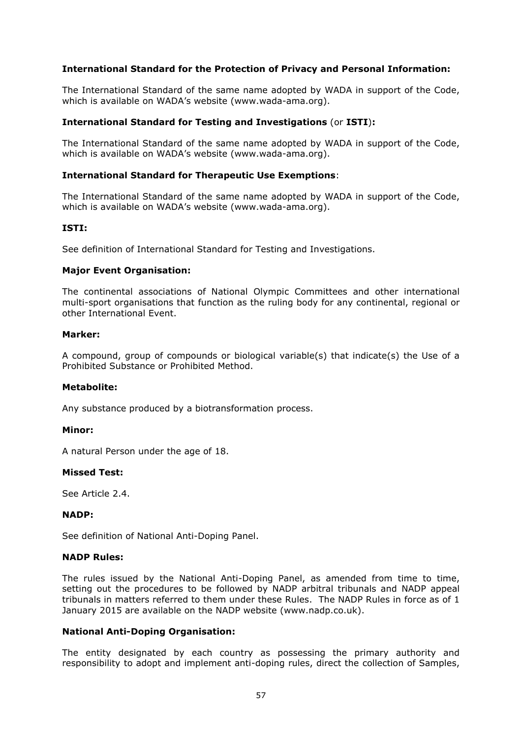**International Standard for the Protection of Privacy and Personal Information:**

The International Standard of the same name adopted by WADA in support of the Code, which is available on WADA's website (www.wada-ama.org).

**International Standard for Testing and Investigations** (or **ISTI**)**:**

The International Standard of the same name adopted by WADA in support of the Code, which is available on WADA's website (www.wada-ama.org).

**International Standard for Therapeutic Use Exemptions**:

The International Standard of the same name adopted by WADA in support of the Code, which is available on WADA's website (www.wada-ama.org).

**ISTI:**

See definition of International Standard for Testing and Investigations.

**Major Event Organisation:**

The continental associations of National Olympic Committees and other international multi-sport organisations that function as the ruling body for any continental, regional or other International Event.

**Marker:**

A compound, group of compounds or biological variable(s) that indicate(s) the Use of a Prohibited Substance or Prohibited Method.

**Metabolite:**

Any substance produced by a biotransformation process.

**Minor:**

A natural Person under the age of 18.

**Missed Test:**

See Article 2.4.

**NADP:**

See definition of National Anti-Doping Panel.

**NADP Rules:**

The rules issued by the National Anti-Doping Panel, as amended from time to time, setting out the procedures to be followed by NADP arbitral tribunals and NADP appeal tribunals in matters referred to them under these Rules. The NADP Rules in force as of 1 January 2015 are available on the NADP website (www.nadp.co.uk).

**National Anti-Doping Organisation:**

The entity designated by each country as possessing the primary authority and responsibility to adopt and implement anti-doping rules, direct the collection of Samples,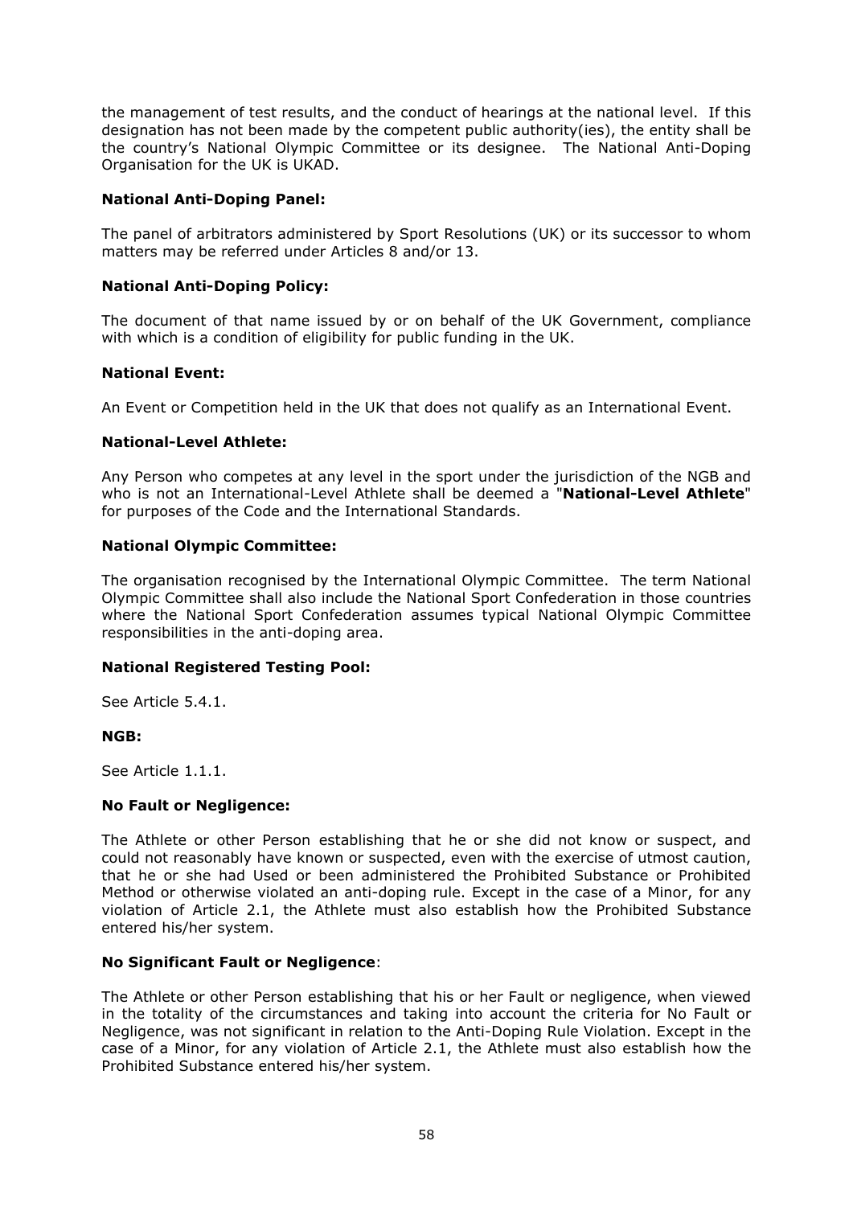the management of test results, and the conduct of hearings at the national level. If this designation has not been made by the competent public authority(ies), the entity shall be the country's National Olympic Committee or its designee. The National Anti-Doping Organisation for the UK is UKAD.

**National Anti-Doping Panel:**

The panel of arbitrators administered by Sport Resolutions (UK) or its successor to whom matters may be referred under Articles 8 and/or 13.

**National Anti-Doping Policy:**

The document of that name issued by or on behalf of the UK Government, compliance with which is a condition of eligibility for public funding in the UK.

**National Event:**

An Event or Competition held in the UK that does not qualify as an International Event.

**National-Level Athlete:**

Any Person who competes at any level in the sport under the jurisdiction of the NGB and who is not an International-Level Athlete shall be deemed a "**National-Level Athlete**" for purposes of the Code and the International Standards.

**National Olympic Committee:**

The organisation recognised by the International Olympic Committee. The term National Olympic Committee shall also include the National Sport Confederation in those countries where the National Sport Confederation assumes typical National Olympic Committee responsibilities in the anti-doping area.

**National Registered Testing Pool:**

See Article 5.4.1.

**NGB:**

See Article 1.1.1.

**No Fault or Negligence:**

The Athlete or other Person establishing that he or she did not know or suspect, and could not reasonably have known or suspected, even with the exercise of utmost caution, that he or she had Used or been administered the Prohibited Substance or Prohibited Method or otherwise violated an anti-doping rule. Except in the case of a Minor, for any violation of Article 2.1, the Athlete must also establish how the Prohibited Substance entered his/her system.

**No Significant Fault or Negligence**:

The Athlete or other Person establishing that his or her Fault or negligence, when viewed in the totality of the circumstances and taking into account the criteria for No Fault or Negligence, was not significant in relation to the Anti-Doping Rule Violation. Except in the case of a Minor, for any violation of Article 2.1, the Athlete must also establish how the Prohibited Substance entered his/her system.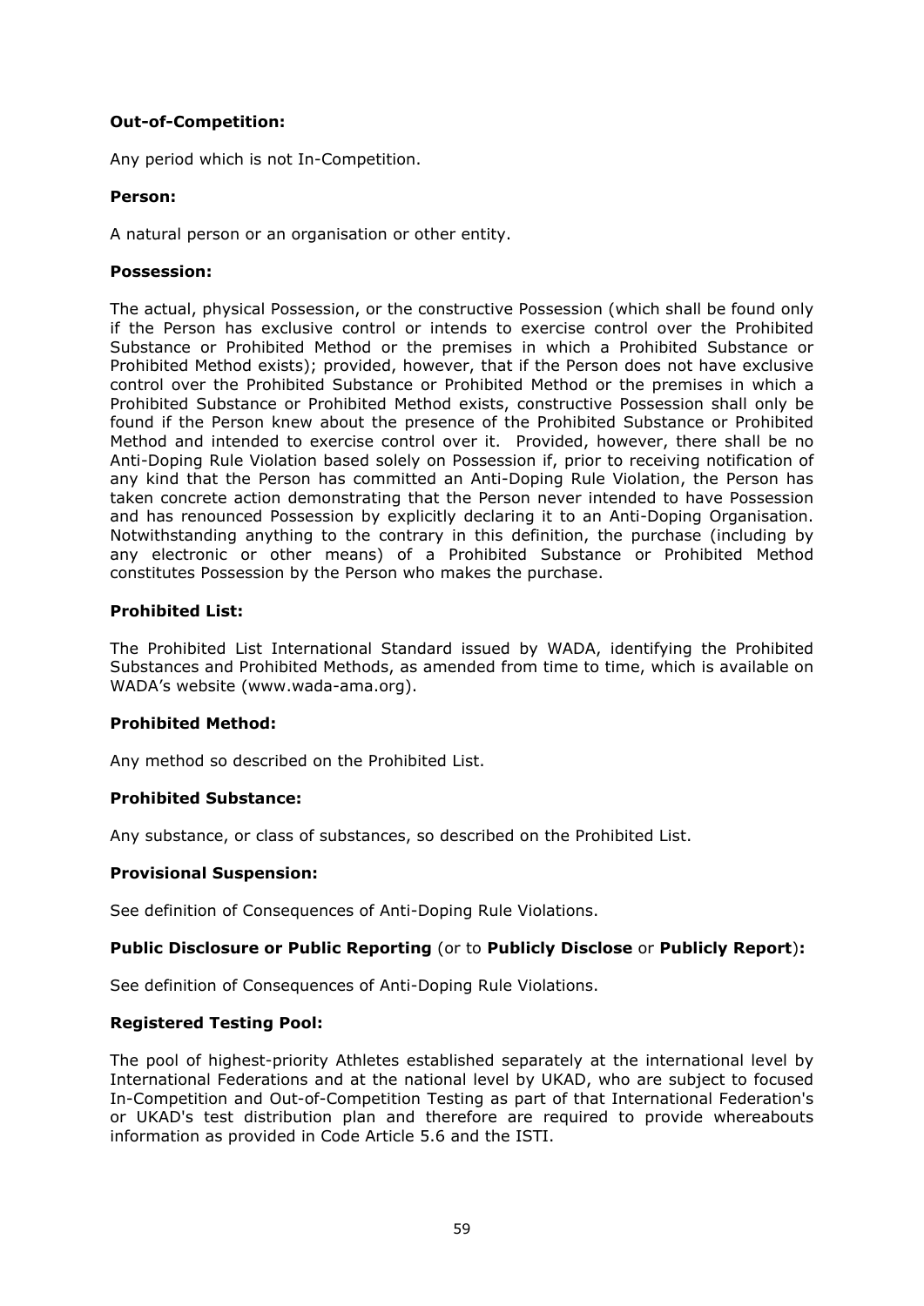**Out-of-Competition:**

Any period which is not In-Competition.

**Person:**

A natural person or an organisation or other entity.

**Possession:**

The actual, physical Possession, or the constructive Possession (which shall be found only if the Person has exclusive control or intends to exercise control over the Prohibited Substance or Prohibited Method or the premises in which a Prohibited Substance or Prohibited Method exists); provided, however, that if the Person does not have exclusive control over the Prohibited Substance or Prohibited Method or the premises in which a Prohibited Substance or Prohibited Method exists, constructive Possession shall only be found if the Person knew about the presence of the Prohibited Substance or Prohibited Method and intended to exercise control over it. Provided, however, there shall be no Anti-Doping Rule Violation based solely on Possession if, prior to receiving notification of any kind that the Person has committed an Anti-Doping Rule Violation, the Person has taken concrete action demonstrating that the Person never intended to have Possession and has renounced Possession by explicitly declaring it to an Anti-Doping Organisation. Notwithstanding anything to the contrary in this definition, the purchase (including by any electronic or other means) of a Prohibited Substance or Prohibited Method constitutes Possession by the Person who makes the purchase.

**Prohibited List:**

The Prohibited List International Standard issued by WADA, identifying the Prohibited Substances and Prohibited Methods, as amended from time to time, which is available on WADA's website (www.wada-ama.org).

**Prohibited Method:**

Any method so described on the Prohibited List.

**Prohibited Substance:**

Any substance, or class of substances, so described on the Prohibited List.

**Provisional Suspension:**

See definition of Consequences of Anti-Doping Rule Violations.

**Public Disclosure or Public Reporting** (or to **Publicly Disclose** or **Publicly Report**)**:**

See definition of Consequences of Anti-Doping Rule Violations.

**Registered Testing Pool:**

The pool of highest-priority Athletes established separately at the international level by International Federations and at the national level by UKAD, who are subject to focused In-Competition and Out-of-Competition Testing as part of that International Federation's or UKAD's test distribution plan and therefore are required to provide whereabouts information as provided in Code Article 5.6 and the ISTI.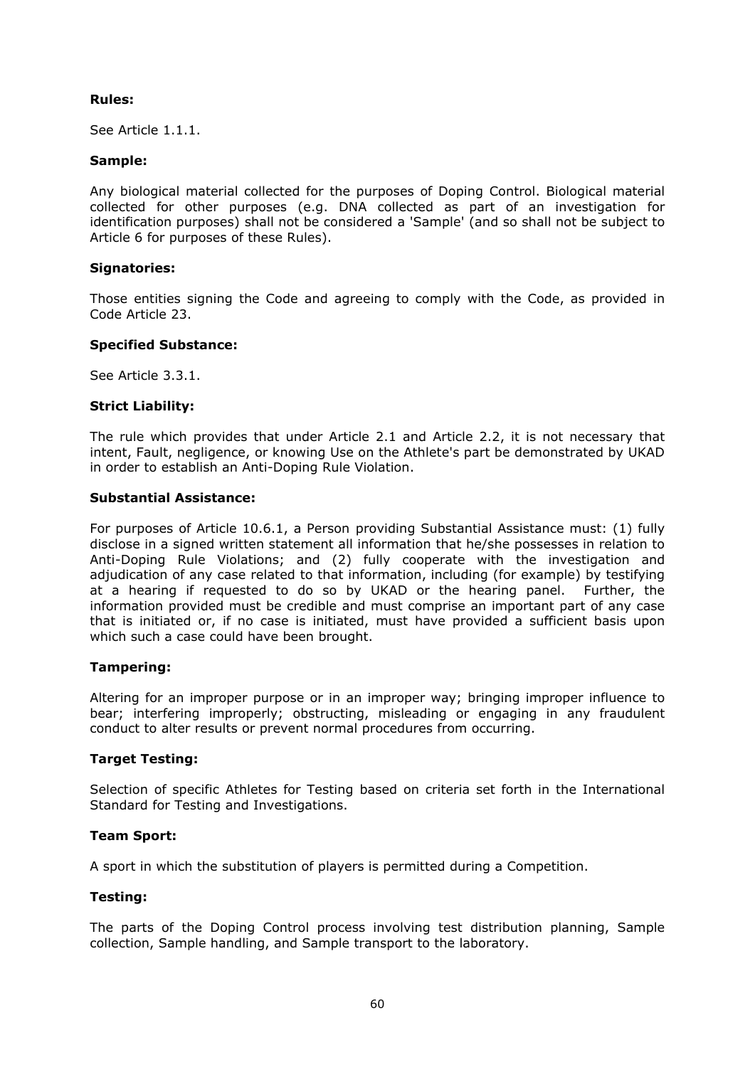**Rules:**

See Article 1.1.1.

**Sample:**

Any biological material collected for the purposes of Doping Control. Biological material collected for other purposes (e.g. DNA collected as part of an investigation for identification purposes) shall not be considered a 'Sample' (and so shall not be subject to Article 6 for purposes of these Rules).

**Signatories:**

Those entities signing the Code and agreeing to comply with the Code, as provided in Code Article 23.

**Specified Substance:**

See Article 3.3.1.

**Strict Liability:**

The rule which provides that under Article 2.1 and Article 2.2, it is not necessary that intent, Fault, negligence, or knowing Use on the Athlete's part be demonstrated by UKAD in order to establish an Anti-Doping Rule Violation.

**Substantial Assistance:**

For purposes of Article 10.6.1, a Person providing Substantial Assistance must: (1) fully disclose in a signed written statement all information that he/she possesses in relation to Anti-Doping Rule Violations; and (2) fully cooperate with the investigation and adjudication of any case related to that information, including (for example) by testifying at a hearing if requested to do so by UKAD or the hearing panel. Further, the information provided must be credible and must comprise an important part of any case that is initiated or, if no case is initiated, must have provided a sufficient basis upon which such a case could have been brought.

**Tampering:**

Altering for an improper purpose or in an improper way; bringing improper influence to bear; interfering improperly; obstructing, misleading or engaging in any fraudulent conduct to alter results or prevent normal procedures from occurring.

**Target Testing:**

Selection of specific Athletes for Testing based on criteria set forth in the International Standard for Testing and Investigations.

**Team Sport:**

A sport in which the substitution of players is permitted during a Competition.

**Testing:**

The parts of the Doping Control process involving test distribution planning, Sample collection, Sample handling, and Sample transport to the laboratory.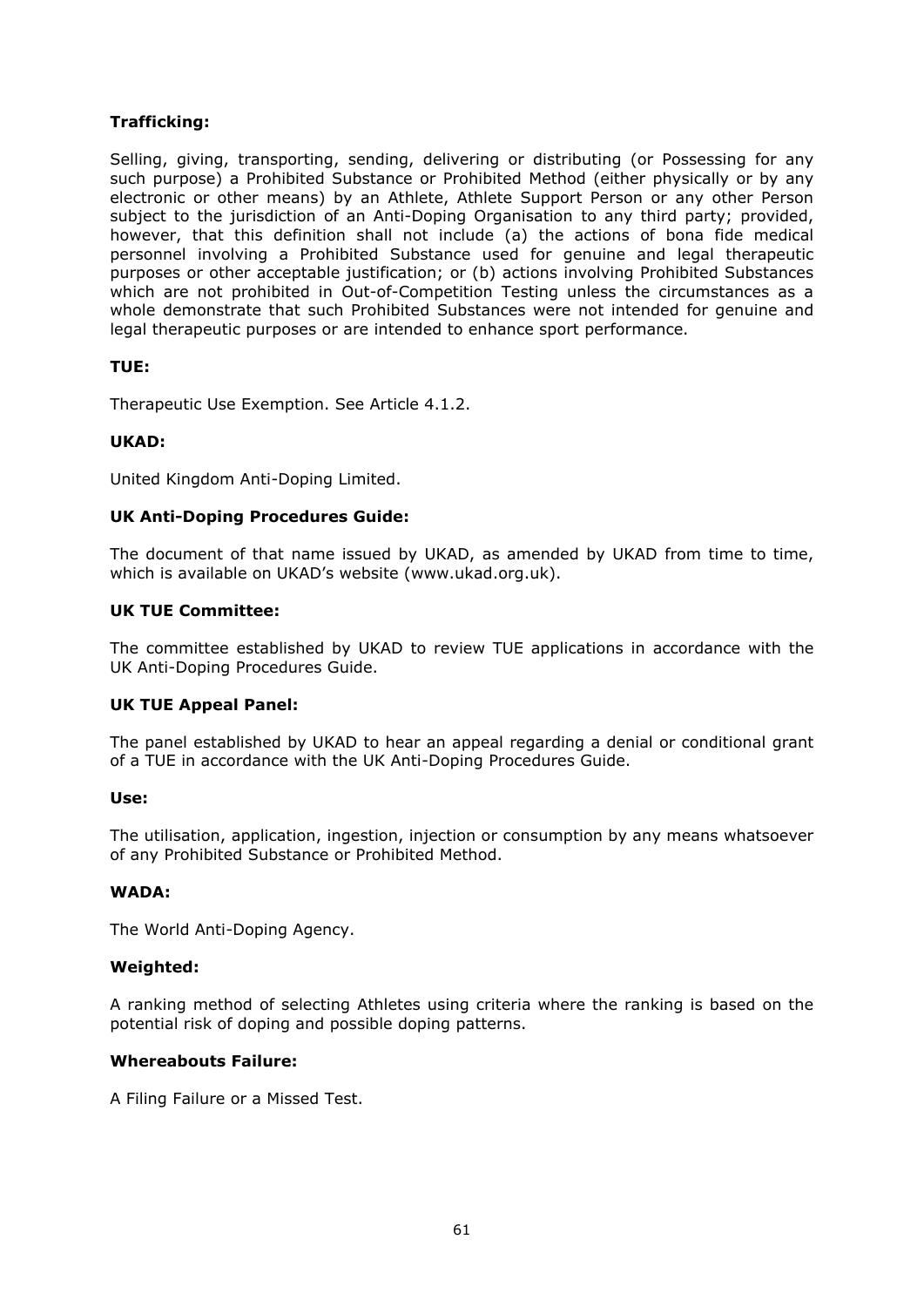**Trafficking:**

Selling, giving, transporting, sending, delivering or distributing (or Possessing for any such purpose) a Prohibited Substance or Prohibited Method (either physically or by any electronic or other means) by an Athlete, Athlete Support Person or any other Person subject to the jurisdiction of an Anti-Doping Organisation to any third party; provided, however, that this definition shall not include (a) the actions of bona fide medical personnel involving a Prohibited Substance used for genuine and legal therapeutic purposes or other acceptable justification; or (b) actions involving Prohibited Substances which are not prohibited in Out-of-Competition Testing unless the circumstances as a whole demonstrate that such Prohibited Substances were not intended for genuine and legal therapeutic purposes or are intended to enhance sport performance.

**TUE:**

Therapeutic Use Exemption. See Article 4.1.2.

**UKAD:**

United Kingdom Anti-Doping Limited.

**UK Anti-Doping Procedures Guide:**

The document of that name issued by UKAD, as amended by UKAD from time to time, which is available on UKAD's website (www.ukad.org.uk).

**UK TUE Committee:**

The committee established by UKAD to review TUE applications in accordance with the UK Anti-Doping Procedures Guide.

**UK TUE Appeal Panel:**

The panel established by UKAD to hear an appeal regarding a denial or conditional grant of a TUE in accordance with the UK Anti-Doping Procedures Guide.

**Use:**

The utilisation, application, ingestion, injection or consumption by any means whatsoever of any Prohibited Substance or Prohibited Method.

**WADA:**

The World Anti-Doping Agency.

**Weighted:**

A ranking method of selecting Athletes using criteria where the ranking is based on the potential risk of doping and possible doping patterns.

**Whereabouts Failure:**

A Filing Failure or a Missed Test.